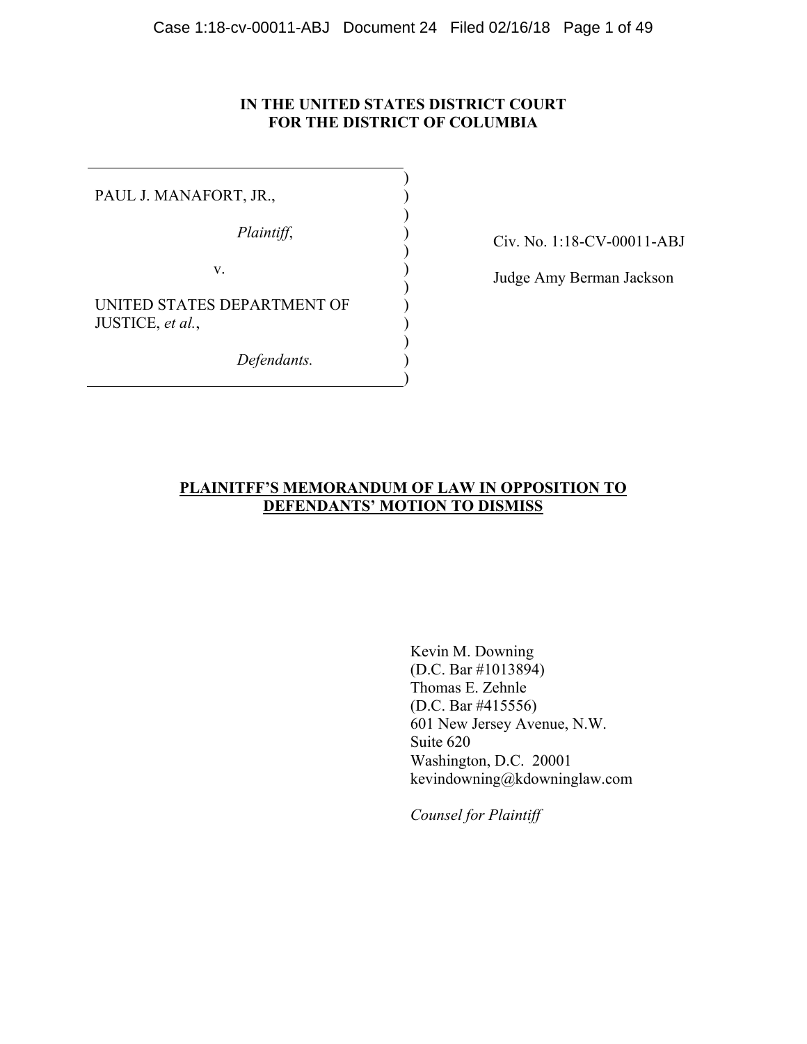**IN THE UNITED STATES DISTRICT COURT**
**FOR THE DISTRICT OF COLUMBIA**

| | |
|---|---|
| PAUL J. MANAFORT, JR., | |
| *Plaintiff*, | Civ. No. 1:18-CV-00011-ABJ |
| v. | Judge Amy Berman Jackson |
| UNITED STATES DEPARTMENT OF JUSTICE, *et al.*, | |
| *Defendants.* | |

**PLAINITFF'S MEMORANDUM OF LAW IN OPPOSITION TO DEFENDANTS' MOTION TO DISMISS**

Kevin M. Downing
(D.C. Bar #1013894)
Thomas E. Zehnle
(D.C. Bar #415556)
601 New Jersey Avenue, N.W.
Suite 620
Washington, D.C. 20001
kevindowning@kdowninglaw.com

*Counsel for Plaintiff*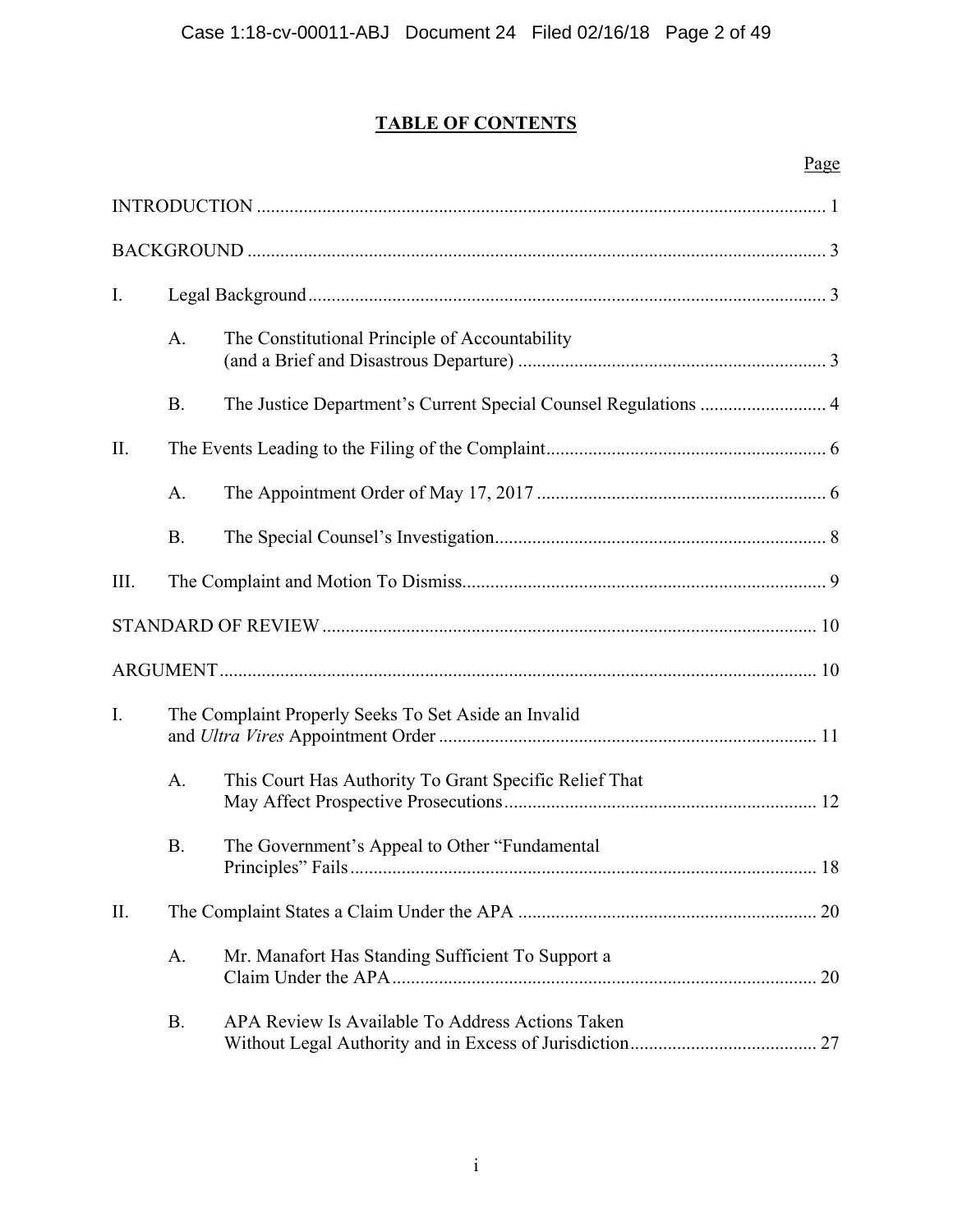# TABLE OF CONTENTS

| | | | Page |
|---|---|---|---|
| INTRODUCTION | | | 1 |
| BACKGROUND | | | 3 |
| I. | Legal Background | | 3 |
| | A. | The Constitutional Principle of Accountability (and a Brief and Disastrous Departure) | 3 |
| | B. | The Justice Department's Current Special Counsel Regulations | 4 |
| II. | The Events Leading to the Filing of the Complaint | | 6 |
| | A. | The Appointment Order of May 17, 2017 | 6 |
| | B. | The Special Counsel's Investigation | 8 |
| III. | The Complaint and Motion To Dismiss | | 9 |
| STANDARD OF REVIEW | | | 10 |
| ARGUMENT | | | 10 |
| I. | The Complaint Properly Seeks To Set Aside an Invalid and *Ultra Vires* Appointment Order | | 11 |
| | A. | This Court Has Authority To Grant Specific Relief That May Affect Prospective Prosecutions | 12 |
| | B. | The Government's Appeal to Other "Fundamental Principles" Fails | 18 |
| II. | The Complaint States a Claim Under the APA | | 20 |
| | A. | Mr. Manafort Has Standing Sufficient To Support a Claim Under the APA | 20 |
| | B. | APA Review Is Available To Address Actions Taken Without Legal Authority and in Excess of Jurisdiction | 27 |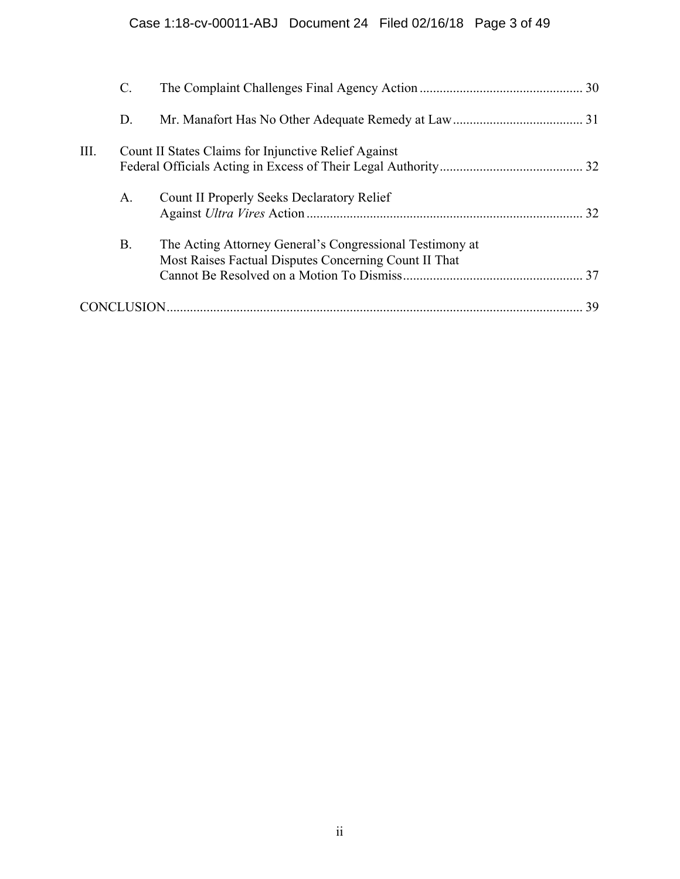C. The Complaint Challenges Final Agency Action ................................................ 30

D. Mr. Manafort Has No Other Adequate Remedy at Law ....................................... 31

III. Count II States Claims for Injunctive Relief Against Federal Officials Acting in Excess of Their Legal Authority ........................................... 32

A. Count II Properly Seeks Declaratory Relief Against *Ultra Vires* Action ................................................................................... 32

B. The Acting Attorney General's Congressional Testimony at Most Raises Factual Disputes Concerning Count II That Cannot Be Resolved on a Motion To Dismiss ...................................................... 37

CONCLUSION ............................................................................................................ 39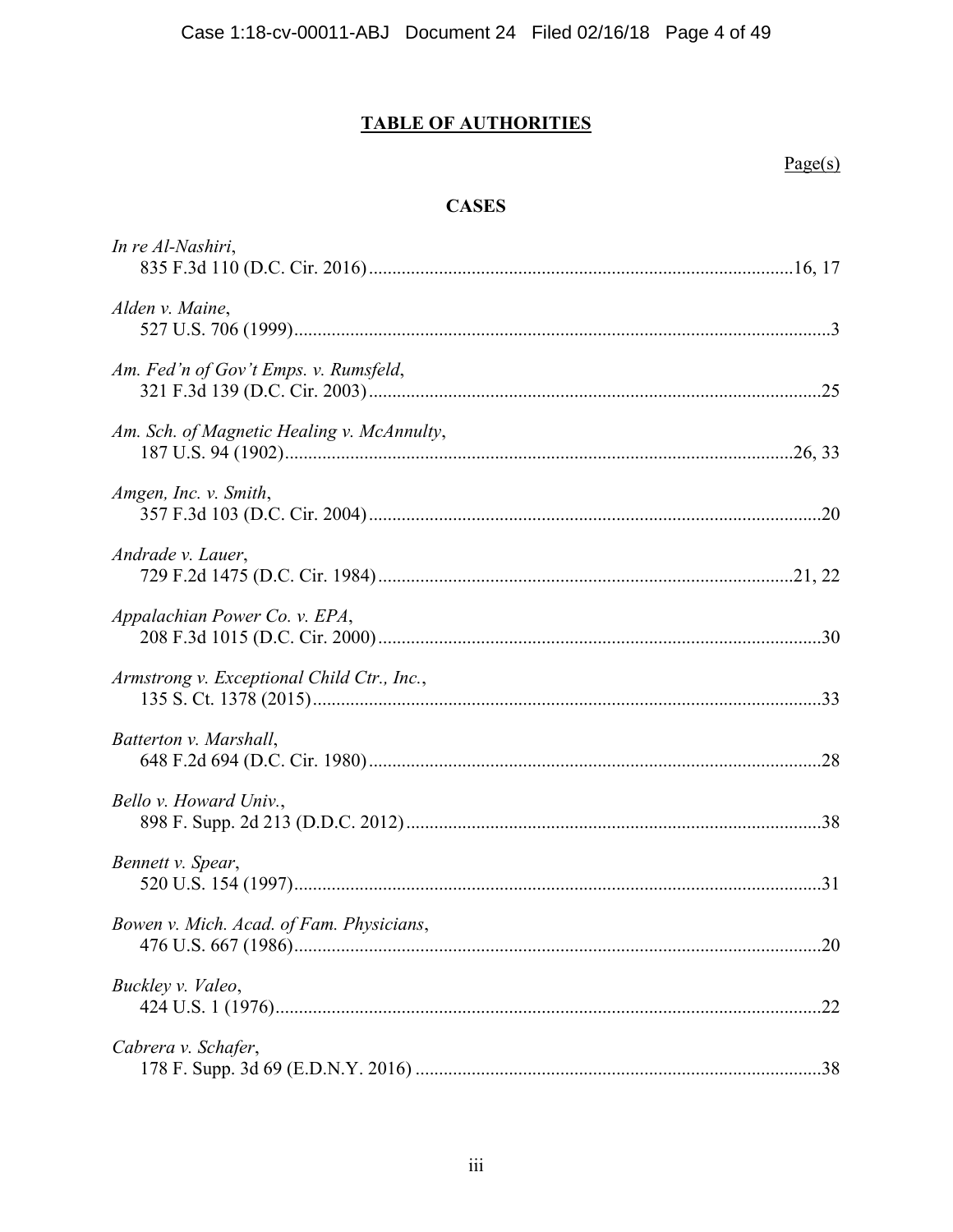## TABLE OF AUTHORITIES

Page(s)

### CASES

*In re Al-Nashiri*,
835 F.3d 110 (D.C. Cir. 2016) ....................................................... 16, 17

*Alden v. Maine*,
527 U.S. 706 (1999) ....................................................... 3

*Am. Fed'n of Gov't Emps. v. Rumsfeld*,
321 F.3d 139 (D.C. Cir. 2003) ....................................................... 25

*Am. Sch. of Magnetic Healing v. McAnnulty*,
187 U.S. 94 (1902) ....................................................... 26, 33

*Amgen, Inc. v. Smith*,
357 F.3d 103 (D.C. Cir. 2004) ....................................................... 20

*Andrade v. Lauer*,
729 F.2d 1475 (D.C. Cir. 1984) ....................................................... 21, 22

*Appalachian Power Co. v. EPA*,
208 F.3d 1015 (D.C. Cir. 2000) ....................................................... 30

*Armstrong v. Exceptional Child Ctr., Inc.*,
135 S. Ct. 1378 (2015) ....................................................... 33

*Batterton v. Marshall*,
648 F.2d 694 (D.C. Cir. 1980) ....................................................... 28

*Bello v. Howard Univ.*,
898 F. Supp. 2d 213 (D.D.C. 2012) ....................................................... 38

*Bennett v. Spear*,
520 U.S. 154 (1997) ....................................................... 31

*Bowen v. Mich. Acad. of Fam. Physicians*,
476 U.S. 667 (1986) ....................................................... 20

*Buckley v. Valeo*,
424 U.S. 1 (1976) ....................................................... 22

*Cabrera v. Schafer*,
178 F. Supp. 3d 69 (E.D.N.Y. 2016) ....................................................... 38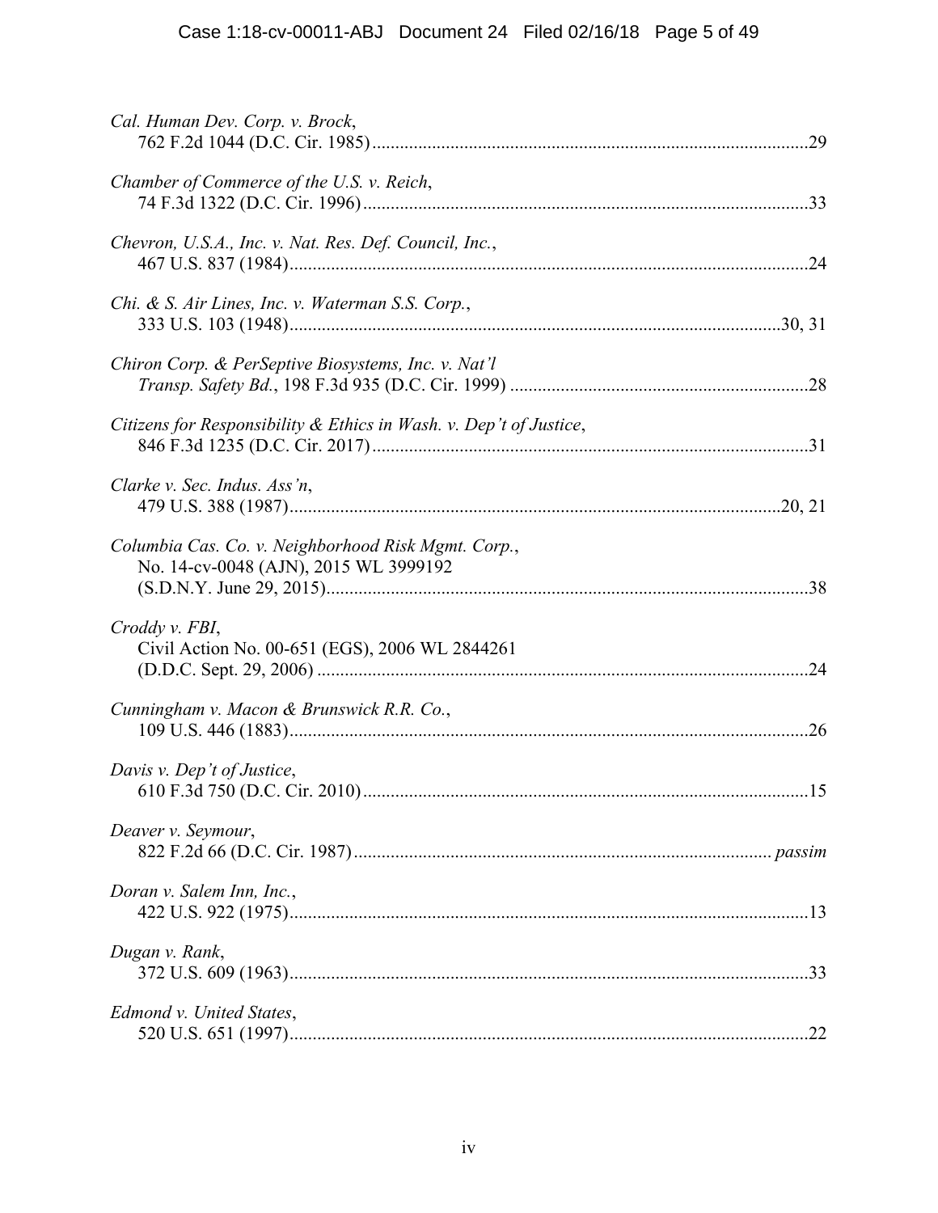*Cal. Human Dev. Corp. v. Brock*,
762 F.2d 1044 (D.C. Cir. 1985) ............................................................................................ 29

*Chamber of Commerce of the U.S. v. Reich*,
74 F.3d 1322 (D.C. Cir. 1996) .............................................................................................. 33

*Chevron, U.S.A., Inc. v. Nat. Res. Def. Council, Inc.*,
467 U.S. 837 (1984) ................................................................................................................ 24

*Chi. & S. Air Lines, Inc. v. Waterman S.S. Corp.*,
333 U.S. 103 (1948) ........................................................................................................ 30, 31

*Chiron Corp. & PerSeptive Biosystems, Inc. v. Nat'l Transp. Safety Bd.*, 198 F.3d 935 (D.C. Cir. 1999) ............................................................... 28

*Citizens for Responsibility & Ethics in Wash. v. Dep't of Justice*,
846 F.3d 1235 (D.C. Cir. 2017) ............................................................................................ 31

*Clarke v. Sec. Indus. Ass'n*,
479 U.S. 388 (1987) ........................................................................................................ 20, 21

*Columbia Cas. Co. v. Neighborhood Risk Mgmt. Corp.*,
No. 14-cv-0048 (AJN), 2015 WL 3999192
(S.D.N.Y. June 29, 2015) ....................................................................................................... 38

*Croddy v. FBI*,
Civil Action No. 00-651 (EGS), 2006 WL 2844261
(D.D.C. Sept. 29, 2006) ......................................................................................................... 24

*Cunningham v. Macon & Brunswick R.R. Co.*,
109 U.S. 446 (1883) ................................................................................................................ 26

*Davis v. Dep't of Justice*,
610 F.3d 750 (D.C. Cir. 2010) .............................................................................................. 15

*Deaver v. Seymour*,
822 F.2d 66 (D.C. Cir. 1987) ......................................................................................... *passim*

*Doran v. Salem Inn, Inc.*,
422 U.S. 922 (1975) ................................................................................................................ 13

*Dugan v. Rank*,
372 U.S. 609 (1963) ................................................................................................................ 33

*Edmond v. United States*,
520 U.S. 651 (1997) ................................................................................................................ 22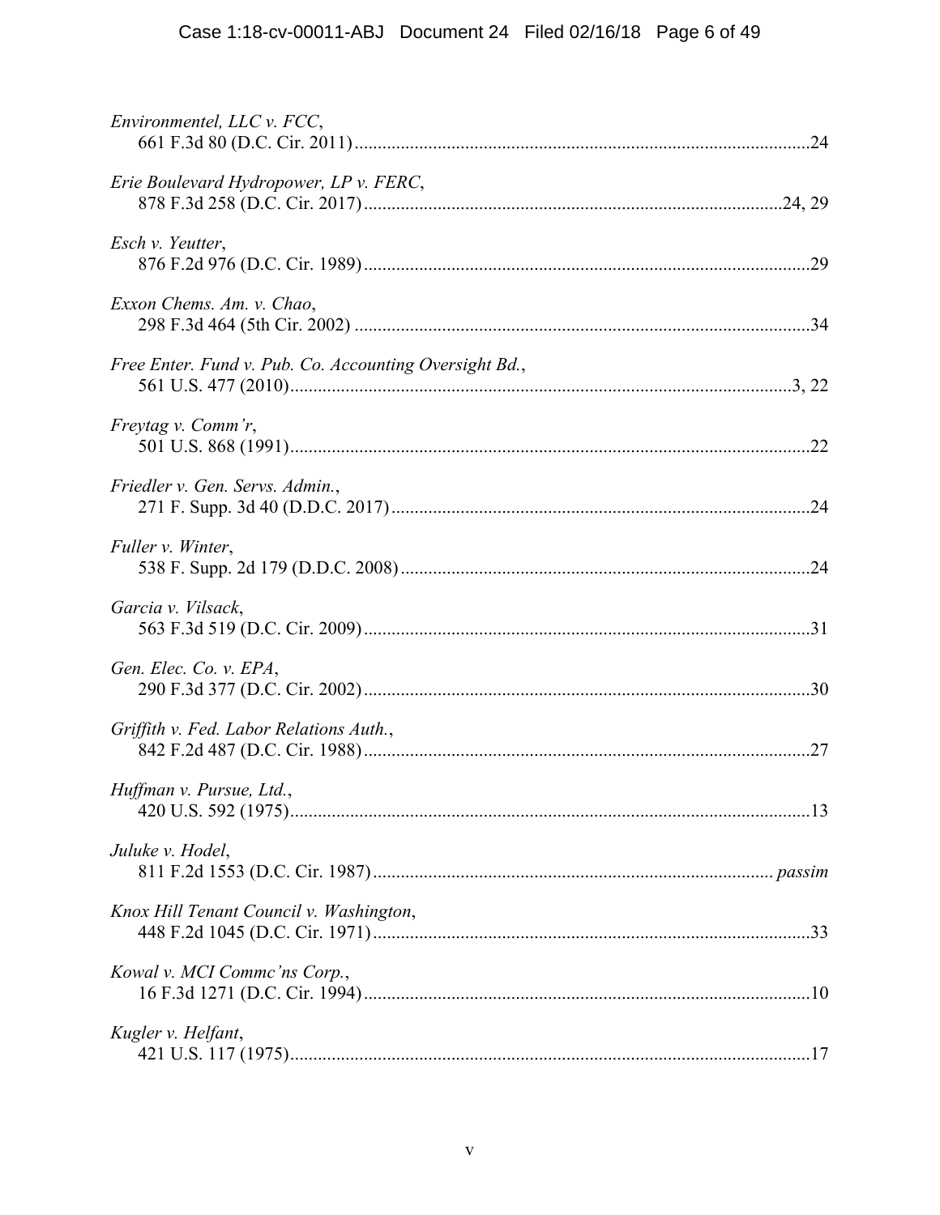*Environmentel, LLC v. FCC*,
661 F.3d 80 (D.C. Cir. 2011) .......................................................................................................24

*Erie Boulevard Hydropower, LP v. FERC*,
878 F.3d 258 (D.C. Cir. 2017) ...............................................................................................24, 29

*Esch v. Yeutter*,
876 F.2d 976 (D.C. Cir. 1989) .....................................................................................................29

*Exxon Chems. Am. v. Chao*,
298 F.3d 464 (5th Cir. 2002) .......................................................................................................34

*Free Enter. Fund v. Pub. Co. Accounting Oversight Bd.*,
561 U.S. 477 (2010) ...............................................................................................................3, 22

*Freytag v. Comm'r*,
501 U.S. 868 (1991) .....................................................................................................................22

*Friedler v. Gen. Servs. Admin.*,
271 F. Supp. 3d 40 (D.D.C. 2017) ..............................................................................................24

*Fuller v. Winter*,
538 F. Supp. 2d 179 (D.D.C. 2008) ............................................................................................24

*Garcia v. Vilsack*,
563 F.3d 519 (D.C. Cir. 2009) .....................................................................................................31

*Gen. Elec. Co. v. EPA*,
290 F.3d 377 (D.C. Cir. 2002) .....................................................................................................30

*Griffith v. Fed. Labor Relations Auth.*,
842 F.2d 487 (D.C. Cir. 1988) .....................................................................................................27

*Huffman v. Pursue, Ltd.*,
420 U.S. 592 (1975) .....................................................................................................................13

*Juluke v. Hodel*,
811 F.2d 1553 (D.C. Cir. 1987) ........................................................................................ *passim*

*Knox Hill Tenant Council v. Washington*,
448 F.2d 1045 (D.C. Cir. 1971) ...................................................................................................33

*Kowal v. MCI Commc'ns Corp.*,
16 F.3d 1271 (D.C. Cir. 1994) .....................................................................................................10

*Kugler v. Helfant*,
421 U.S. 117 (1975) .....................................................................................................................17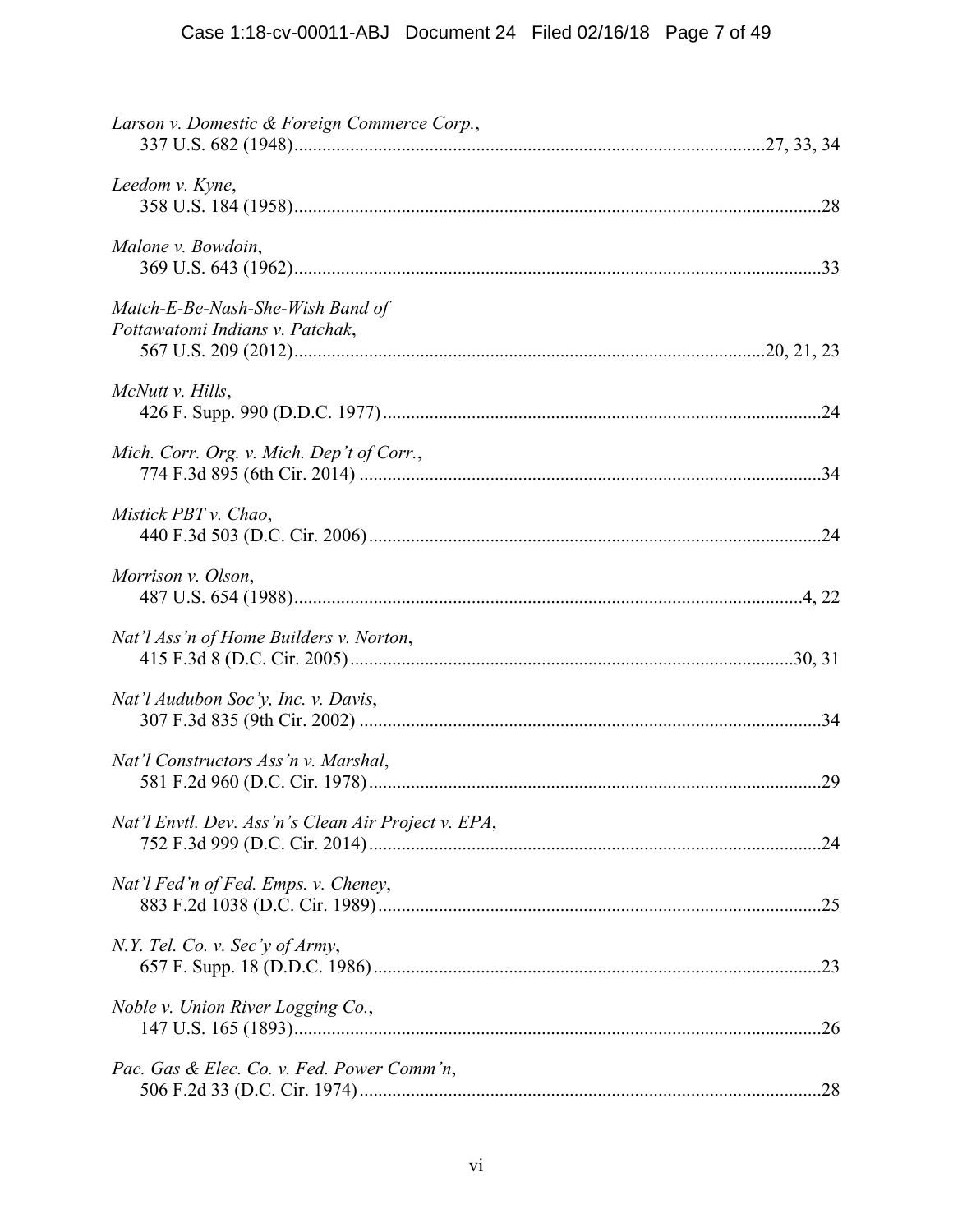*Larson v. Domestic & Foreign Commerce Corp.*,
337 U.S. 682 (1948)....................................................................................................27, 33, 34

*Leedom v. Kyne*,
358 U.S. 184 (1958)..................................................................................................................28

*Malone v. Bowdoin*,
369 U.S. 643 (1962)..................................................................................................................33

*Match-E-Be-Nash-She-Wish Band of Pottawatomi Indians v. Patchak*,
567 U.S. 209 (2012)....................................................................................................20, 21, 23

*McNutt v. Hills*,
426 F. Supp. 990 (D.D.C. 1977)..............................................................................................24

*Mich. Corr. Org. v. Mich. Dep't of Corr.*,
774 F.3d 895 (6th Cir. 2014) ...................................................................................................34

*Mistick PBT v. Chao*,
440 F.3d 503 (D.C. Cir. 2006).................................................................................................24

*Morrison v. Olson*,
487 U.S. 654 (1988)...............................................................................................................4, 22

*Nat'l Ass'n of Home Builders v. Norton*,
415 F.3d 8 (D.C. Cir. 2005)...............................................................................................30, 31

*Nat'l Audubon Soc'y, Inc. v. Davis*,
307 F.3d 835 (9th Cir. 2002) ...................................................................................................34

*Nat'l Constructors Ass'n v. Marshal*,
581 F.2d 960 (D.C. Cir. 1978).................................................................................................29

*Nat'l Envtl. Dev. Ass'n's Clean Air Project v. EPA*,
752 F.3d 999 (D.C. Cir. 2014).................................................................................................24

*Nat'l Fed'n of Fed. Emps. v. Cheney*,
883 F.2d 1038 (D.C. Cir. 1989)...............................................................................................25

*N.Y. Tel. Co. v. Sec'y of Army*,
657 F. Supp. 18 (D.D.C. 1986)................................................................................................23

*Noble v. Union River Logging Co.*,
147 U.S. 165 (1893)..................................................................................................................26

*Pac. Gas & Elec. Co. v. Fed. Power Comm'n*,
506 F.2d 33 (D.C. Cir. 1974)...................................................................................................28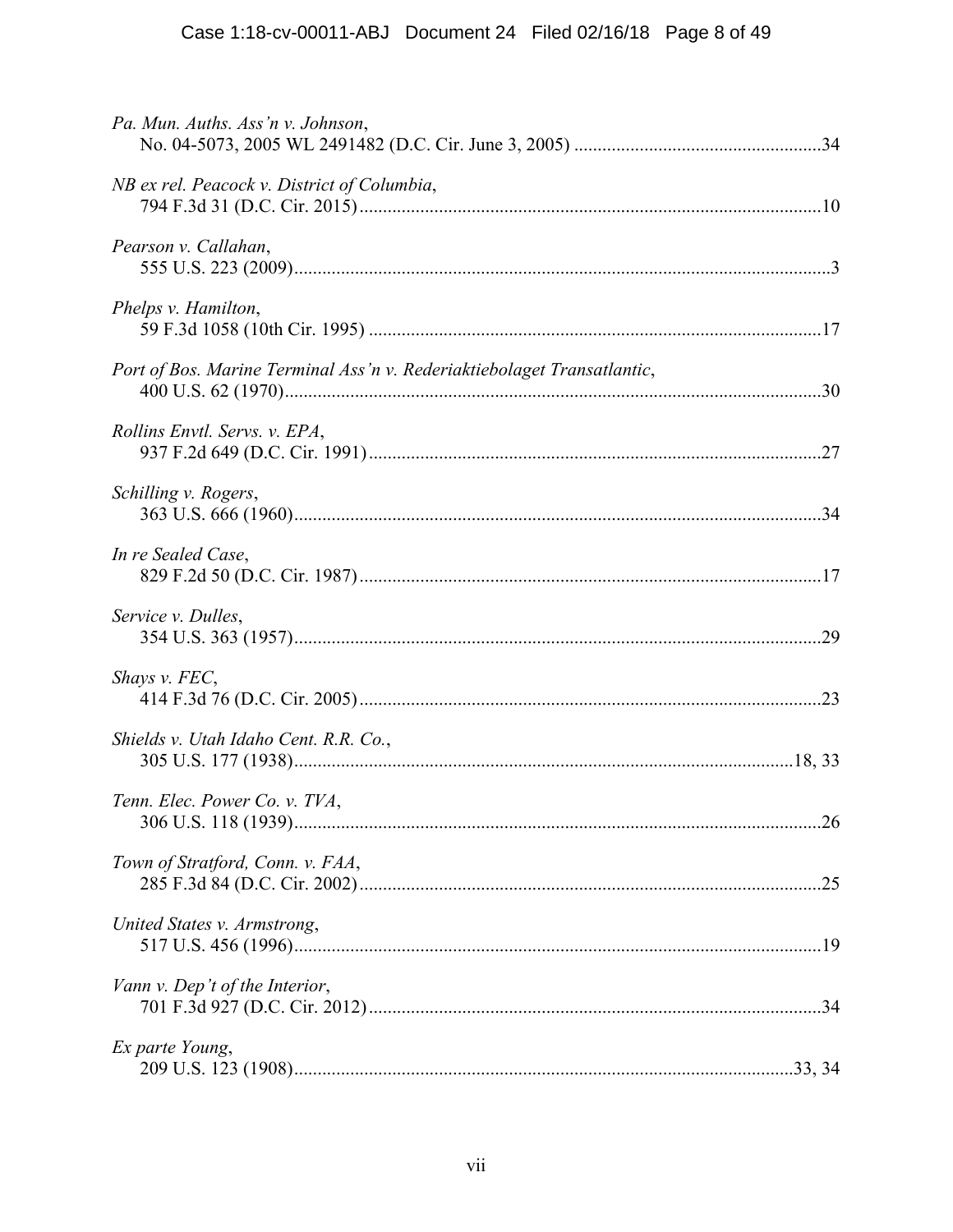*Pa. Mun. Auths. Ass'n v. Johnson*,
No. 04-5073, 2005 WL 2491482 (D.C. Cir. June 3, 2005) ....................................................34

*NB ex rel. Peacock v. District of Columbia*,
794 F.3d 31 (D.C. Cir. 2015).................................................................................................10

*Pearson v. Callahan*,
555 U.S. 223 (2009).................................................................................................................3

*Phelps v. Hamilton*,
59 F.3d 1058 (10th Cir. 1995) ...............................................................................................17

*Port of Bos. Marine Terminal Ass'n v. Rederiaktiebolaget Transatlantic*,
400 U.S. 62 (1970)..................................................................................................................30

*Rollins Envtl. Servs. v. EPA*,
937 F.2d 649 (D.C. Cir. 1991)...............................................................................................27

*Schilling v. Rogers*,
363 U.S. 666 (1960)................................................................................................................34

*In re Sealed Case*,
829 F.2d 50 (D.C. Cir. 1987).................................................................................................17

*Service v. Dulles*,
354 U.S. 363 (1957)................................................................................................................29

*Shays v. FEC*,
414 F.3d 76 (D.C. Cir. 2005).................................................................................................23

*Shields v. Utah Idaho Cent. R.R. Co.*,
305 U.S. 177 (1938)..........................................................................................................18, 33

*Tenn. Elec. Power Co. v. TVA*,
306 U.S. 118 (1939)................................................................................................................26

*Town of Stratford, Conn. v. FAA*,
285 F.3d 84 (D.C. Cir. 2002).................................................................................................25

*United States v. Armstrong*,
517 U.S. 456 (1996)................................................................................................................19

*Vann v. Dep't of the Interior*,
701 F.3d 927 (D.C. Cir. 2012)...............................................................................................34

*Ex parte Young*,
209 U.S. 123 (1908)..........................................................................................................33, 34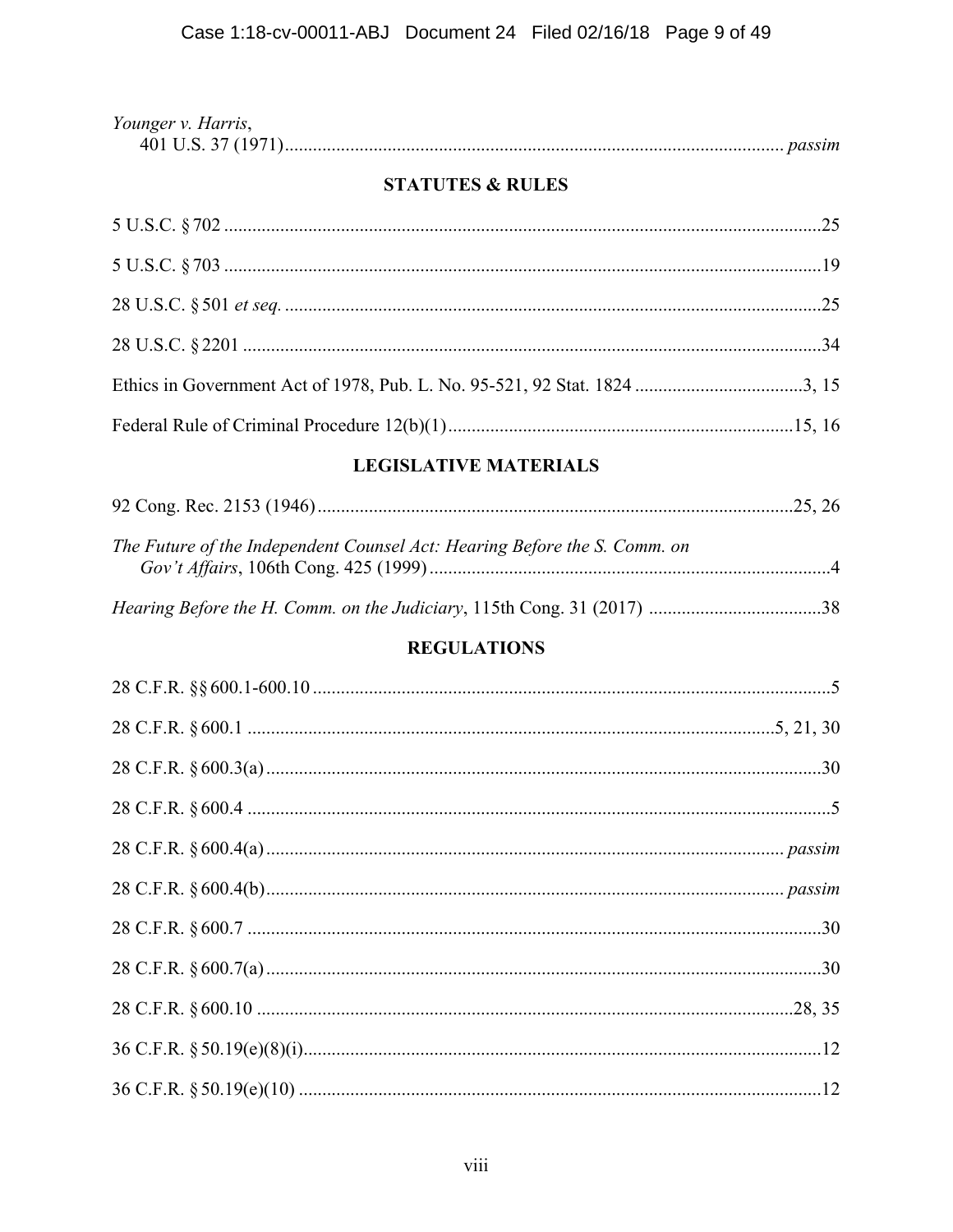*Younger v. Harris*,
401 U.S. 37 (1971) ........................................................................................................ *passim*

## STATUTES & RULES

5 U.S.C. § 702 ..............................................................................................................................25

5 U.S.C. § 703 ..............................................................................................................................19

28 U.S.C. § 501 *et seq.* ................................................................................................................25

28 U.S.C. § 2201 ..........................................................................................................................34

Ethics in Government Act of 1978, Pub. L. No. 95-521, 92 Stat. 1824 ....................................3, 15

Federal Rule of Criminal Procedure 12(b)(1) .........................................................................15, 16

## LEGISLATIVE MATERIALS

92 Cong. Rec. 2153 (1946) ....................................................................................................25, 26

*The Future of the Independent Counsel Act: Hearing Before the S. Comm. on Gov't Affairs*, 106th Cong. 425 (1999) ......................................................................................4

*Hearing Before the H. Comm. on the Judiciary*, 115th Cong. 31 (2017) .....................................38

## REGULATIONS

28 C.F.R. §§ 600.1-600.10 .............................................................................................................5

28 C.F.R. § 600.1 ...............................................................................................................5, 21, 30

28 C.F.R. § 600.3(a) .....................................................................................................................30

28 C.F.R. § 600.4 ............................................................................................................................5

28 C.F.R. § 600.4(a) ............................................................................................................ *passim*

28 C.F.R. § 600.4(b) ............................................................................................................ *passim*

28 C.F.R. § 600.7 .........................................................................................................................30

28 C.F.R. § 600.7(a) .....................................................................................................................30

28 C.F.R. § 600.10 ..................................................................................................................28, 35

36 C.F.R. § 50.19(e)(8)(i) .............................................................................................................12

36 C.F.R. § 50.19(e)(10) ..............................................................................................................12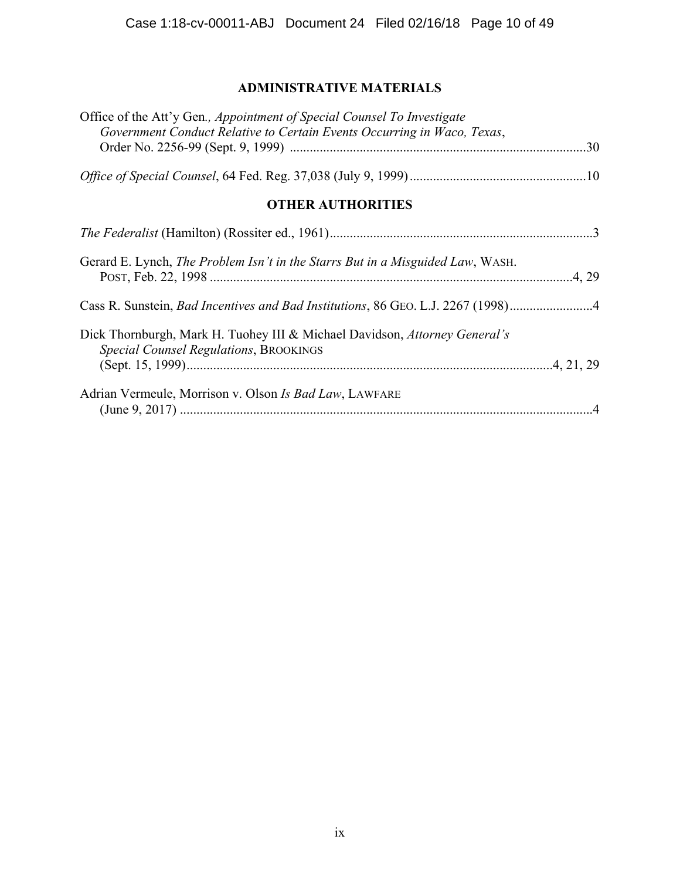## ADMINISTRATIVE MATERIALS

Office of the Att'y Gen*., Appointment of Special Counsel To Investigate Government Conduct Relative to Certain Events Occurring in Waco, Texas*, Order No. 2256-99 (Sept. 9, 1999) ......................................................................................30

*Office of Special Counsel*, 64 Fed. Reg. 37,038 (July 9, 1999) ....................................................10

## OTHER AUTHORITIES

*The Federalist* (Hamilton) (Rossiter ed., 1961)..............................................................................3

Gerard E. Lynch, *The Problem Isn't in the Starrs But in a Misguided Law*, WASH. POST, Feb. 22, 1998 ...........................................................................................................4, 29

Cass R. Sunstein, *Bad Incentives and Bad Institutions*, 86 GEO. L.J. 2267 (1998).........................4

Dick Thornburgh, Mark H. Tuohey III & Michael Davidson, *Attorney General's Special Counsel Regulations*, BROOKINGS (Sept. 15, 1999)............................................................................................................4, 21, 29

Adrian Vermeule, Morrison v. Olson *Is Bad Law*, LAWFARE (June 9, 2017) ...........................................................................................................................4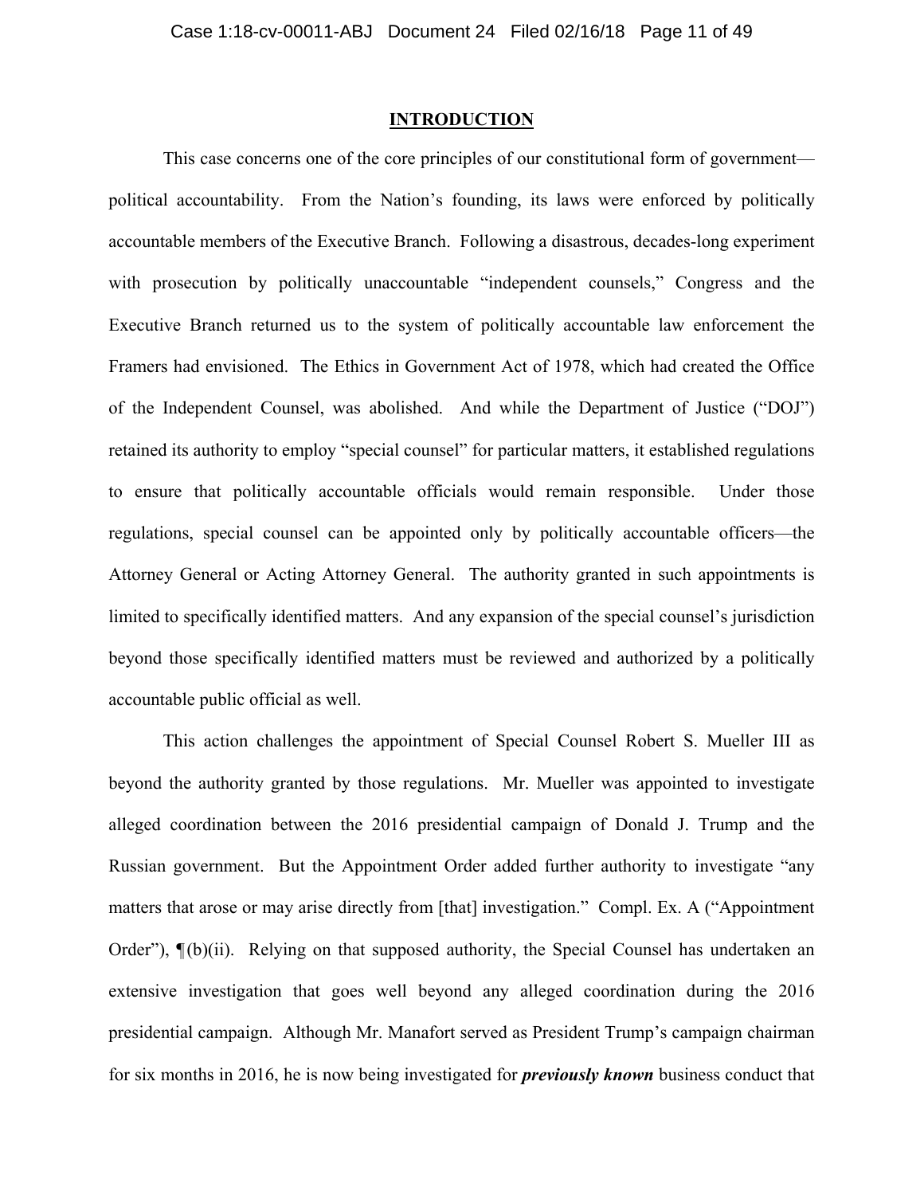## INTRODUCTION

This case concerns one of the core principles of our constitutional form of government—political accountability. From the Nation's founding, its laws were enforced by politically accountable members of the Executive Branch. Following a disastrous, decades-long experiment with prosecution by politically unaccountable "independent counsels," Congress and the Executive Branch returned us to the system of politically accountable law enforcement the Framers had envisioned. The Ethics in Government Act of 1978, which had created the Office of the Independent Counsel, was abolished. And while the Department of Justice ("DOJ") retained its authority to employ "special counsel" for particular matters, it established regulations to ensure that politically accountable officials would remain responsible. Under those regulations, special counsel can be appointed only by politically accountable officers—the Attorney General or Acting Attorney General. The authority granted in such appointments is limited to specifically identified matters. And any expansion of the special counsel's jurisdiction beyond those specifically identified matters must be reviewed and authorized by a politically accountable public official as well.

This action challenges the appointment of Special Counsel Robert S. Mueller III as beyond the authority granted by those regulations. Mr. Mueller was appointed to investigate alleged coordination between the 2016 presidential campaign of Donald J. Trump and the Russian government. But the Appointment Order added further authority to investigate "any matters that arose or may arise directly from [that] investigation." Compl. Ex. A ("Appointment Order"), ¶(b)(ii). Relying on that supposed authority, the Special Counsel has undertaken an extensive investigation that goes well beyond any alleged coordination during the 2016 presidential campaign. Although Mr. Manafort served as President Trump's campaign chairman for six months in 2016, he is now being investigated for ***previously known*** business conduct that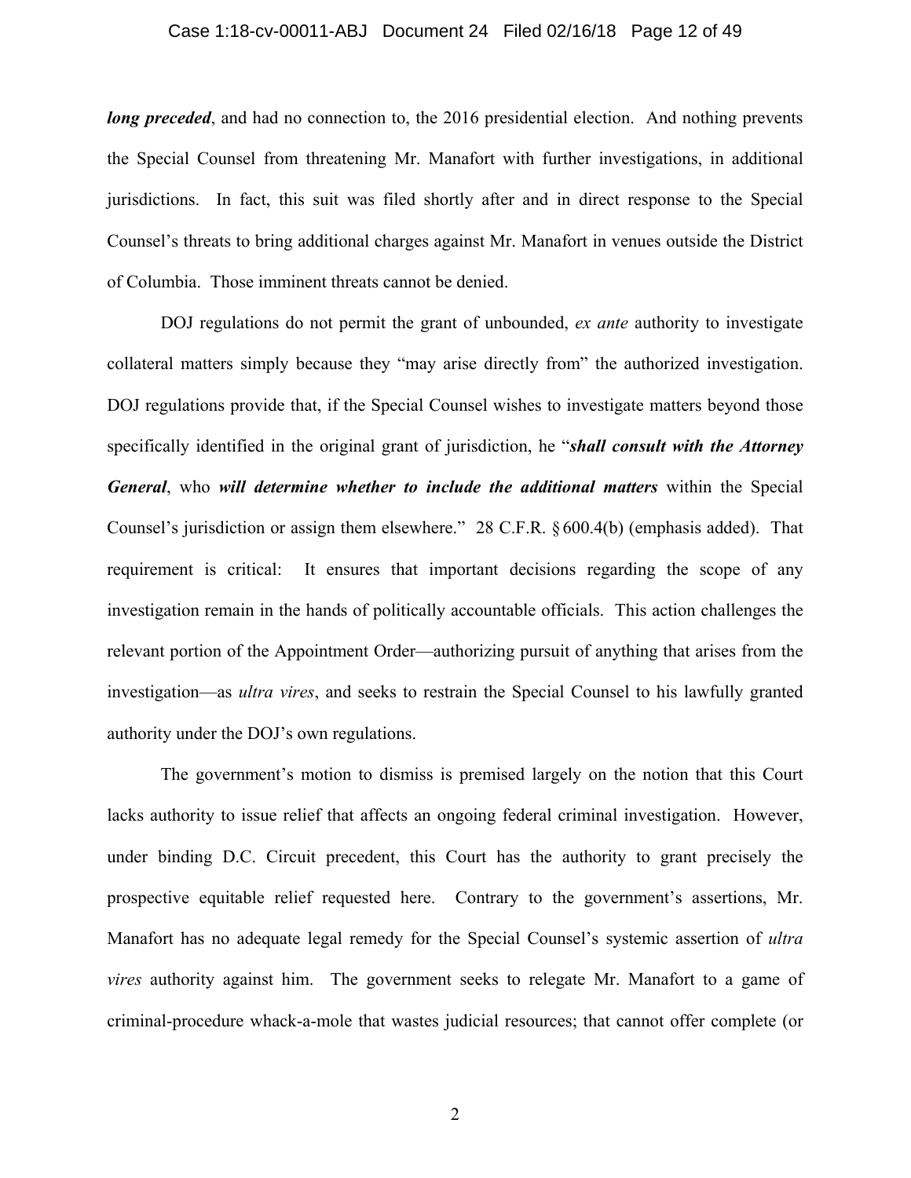***long preceded***, and had no connection to, the 2016 presidential election. And nothing prevents the Special Counsel from threatening Mr. Manafort with further investigations, in additional jurisdictions. In fact, this suit was filed shortly after and in direct response to the Special Counsel's threats to bring additional charges against Mr. Manafort in venues outside the District of Columbia. Those imminent threats cannot be denied.

DOJ regulations do not permit the grant of unbounded, *ex ante* authority to investigate collateral matters simply because they "may arise directly from" the authorized investigation. DOJ regulations provide that, if the Special Counsel wishes to investigate matters beyond those specifically identified in the original grant of jurisdiction, he "***shall consult with the Attorney General***, who ***will determine whether to include the additional matters*** within the Special Counsel's jurisdiction or assign them elsewhere." 28 C.F.R. § 600.4(b) (emphasis added). That requirement is critical: It ensures that important decisions regarding the scope of any investigation remain in the hands of politically accountable officials. This action challenges the relevant portion of the Appointment Order—authorizing pursuit of anything that arises from the investigation—as *ultra vires*, and seeks to restrain the Special Counsel to his lawfully granted authority under the DOJ's own regulations.

The government's motion to dismiss is premised largely on the notion that this Court lacks authority to issue relief that affects an ongoing federal criminal investigation. However, under binding D.C. Circuit precedent, this Court has the authority to grant precisely the prospective equitable relief requested here. Contrary to the government's assertions, Mr. Manafort has no adequate legal remedy for the Special Counsel's systemic assertion of *ultra vires* authority against him. The government seeks to relegate Mr. Manafort to a game of criminal-procedure whack-a-mole that wastes judicial resources; that cannot offer complete (or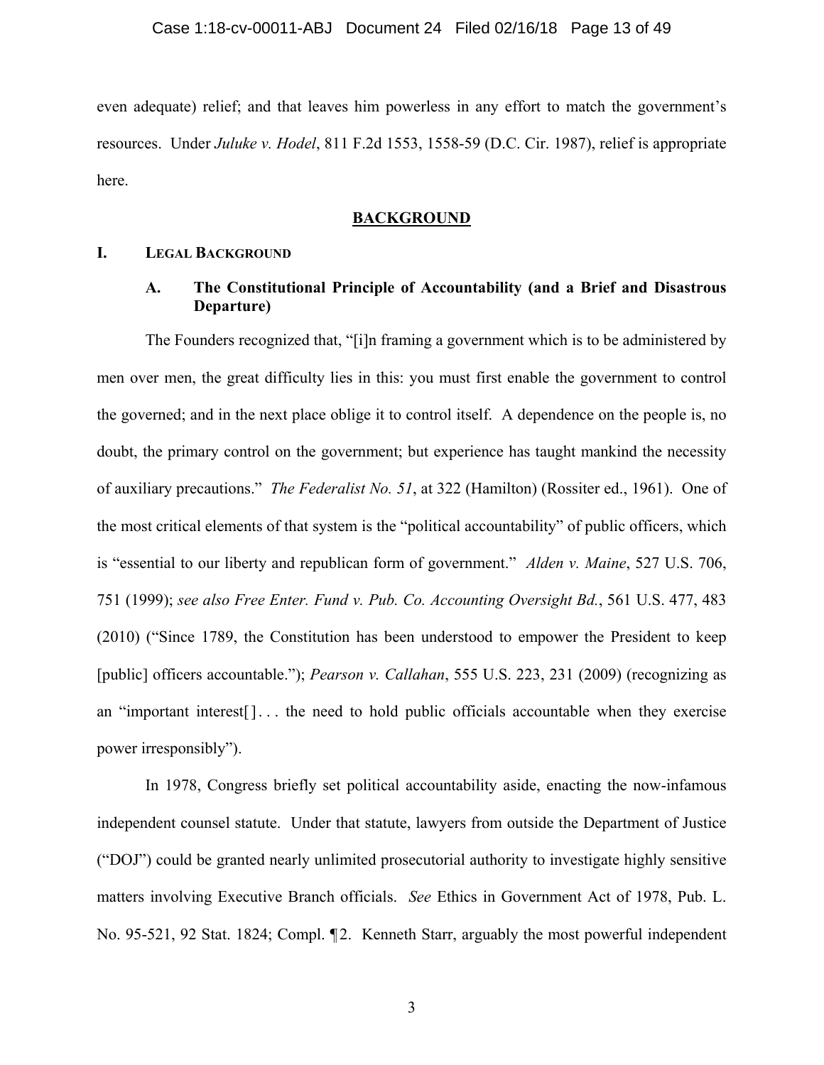even adequate) relief; and that leaves him powerless in any effort to match the government's resources. Under *Juluke v. Hodel*, 811 F.2d 1553, 1558-59 (D.C. Cir. 1987), relief is appropriate here.

## BACKGROUND

### I. Legal Background

#### A. The Constitutional Principle of Accountability (and a Brief and Disastrous Departure)

The Founders recognized that, "[i]n framing a government which is to be administered by men over men, the great difficulty lies in this: you must first enable the government to control the governed; and in the next place oblige it to control itself. A dependence on the people is, no doubt, the primary control on the government; but experience has taught mankind the necessity of auxiliary precautions." *The Federalist No. 51*, at 322 (Hamilton) (Rossiter ed., 1961). One of the most critical elements of that system is the "political accountability" of public officers, which is "essential to our liberty and republican form of government." *Alden v. Maine*, 527 U.S. 706, 751 (1999); *see also Free Enter. Fund v. Pub. Co. Accounting Oversight Bd.*, 561 U.S. 477, 483 (2010) ("Since 1789, the Constitution has been understood to empower the President to keep [public] officers accountable."); *Pearson v. Callahan*, 555 U.S. 223, 231 (2009) (recognizing as an "important interest[] . . . the need to hold public officials accountable when they exercise power irresponsibly").

In 1978, Congress briefly set political accountability aside, enacting the now-infamous independent counsel statute. Under that statute, lawyers from outside the Department of Justice ("DOJ") could be granted nearly unlimited prosecutorial authority to investigate highly sensitive matters involving Executive Branch officials. *See* Ethics in Government Act of 1978, Pub. L. No. 95-521, 92 Stat. 1824; Compl. ¶2. Kenneth Starr, arguably the most powerful independent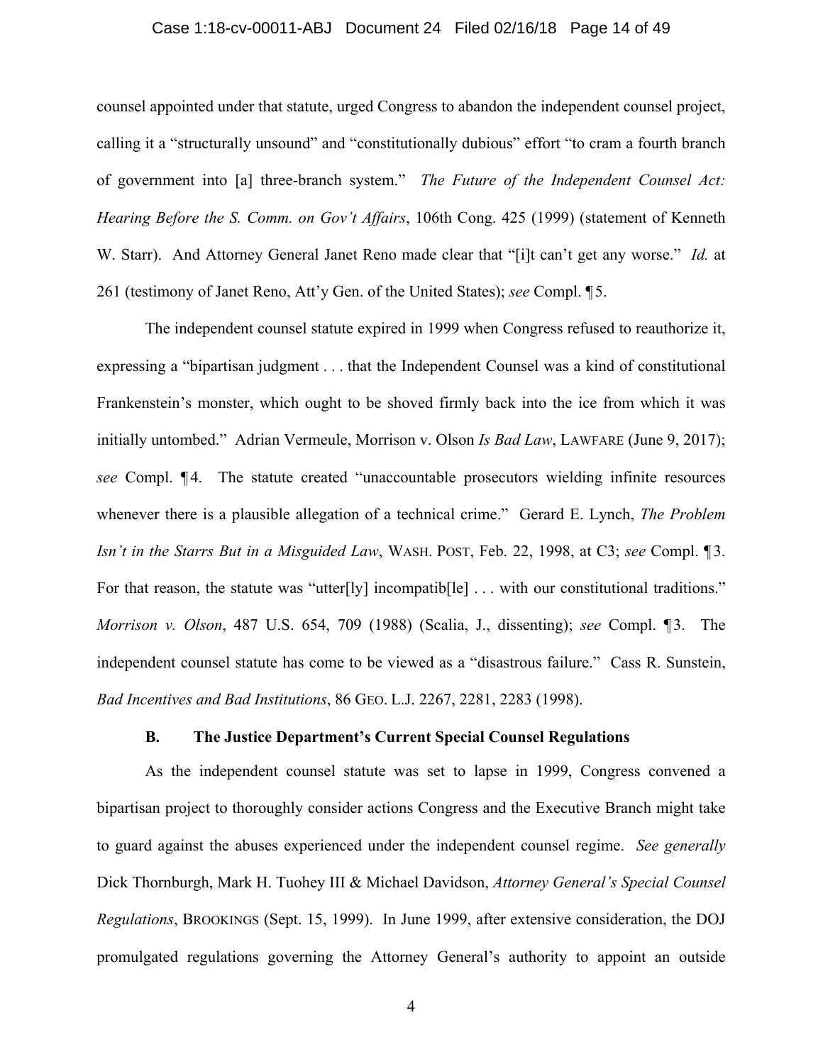counsel appointed under that statute, urged Congress to abandon the independent counsel project, calling it a "structurally unsound" and "constitutionally dubious" effort "to cram a fourth branch of government into [a] three-branch system." *The Future of the Independent Counsel Act: Hearing Before the S. Comm. on Gov't Affairs*, 106th Cong. 425 (1999) (statement of Kenneth W. Starr). And Attorney General Janet Reno made clear that "[i]t can't get any worse." *Id.* at 261 (testimony of Janet Reno, Att'y Gen. of the United States); *see* Compl. ¶5.

The independent counsel statute expired in 1999 when Congress refused to reauthorize it, expressing a "bipartisan judgment . . . that the Independent Counsel was a kind of constitutional Frankenstein's monster, which ought to be shoved firmly back into the ice from which it was initially untombed." Adrian Vermeule, Morrison v. Olson *Is Bad Law*, LAWFARE (June 9, 2017); *see* Compl. ¶4. The statute created "unaccountable prosecutors wielding infinite resources whenever there is a plausible allegation of a technical crime." Gerard E. Lynch, *The Problem Isn't in the Starrs But in a Misguided Law*, WASH. POST, Feb. 22, 1998, at C3; *see* Compl. ¶3. For that reason, the statute was "utter[ly] incompatib[le] . . . with our constitutional traditions." *Morrison v. Olson*, 487 U.S. 654, 709 (1988) (Scalia, J., dissenting); *see* Compl. ¶3. The independent counsel statute has come to be viewed as a "disastrous failure." Cass R. Sunstein, *Bad Incentives and Bad Institutions*, 86 GEO. L.J. 2267, 2281, 2283 (1998).

### B. The Justice Department's Current Special Counsel Regulations

As the independent counsel statute was set to lapse in 1999, Congress convened a bipartisan project to thoroughly consider actions Congress and the Executive Branch might take to guard against the abuses experienced under the independent counsel regime. *See generally* Dick Thornburgh, Mark H. Tuohey III & Michael Davidson, *Attorney General's Special Counsel Regulations*, BROOKINGS (Sept. 15, 1999). In June 1999, after extensive consideration, the DOJ promulgated regulations governing the Attorney General's authority to appoint an outside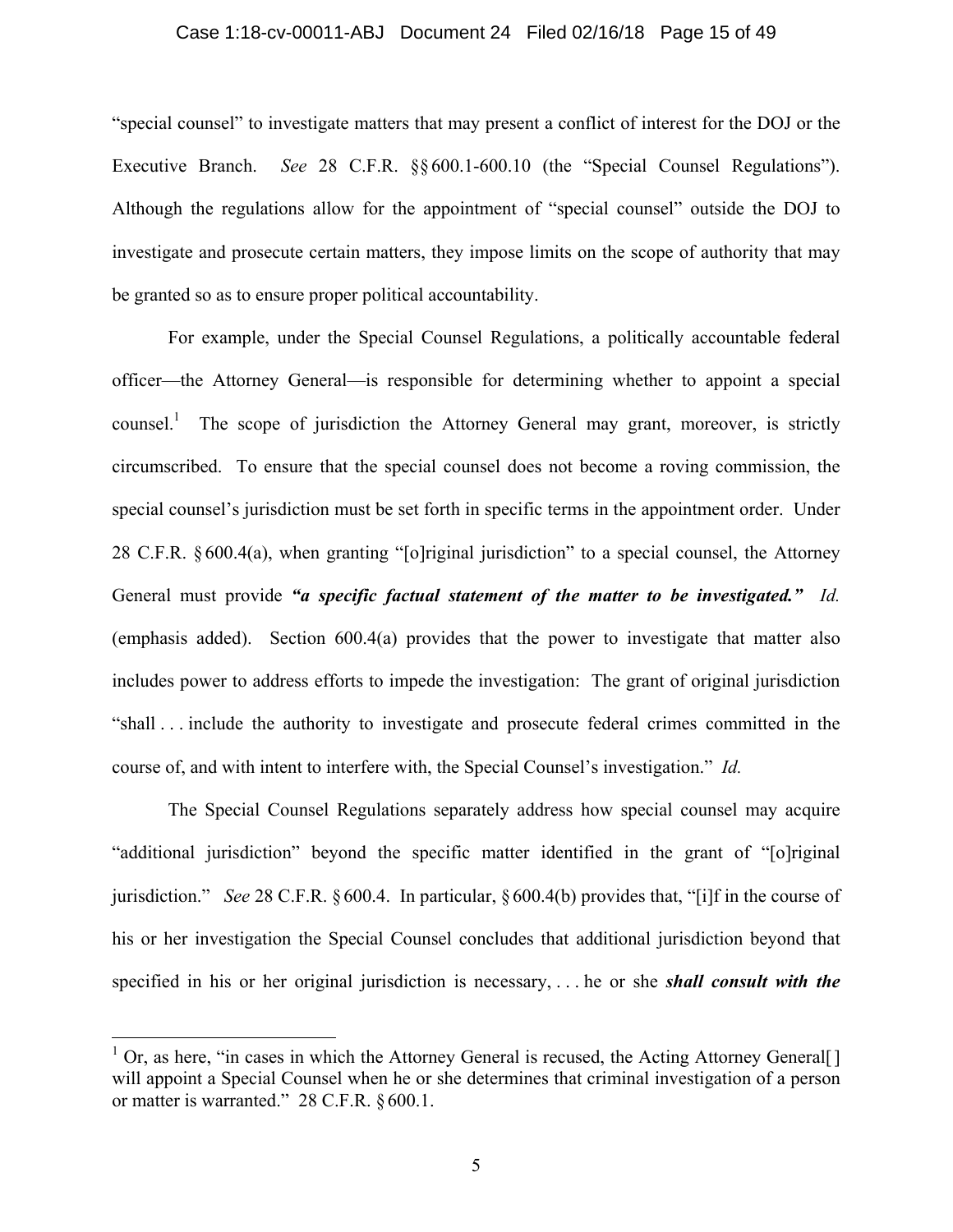"special counsel" to investigate matters that may present a conflict of interest for the DOJ or the Executive Branch. *See* 28 C.F.R. §§ 600.1-600.10 (the "Special Counsel Regulations"). Although the regulations allow for the appointment of "special counsel" outside the DOJ to investigate and prosecute certain matters, they impose limits on the scope of authority that may be granted so as to ensure proper political accountability.

For example, under the Special Counsel Regulations, a politically accountable federal officer—the Attorney General—is responsible for determining whether to appoint a special counsel.[1] The scope of jurisdiction the Attorney General may grant, moreover, is strictly circumscribed. To ensure that the special counsel does not become a roving commission, the special counsel's jurisdiction must be set forth in specific terms in the appointment order. Under 28 C.F.R. § 600.4(a), when granting "[o]riginal jurisdiction" to a special counsel, the Attorney General must provide ***"a specific factual statement of the matter to be investigated."*** *Id.* (emphasis added). Section 600.4(a) provides that the power to investigate that matter also includes power to address efforts to impede the investigation: The grant of original jurisdiction "shall . . . include the authority to investigate and prosecute federal crimes committed in the course of, and with intent to interfere with, the Special Counsel's investigation." *Id.*

The Special Counsel Regulations separately address how special counsel may acquire "additional jurisdiction" beyond the specific matter identified in the grant of "[o]riginal jurisdiction." *See* 28 C.F.R. § 600.4. In particular, § 600.4(b) provides that, "[i]f in the course of his or her investigation the Special Counsel concludes that additional jurisdiction beyond that specified in his or her original jurisdiction is necessary, . . . he or she ***shall consult with the***

---

[1] Or, as here, "in cases in which the Attorney General is recused, the Acting Attorney General[ ] will appoint a Special Counsel when he or she determines that criminal investigation of a person or matter is warranted." 28 C.F.R. § 600.1.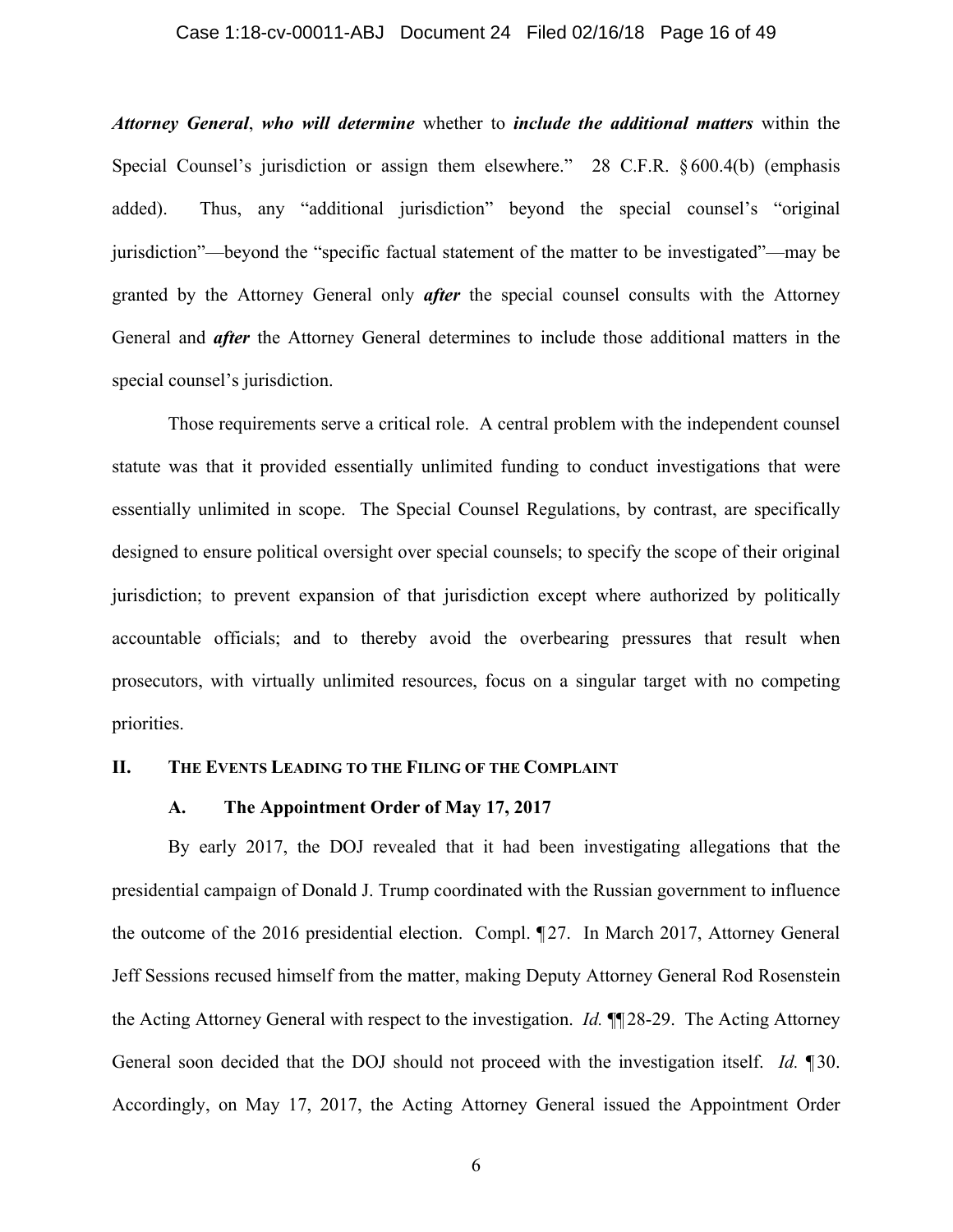***Attorney General***, ***who will determine*** whether to ***include the additional matters*** within the Special Counsel's jurisdiction or assign them elsewhere." 28 C.F.R. § 600.4(b) (emphasis added). Thus, any "additional jurisdiction" beyond the special counsel's "original jurisdiction"—beyond the "specific factual statement of the matter to be investigated"—may be granted by the Attorney General only ***after*** the special counsel consults with the Attorney General and ***after*** the Attorney General determines to include those additional matters in the special counsel's jurisdiction.

Those requirements serve a critical role. A central problem with the independent counsel statute was that it provided essentially unlimited funding to conduct investigations that were essentially unlimited in scope. The Special Counsel Regulations, by contrast, are specifically designed to ensure political oversight over special counsels; to specify the scope of their original jurisdiction; to prevent expansion of that jurisdiction except where authorized by politically accountable officials; and to thereby avoid the overbearing pressures that result when prosecutors, with virtually unlimited resources, focus on a singular target with no competing priorities.

## II. THE EVENTS LEADING TO THE FILING OF THE COMPLAINT

### A. The Appointment Order of May 17, 2017

By early 2017, the DOJ revealed that it had been investigating allegations that the presidential campaign of Donald J. Trump coordinated with the Russian government to influence the outcome of the 2016 presidential election. Compl. ¶ 27. In March 2017, Attorney General Jeff Sessions recused himself from the matter, making Deputy Attorney General Rod Rosenstein the Acting Attorney General with respect to the investigation. *Id.* ¶¶ 28-29. The Acting Attorney General soon decided that the DOJ should not proceed with the investigation itself. *Id.* ¶ 30. Accordingly, on May 17, 2017, the Acting Attorney General issued the Appointment Order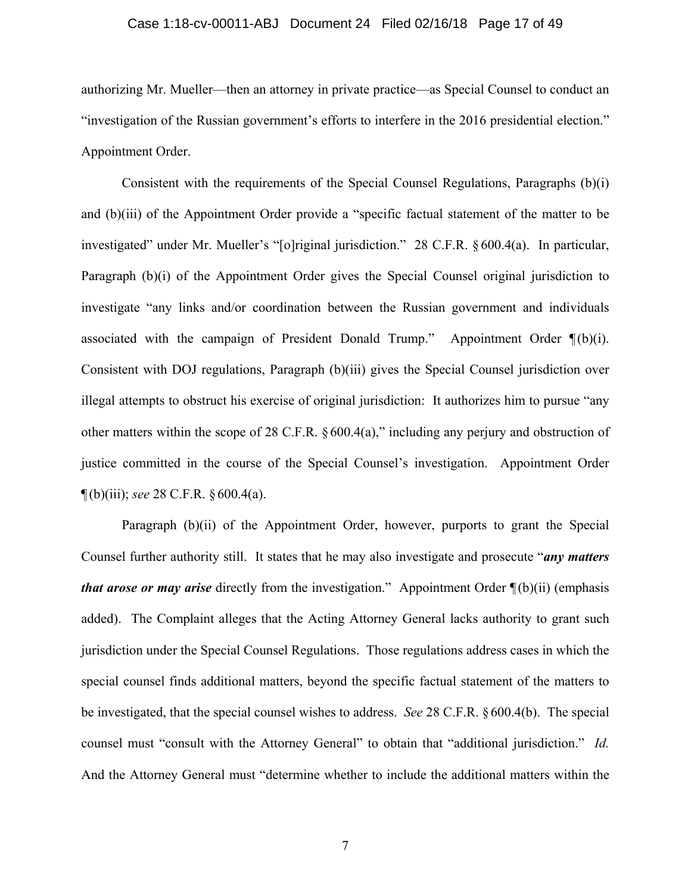authorizing Mr. Mueller—then an attorney in private practice—as Special Counsel to conduct an "investigation of the Russian government's efforts to interfere in the 2016 presidential election." Appointment Order.

Consistent with the requirements of the Special Counsel Regulations, Paragraphs (b)(i) and (b)(iii) of the Appointment Order provide a "specific factual statement of the matter to be investigated" under Mr. Mueller's "[o]riginal jurisdiction." 28 C.F.R. § 600.4(a). In particular, Paragraph (b)(i) of the Appointment Order gives the Special Counsel original jurisdiction to investigate "any links and/or coordination between the Russian government and individuals associated with the campaign of President Donald Trump." Appointment Order ¶(b)(i). Consistent with DOJ regulations, Paragraph (b)(iii) gives the Special Counsel jurisdiction over illegal attempts to obstruct his exercise of original jurisdiction: It authorizes him to pursue "any other matters within the scope of 28 C.F.R. § 600.4(a)," including any perjury and obstruction of justice committed in the course of the Special Counsel's investigation. Appointment Order ¶(b)(iii); *see* 28 C.F.R. § 600.4(a).

Paragraph (b)(ii) of the Appointment Order, however, purports to grant the Special Counsel further authority still. It states that he may also investigate and prosecute "***any matters that arose or may arise*** directly from the investigation." Appointment Order ¶(b)(ii) (emphasis added). The Complaint alleges that the Acting Attorney General lacks authority to grant such jurisdiction under the Special Counsel Regulations. Those regulations address cases in which the special counsel finds additional matters, beyond the specific factual statement of the matters to be investigated, that the special counsel wishes to address. *See* 28 C.F.R. § 600.4(b). The special counsel must "consult with the Attorney General" to obtain that "additional jurisdiction." *Id.* And the Attorney General must "determine whether to include the additional matters within the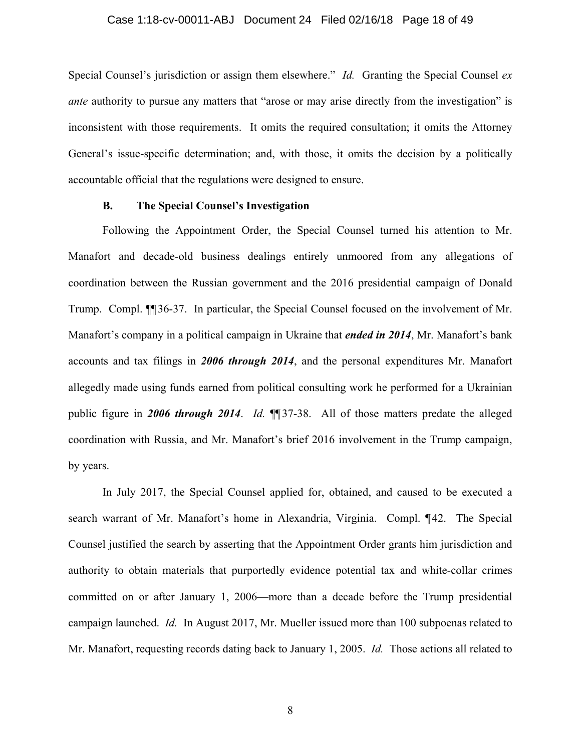Special Counsel's jurisdiction or assign them elsewhere." *Id.* Granting the Special Counsel *ex ante* authority to pursue any matters that "arose or may arise directly from the investigation" is inconsistent with those requirements. It omits the required consultation; it omits the Attorney General's issue-specific determination; and, with those, it omits the decision by a politically accountable official that the regulations were designed to ensure.

### B. The Special Counsel's Investigation

Following the Appointment Order, the Special Counsel turned his attention to Mr. Manafort and decade-old business dealings entirely unmoored from any allegations of coordination between the Russian government and the 2016 presidential campaign of Donald Trump. Compl. ¶¶36-37. In particular, the Special Counsel focused on the involvement of Mr. Manafort's company in a political campaign in Ukraine that ***ended in 2014***, Mr. Manafort's bank accounts and tax filings in ***2006 through 2014***, and the personal expenditures Mr. Manafort allegedly made using funds earned from political consulting work he performed for a Ukrainian public figure in ***2006 through 2014***. *Id.* ¶¶37-38. All of those matters predate the alleged coordination with Russia, and Mr. Manafort's brief 2016 involvement in the Trump campaign, by years.

In July 2017, the Special Counsel applied for, obtained, and caused to be executed a search warrant of Mr. Manafort's home in Alexandria, Virginia. Compl. ¶42. The Special Counsel justified the search by asserting that the Appointment Order grants him jurisdiction and authority to obtain materials that purportedly evidence potential tax and white-collar crimes committed on or after January 1, 2006—more than a decade before the Trump presidential campaign launched. *Id.* In August 2017, Mr. Mueller issued more than 100 subpoenas related to Mr. Manafort, requesting records dating back to January 1, 2005. *Id.* Those actions all related to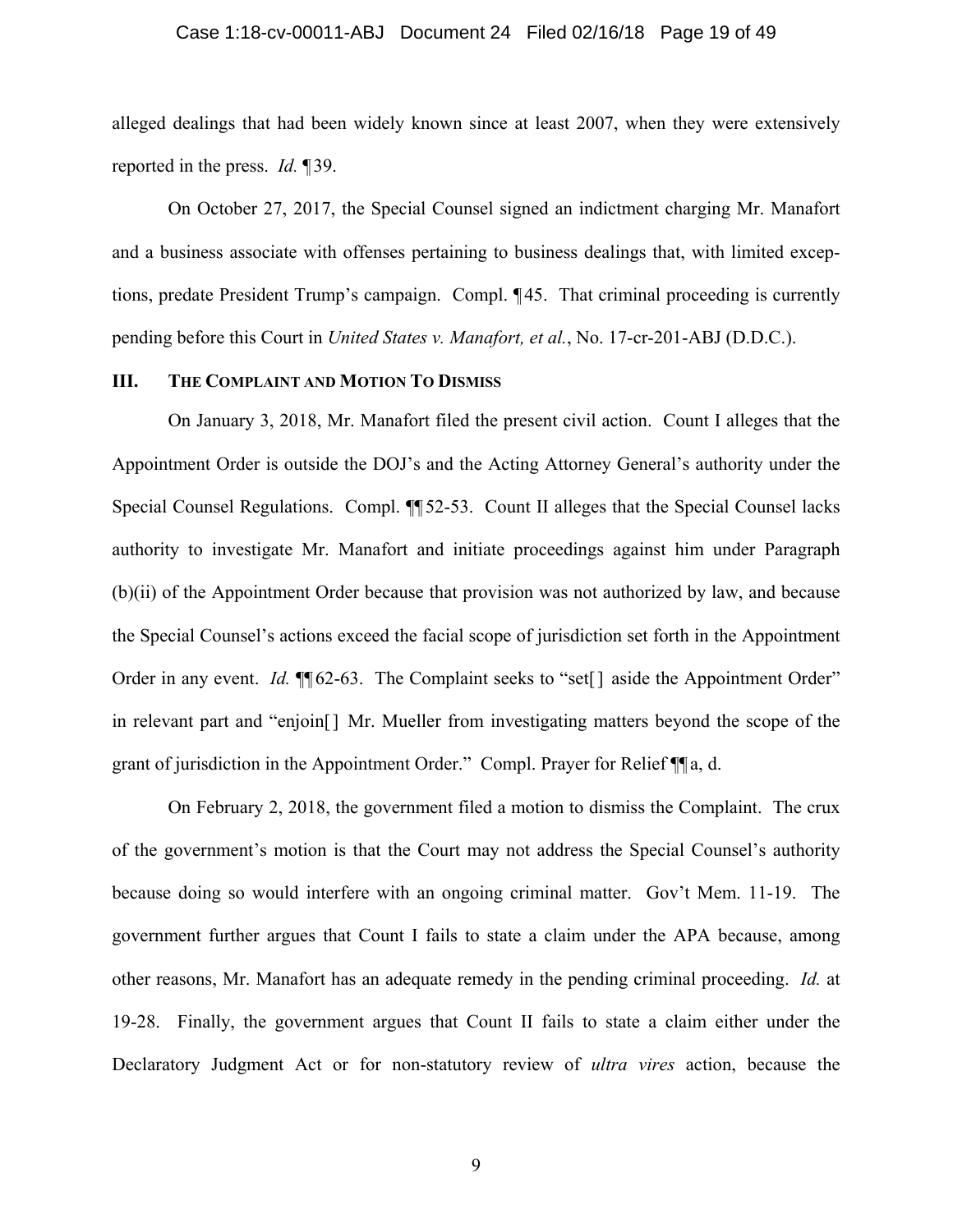alleged dealings that had been widely known since at least 2007, when they were extensively reported in the press. *Id.* ¶39.

On October 27, 2017, the Special Counsel signed an indictment charging Mr. Manafort and a business associate with offenses pertaining to business dealings that, with limited exceptions, predate President Trump's campaign. Compl. ¶45. That criminal proceeding is currently pending before this Court in *United States v. Manafort, et al.*, No. 17-cr-201-ABJ (D.D.C.).

## III. THE COMPLAINT AND MOTION TO DISMISS

On January 3, 2018, Mr. Manafort filed the present civil action. Count I alleges that the Appointment Order is outside the DOJ's and the Acting Attorney General's authority under the Special Counsel Regulations. Compl. ¶¶52-53. Count II alleges that the Special Counsel lacks authority to investigate Mr. Manafort and initiate proceedings against him under Paragraph (b)(ii) of the Appointment Order because that provision was not authorized by law, and because the Special Counsel's actions exceed the facial scope of jurisdiction set forth in the Appointment Order in any event. *Id.* ¶¶62-63. The Complaint seeks to "set[] aside the Appointment Order" in relevant part and "enjoin[] Mr. Mueller from investigating matters beyond the scope of the grant of jurisdiction in the Appointment Order." Compl. Prayer for Relief ¶¶a, d.

On February 2, 2018, the government filed a motion to dismiss the Complaint. The crux of the government's motion is that the Court may not address the Special Counsel's authority because doing so would interfere with an ongoing criminal matter. Gov't Mem. 11-19. The government further argues that Count I fails to state a claim under the APA because, among other reasons, Mr. Manafort has an adequate remedy in the pending criminal proceeding. *Id.* at 19-28. Finally, the government argues that Count II fails to state a claim either under the Declaratory Judgment Act or for non-statutory review of *ultra vires* action, because the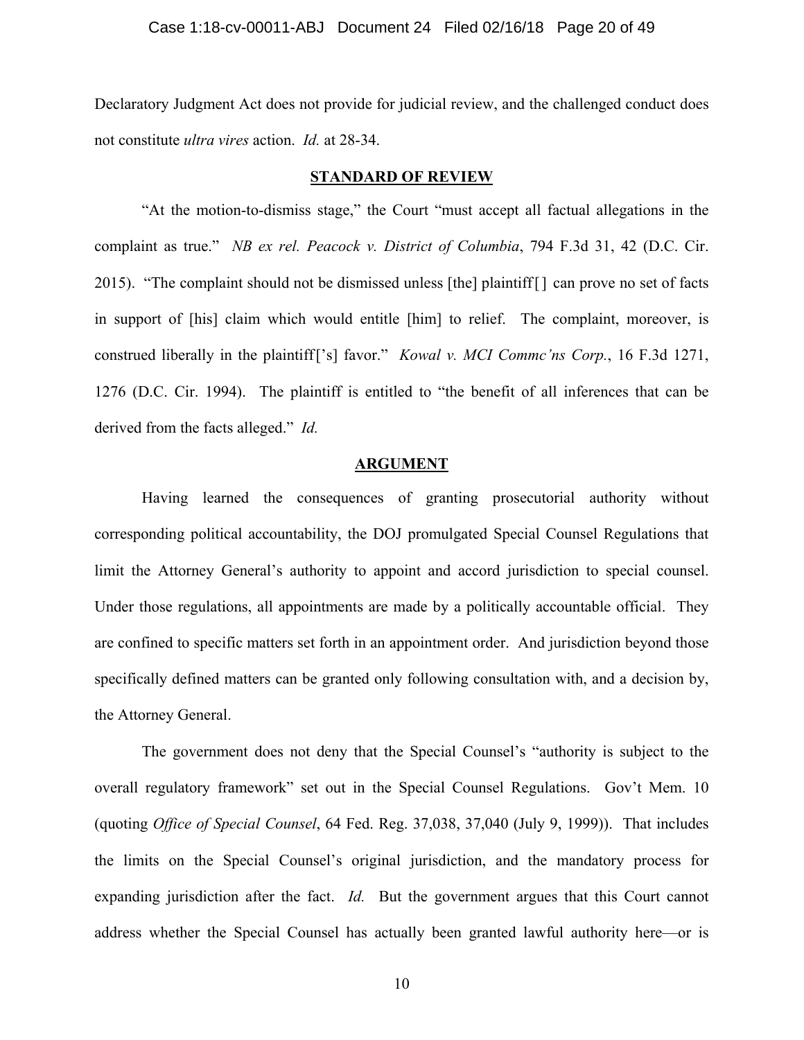Declaratory Judgment Act does not provide for judicial review, and the challenged conduct does not constitute *ultra vires* action. *Id.* at 28-34.

## STANDARD OF REVIEW

"At the motion-to-dismiss stage," the Court "must accept all factual allegations in the complaint as true." *NB ex rel. Peacock v. District of Columbia*, 794 F.3d 31, 42 (D.C. Cir. 2015). "The complaint should not be dismissed unless [the] plaintiff[] can prove no set of facts in support of [his] claim which would entitle [him] to relief. The complaint, moreover, is construed liberally in the plaintiff['s] favor." *Kowal v. MCI Commc'ns Corp.*, 16 F.3d 1271, 1276 (D.C. Cir. 1994). The plaintiff is entitled to "the benefit of all inferences that can be derived from the facts alleged." *Id.*

## ARGUMENT

Having learned the consequences of granting prosecutorial authority without corresponding political accountability, the DOJ promulgated Special Counsel Regulations that limit the Attorney General's authority to appoint and accord jurisdiction to special counsel. Under those regulations, all appointments are made by a politically accountable official. They are confined to specific matters set forth in an appointment order. And jurisdiction beyond those specifically defined matters can be granted only following consultation with, and a decision by, the Attorney General.

The government does not deny that the Special Counsel's "authority is subject to the overall regulatory framework" set out in the Special Counsel Regulations. Gov't Mem. 10 (quoting *Office of Special Counsel*, 64 Fed. Reg. 37,038, 37,040 (July 9, 1999)). That includes the limits on the Special Counsel's original jurisdiction, and the mandatory process for expanding jurisdiction after the fact. *Id.* But the government argues that this Court cannot address whether the Special Counsel has actually been granted lawful authority here—or is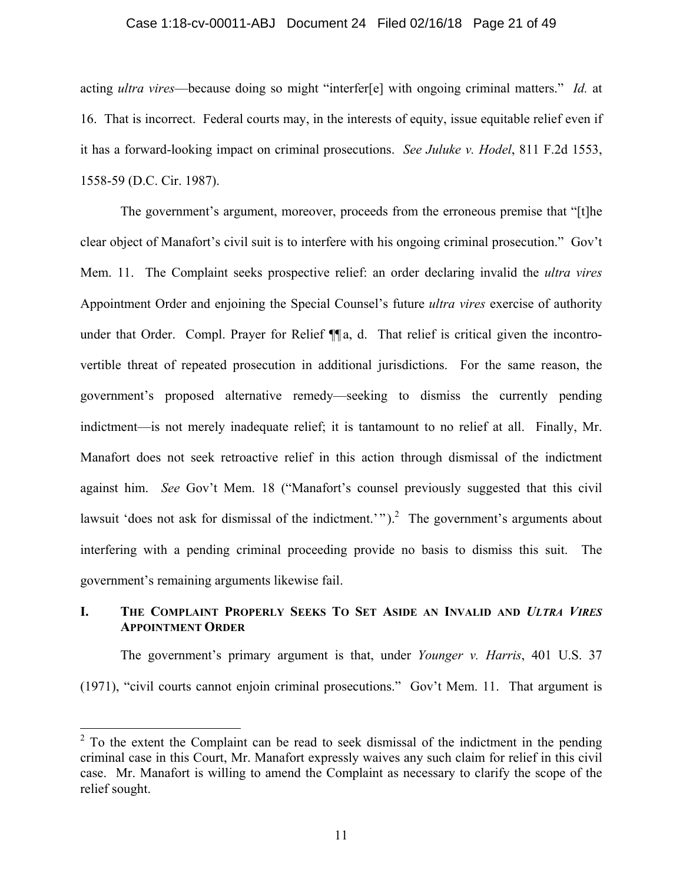acting *ultra vires*—because doing so might "interfer[e] with ongoing criminal matters." *Id.* at 16. That is incorrect. Federal courts may, in the interests of equity, issue equitable relief even if it has a forward-looking impact on criminal prosecutions. *See Juluke v. Hodel*, 811 F.2d 1553, 1558-59 (D.C. Cir. 1987).

The government's argument, moreover, proceeds from the erroneous premise that "[t]he clear object of Manafort's civil suit is to interfere with his ongoing criminal prosecution." Gov't Mem. 11. The Complaint seeks prospective relief: an order declaring invalid the *ultra vires* Appointment Order and enjoining the Special Counsel's future *ultra vires* exercise of authority under that Order. Compl. Prayer for Relief ¶¶ a, d. That relief is critical given the incontrovertible threat of repeated prosecution in additional jurisdictions. For the same reason, the government's proposed alternative remedy—seeking to dismiss the currently pending indictment—is not merely inadequate relief; it is tantamount to no relief at all. Finally, Mr. Manafort does not seek retroactive relief in this action through dismissal of the indictment against him. *See* Gov't Mem. 18 ("Manafort's counsel previously suggested that this civil lawsuit 'does not ask for dismissal of the indictment.'").[2] The government's arguments about interfering with a pending criminal proceeding provide no basis to dismiss this suit. The government's remaining arguments likewise fail.

## I. THE COMPLAINT PROPERLY SEEKS TO SET ASIDE AN INVALID AND *ULTRA VIRES* APPOINTMENT ORDER

The government's primary argument is that, under *Younger v. Harris*, 401 U.S. 37 (1971), "civil courts cannot enjoin criminal prosecutions." Gov't Mem. 11. That argument is

[2] To the extent the Complaint can be read to seek dismissal of the indictment in the pending criminal case in this Court, Mr. Manafort expressly waives any such claim for relief in this civil case. Mr. Manafort is willing to amend the Complaint as necessary to clarify the scope of the relief sought.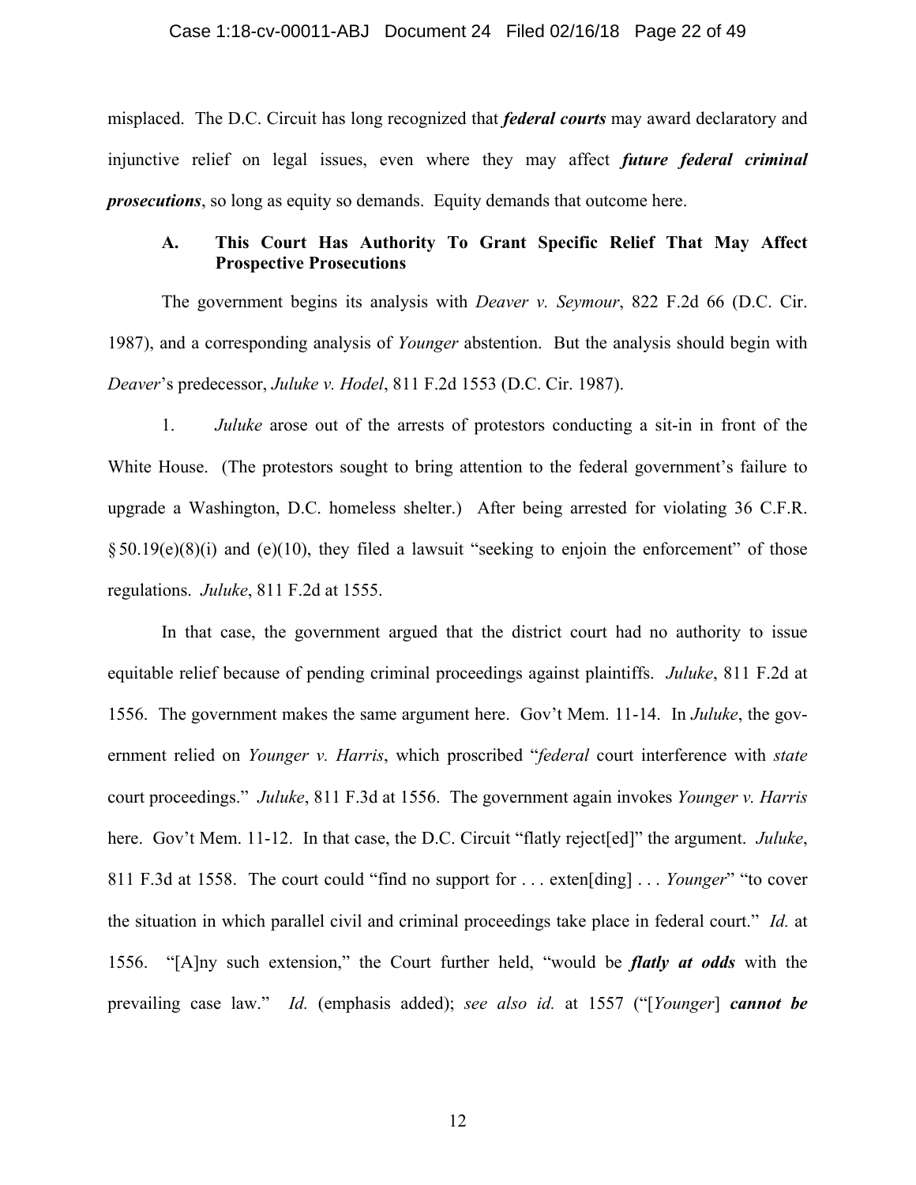misplaced. The D.C. Circuit has long recognized that ***federal courts*** may award declaratory and injunctive relief on legal issues, even where they may affect ***future federal criminal prosecutions***, so long as equity so demands. Equity demands that outcome here.

### A. This Court Has Authority To Grant Specific Relief That May Affect Prospective Prosecutions

The government begins its analysis with *Deaver v. Seymour*, 822 F.2d 66 (D.C. Cir. 1987), and a corresponding analysis of *Younger* abstention. But the analysis should begin with *Deaver*'s predecessor, *Juluke v. Hodel*, 811 F.2d 1553 (D.C. Cir. 1987).

1. *Juluke* arose out of the arrests of protestors conducting a sit-in in front of the White House. (The protestors sought to bring attention to the federal government's failure to upgrade a Washington, D.C. homeless shelter.) After being arrested for violating 36 C.F.R. § 50.19(e)(8)(i) and (e)(10), they filed a lawsuit "seeking to enjoin the enforcement" of those regulations. *Juluke*, 811 F.2d at 1555.

In that case, the government argued that the district court had no authority to issue equitable relief because of pending criminal proceedings against plaintiffs. *Juluke*, 811 F.2d at 1556. The government makes the same argument here. Gov't Mem. 11-14. In *Juluke*, the government relied on *Younger v. Harris*, which proscribed "*federal* court interference with *state* court proceedings." *Juluke*, 811 F.3d at 1556. The government again invokes *Younger v. Harris* here. Gov't Mem. 11-12. In that case, the D.C. Circuit "flatly reject[ed]" the argument. *Juluke*, 811 F.3d at 1558. The court could "find no support for . . . exten[ding] . . . *Younger*" "to cover the situation in which parallel civil and criminal proceedings take place in federal court." *Id.* at 1556. "[A]ny such extension," the Court further held, "would be ***flatly at odds*** with the prevailing case law." *Id.* (emphasis added); *see also id.* at 1557 ("[*Younger*] ***cannot be***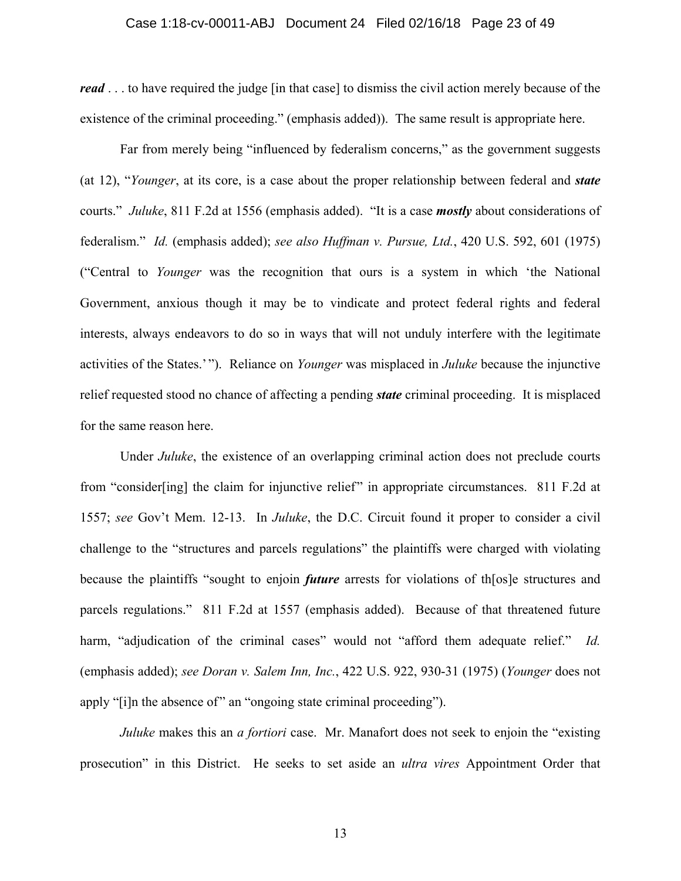***read*** . . . to have required the judge [in that case] to dismiss the civil action merely because of the existence of the criminal proceeding." (emphasis added)). The same result is appropriate here.

Far from merely being "influenced by federalism concerns," as the government suggests (at 12), "*Younger*, at its core, is a case about the proper relationship between federal and ***state*** courts." *Juluke*, 811 F.2d at 1556 (emphasis added). "It is a case ***mostly*** about considerations of federalism." *Id.* (emphasis added); *see also Huffman v. Pursue, Ltd.*, 420 U.S. 592, 601 (1975) ("Central to *Younger* was the recognition that ours is a system in which 'the National Government, anxious though it may be to vindicate and protect federal rights and federal interests, always endeavors to do so in ways that will not unduly interfere with the legitimate activities of the States.'"). Reliance on *Younger* was misplaced in *Juluke* because the injunctive relief requested stood no chance of affecting a pending ***state*** criminal proceeding. It is misplaced for the same reason here.

Under *Juluke*, the existence of an overlapping criminal action does not preclude courts from "consider[ing] the claim for injunctive relief" in appropriate circumstances. 811 F.2d at 1557; *see* Gov't Mem. 12-13. In *Juluke*, the D.C. Circuit found it proper to consider a civil challenge to the "structures and parcels regulations" the plaintiffs were charged with violating because the plaintiffs "sought to enjoin ***future*** arrests for violations of th[os]e structures and parcels regulations." 811 F.2d at 1557 (emphasis added). Because of that threatened future harm, "adjudication of the criminal cases" would not "afford them adequate relief." *Id.* (emphasis added); *see Doran v. Salem Inn, Inc.*, 422 U.S. 922, 930-31 (1975) (*Younger* does not apply "[i]n the absence of" an "ongoing state criminal proceeding").

*Juluke* makes this an *a fortiori* case. Mr. Manafort does not seek to enjoin the "existing prosecution" in this District. He seeks to set aside an *ultra vires* Appointment Order that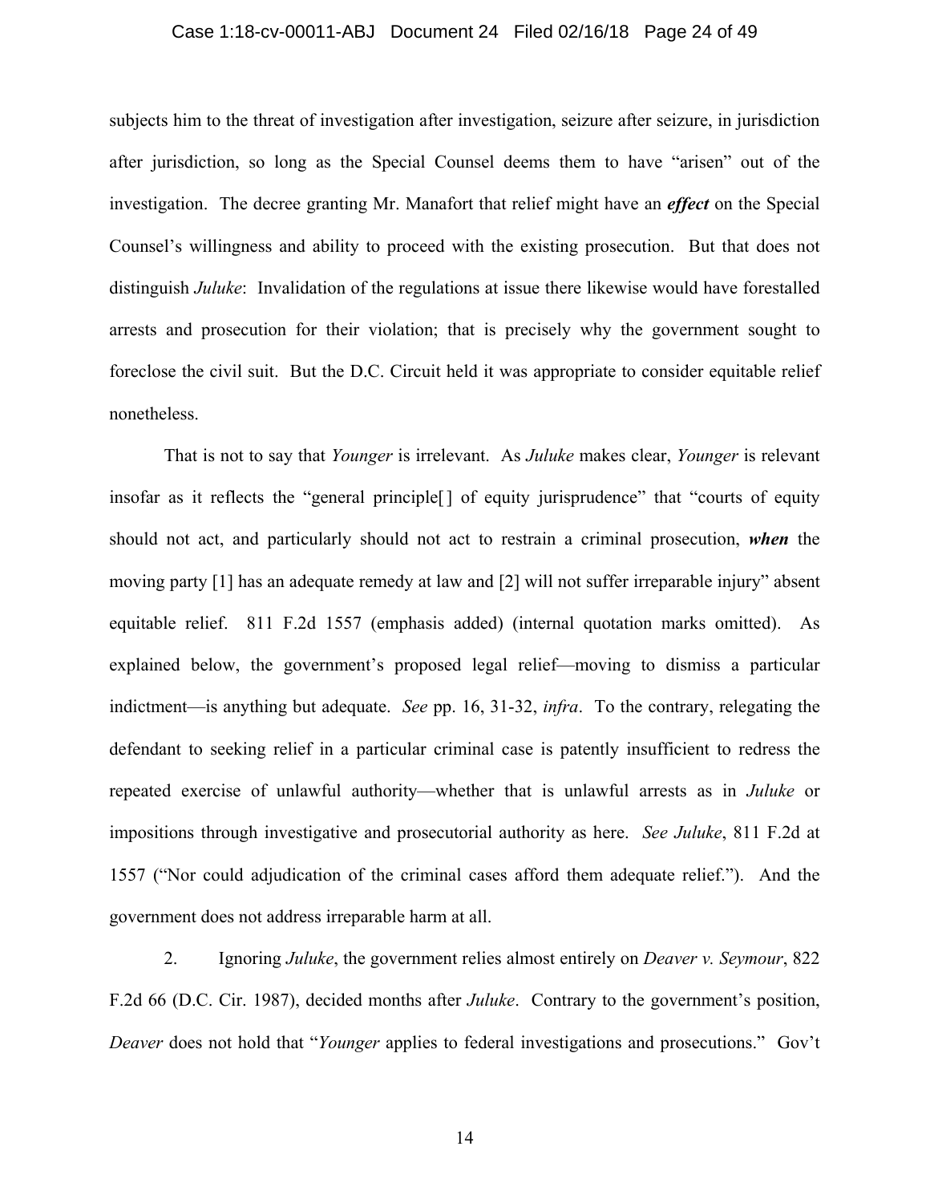subjects him to the threat of investigation after investigation, seizure after seizure, in jurisdiction after jurisdiction, so long as the Special Counsel deems them to have "arisen" out of the investigation. The decree granting Mr. Manafort that relief might have an ***effect*** on the Special Counsel's willingness and ability to proceed with the existing prosecution. But that does not distinguish *Juluke*: Invalidation of the regulations at issue there likewise would have forestalled arrests and prosecution for their violation; that is precisely why the government sought to foreclose the civil suit. But the D.C. Circuit held it was appropriate to consider equitable relief nonetheless.

That is not to say that *Younger* is irrelevant. As *Juluke* makes clear, *Younger* is relevant insofar as it reflects the "general principle[ ] of equity jurisprudence" that "courts of equity should not act, and particularly should not act to restrain a criminal prosecution, ***when*** the moving party [1] has an adequate remedy at law and [2] will not suffer irreparable injury" absent equitable relief. 811 F.2d 1557 (emphasis added) (internal quotation marks omitted). As explained below, the government's proposed legal relief—moving to dismiss a particular indictment—is anything but adequate. *See* pp. 16, 31-32, *infra*. To the contrary, relegating the defendant to seeking relief in a particular criminal case is patently insufficient to redress the repeated exercise of unlawful authority—whether that is unlawful arrests as in *Juluke* or impositions through investigative and prosecutorial authority as here. *See Juluke*, 811 F.2d at 1557 ("Nor could adjudication of the criminal cases afford them adequate relief."). And the government does not address irreparable harm at all.

2. Ignoring *Juluke*, the government relies almost entirely on *Deaver v. Seymour*, 822 F.2d 66 (D.C. Cir. 1987), decided months after *Juluke*. Contrary to the government's position, *Deaver* does not hold that "*Younger* applies to federal investigations and prosecutions." Gov't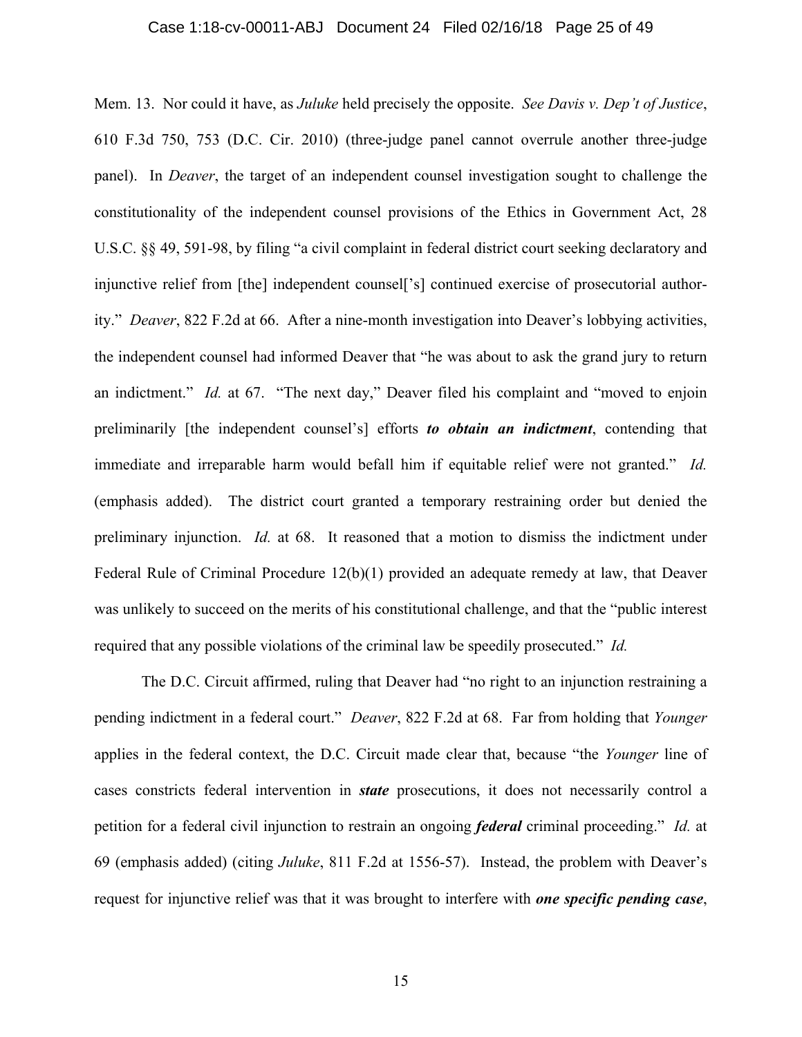Mem. 13. Nor could it have, as *Juluke* held precisely the opposite. *See Davis v. Dep't of Justice*, 610 F.3d 750, 753 (D.C. Cir. 2010) (three-judge panel cannot overrule another three-judge panel). In *Deaver*, the target of an independent counsel investigation sought to challenge the constitutionality of the independent counsel provisions of the Ethics in Government Act, 28 U.S.C. §§ 49, 591-98, by filing "a civil complaint in federal district court seeking declaratory and injunctive relief from [the] independent counsel['s] continued exercise of prosecutorial authority." *Deaver*, 822 F.2d at 66. After a nine-month investigation into Deaver's lobbying activities, the independent counsel had informed Deaver that "he was about to ask the grand jury to return an indictment." *Id.* at 67. "The next day," Deaver filed his complaint and "moved to enjoin preliminarily [the independent counsel's] efforts ***to obtain an indictment***, contending that immediate and irreparable harm would befall him if equitable relief were not granted." *Id.* (emphasis added). The district court granted a temporary restraining order but denied the preliminary injunction. *Id.* at 68. It reasoned that a motion to dismiss the indictment under Federal Rule of Criminal Procedure 12(b)(1) provided an adequate remedy at law, that Deaver was unlikely to succeed on the merits of his constitutional challenge, and that the "public interest required that any possible violations of the criminal law be speedily prosecuted." *Id.*

The D.C. Circuit affirmed, ruling that Deaver had "no right to an injunction restraining a pending indictment in a federal court." *Deaver*, 822 F.2d at 68. Far from holding that *Younger* applies in the federal context, the D.C. Circuit made clear that, because "the *Younger* line of cases constricts federal intervention in ***state*** prosecutions, it does not necessarily control a petition for a federal civil injunction to restrain an ongoing ***federal*** criminal proceeding." *Id.* at 69 (emphasis added) (citing *Juluke*, 811 F.2d at 1556-57). Instead, the problem with Deaver's request for injunctive relief was that it was brought to interfere with ***one specific pending case***,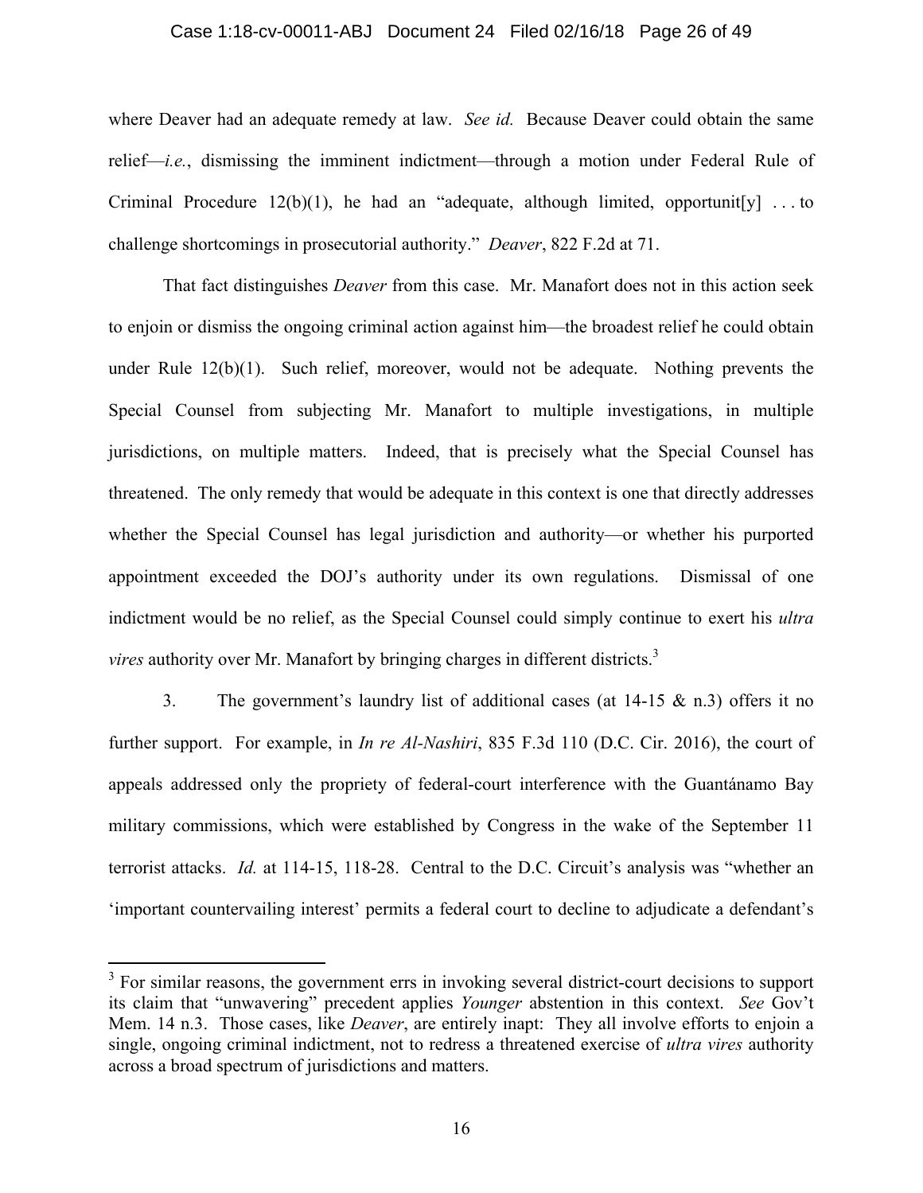where Deaver had an adequate remedy at law. *See id.* Because Deaver could obtain the same relief—*i.e.*, dismissing the imminent indictment—through a motion under Federal Rule of Criminal Procedure 12(b)(1), he had an "adequate, although limited, opportunit[y] . . . to challenge shortcomings in prosecutorial authority." *Deaver*, 822 F.2d at 71.

That fact distinguishes *Deaver* from this case. Mr. Manafort does not in this action seek to enjoin or dismiss the ongoing criminal action against him—the broadest relief he could obtain under Rule 12(b)(1). Such relief, moreover, would not be adequate. Nothing prevents the Special Counsel from subjecting Mr. Manafort to multiple investigations, in multiple jurisdictions, on multiple matters. Indeed, that is precisely what the Special Counsel has threatened. The only remedy that would be adequate in this context is one that directly addresses whether the Special Counsel has legal jurisdiction and authority—or whether his purported appointment exceeded the DOJ's authority under its own regulations. Dismissal of one indictment would be no relief, as the Special Counsel could simply continue to exert his *ultra vires* authority over Mr. Manafort by bringing charges in different districts.[3]

3. The government's laundry list of additional cases (at 14-15 & n.3) offers it no further support. For example, in *In re Al-Nashiri*, 835 F.3d 110 (D.C. Cir. 2016), the court of appeals addressed only the propriety of federal-court interference with the Guantánamo Bay military commissions, which were established by Congress in the wake of the September 11 terrorist attacks. *Id.* at 114-15, 118-28. Central to the D.C. Circuit's analysis was "whether an 'important countervailing interest' permits a federal court to decline to adjudicate a defendant's

---

[3] For similar reasons, the government errs in invoking several district-court decisions to support its claim that "unwavering" precedent applies *Younger* abstention in this context. *See* Gov't Mem. 14 n.3. Those cases, like *Deaver*, are entirely inapt: They all involve efforts to enjoin a single, ongoing criminal indictment, not to redress a threatened exercise of *ultra vires* authority across a broad spectrum of jurisdictions and matters.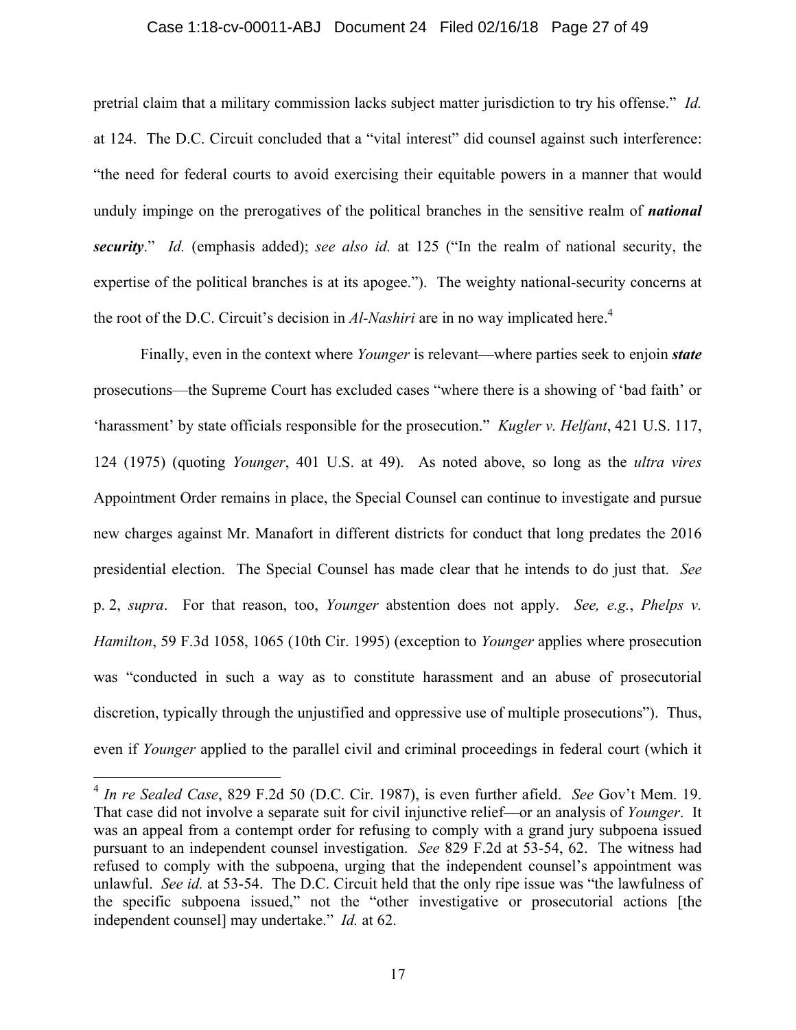pretrial claim that a military commission lacks subject matter jurisdiction to try his offense." *Id.* at 124. The D.C. Circuit concluded that a "vital interest" did counsel against such interference: "the need for federal courts to avoid exercising their equitable powers in a manner that would unduly impinge on the prerogatives of the political branches in the sensitive realm of ***national security***." *Id.* (emphasis added); *see also id.* at 125 ("In the realm of national security, the expertise of the political branches is at its apogee."). The weighty national-security concerns at the root of the D.C. Circuit's decision in *Al-Nashiri* are in no way implicated here.[4]

Finally, even in the context where *Younger* is relevant—where parties seek to enjoin ***state*** prosecutions—the Supreme Court has excluded cases "where there is a showing of 'bad faith' or 'harassment' by state officials responsible for the prosecution." *Kugler v. Helfant*, 421 U.S. 117, 124 (1975) (quoting *Younger*, 401 U.S. at 49). As noted above, so long as the *ultra vires* Appointment Order remains in place, the Special Counsel can continue to investigate and pursue new charges against Mr. Manafort in different districts for conduct that long predates the 2016 presidential election. The Special Counsel has made clear that he intends to do just that. *See* p. 2, *supra*. For that reason, too, *Younger* abstention does not apply. *See, e.g.*, *Phelps v. Hamilton*, 59 F.3d 1058, 1065 (10th Cir. 1995) (exception to *Younger* applies where prosecution was "conducted in such a way as to constitute harassment and an abuse of prosecutorial discretion, typically through the unjustified and oppressive use of multiple prosecutions"). Thus, even if *Younger* applied to the parallel civil and criminal proceedings in federal court (which it

---

[4] *In re Sealed Case*, 829 F.2d 50 (D.C. Cir. 1987), is even further afield. *See* Gov't Mem. 19. That case did not involve a separate suit for civil injunctive relief—or an analysis of *Younger*. It was an appeal from a contempt order for refusing to comply with a grand jury subpoena issued pursuant to an independent counsel investigation. *See* 829 F.2d at 53-54, 62. The witness had refused to comply with the subpoena, urging that the independent counsel's appointment was unlawful. *See id.* at 53-54. The D.C. Circuit held that the only ripe issue was "the lawfulness of the specific subpoena issued," not the "other investigative or prosecutorial actions [the independent counsel] may undertake." *Id.* at 62.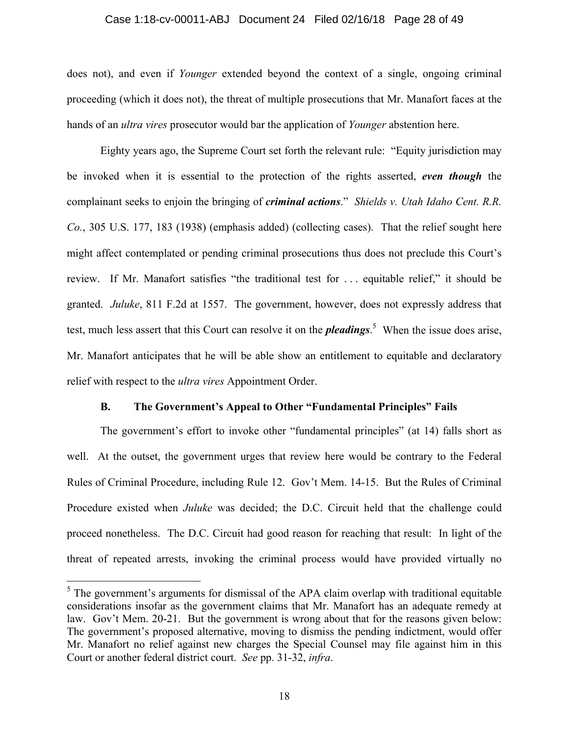does not), and even if *Younger* extended beyond the context of a single, ongoing criminal proceeding (which it does not), the threat of multiple prosecutions that Mr. Manafort faces at the hands of an *ultra vires* prosecutor would bar the application of *Younger* abstention here.

Eighty years ago, the Supreme Court set forth the relevant rule: "Equity jurisdiction may be invoked when it is essential to the protection of the rights asserted, ***even though*** the complainant seeks to enjoin the bringing of ***criminal actions***." *Shields v. Utah Idaho Cent. R.R. Co.*, 305 U.S. 177, 183 (1938) (emphasis added) (collecting cases). That the relief sought here might affect contemplated or pending criminal prosecutions thus does not preclude this Court's review. If Mr. Manafort satisfies "the traditional test for . . . equitable relief," it should be granted. *Juluke*, 811 F.2d at 1557. The government, however, does not expressly address that test, much less assert that this Court can resolve it on the ***pleadings***.[5] When the issue does arise, Mr. Manafort anticipates that he will be able show an entitlement to equitable and declaratory relief with respect to the *ultra vires* Appointment Order.

### B. The Government's Appeal to Other "Fundamental Principles" Fails

The government's effort to invoke other "fundamental principles" (at 14) falls short as well. At the outset, the government urges that review here would be contrary to the Federal Rules of Criminal Procedure, including Rule 12. Gov't Mem. 14-15. But the Rules of Criminal Procedure existed when *Juluke* was decided; the D.C. Circuit held that the challenge could proceed nonetheless. The D.C. Circuit had good reason for reaching that result: In light of the threat of repeated arrests, invoking the criminal process would have provided virtually no

---

[5] The government's arguments for dismissal of the APA claim overlap with traditional equitable considerations insofar as the government claims that Mr. Manafort has an adequate remedy at law. Gov't Mem. 20-21. But the government is wrong about that for the reasons given below: The government's proposed alternative, moving to dismiss the pending indictment, would offer Mr. Manafort no relief against new charges the Special Counsel may file against him in this Court or another federal district court. *See* pp. 31-32, *infra*.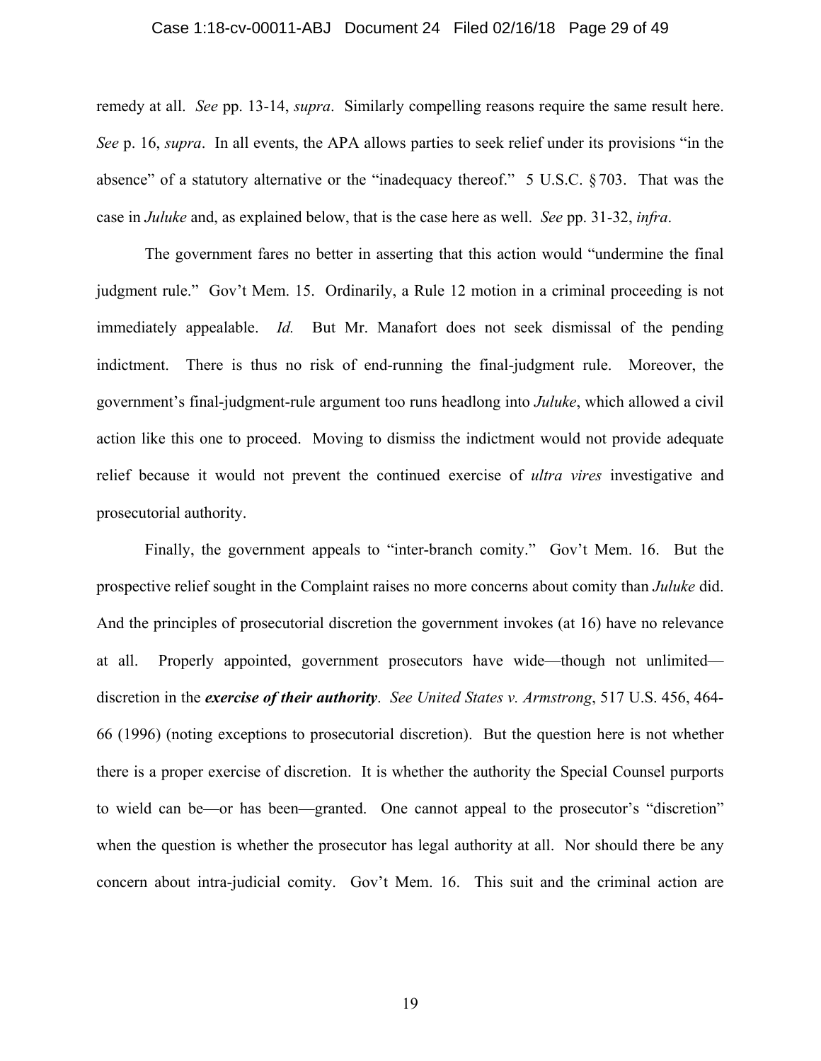remedy at all. *See* pp. 13-14, *supra*. Similarly compelling reasons require the same result here. *See* p. 16, *supra*. In all events, the APA allows parties to seek relief under its provisions "in the absence" of a statutory alternative or the "inadequacy thereof." 5 U.S.C. § 703. That was the case in *Juluke* and, as explained below, that is the case here as well. *See* pp. 31-32, *infra*.

The government fares no better in asserting that this action would "undermine the final judgment rule." Gov't Mem. 15. Ordinarily, a Rule 12 motion in a criminal proceeding is not immediately appealable. *Id.* But Mr. Manafort does not seek dismissal of the pending indictment. There is thus no risk of end-running the final-judgment rule. Moreover, the government's final-judgment-rule argument too runs headlong into *Juluke*, which allowed a civil action like this one to proceed. Moving to dismiss the indictment would not provide adequate relief because it would not prevent the continued exercise of *ultra vires* investigative and prosecutorial authority.

Finally, the government appeals to "inter-branch comity." Gov't Mem. 16. But the prospective relief sought in the Complaint raises no more concerns about comity than *Juluke* did. And the principles of prosecutorial discretion the government invokes (at 16) have no relevance at all. Properly appointed, government prosecutors have wide—though not unlimited—discretion in the ***exercise of their authority***. *See United States v. Armstrong*, 517 U.S. 456, 464-66 (1996) (noting exceptions to prosecutorial discretion). But the question here is not whether there is a proper exercise of discretion. It is whether the authority the Special Counsel purports to wield can be—or has been—granted. One cannot appeal to the prosecutor's "discretion" when the question is whether the prosecutor has legal authority at all. Nor should there be any concern about intra-judicial comity. Gov't Mem. 16. This suit and the criminal action are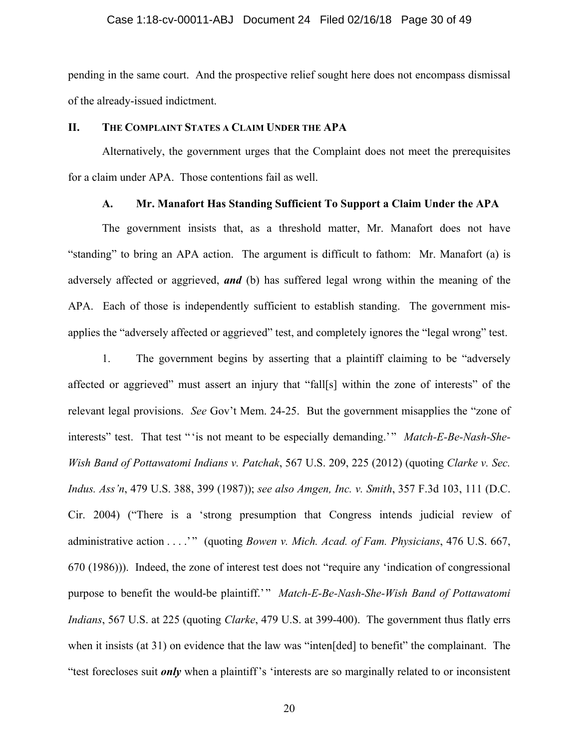pending in the same court. And the prospective relief sought here does not encompass dismissal of the already-issued indictment.

## II. THE COMPLAINT STATES A CLAIM UNDER THE APA

Alternatively, the government urges that the Complaint does not meet the prerequisites for a claim under APA. Those contentions fail as well.

### A. Mr. Manafort Has Standing Sufficient To Support a Claim Under the APA

The government insists that, as a threshold matter, Mr. Manafort does not have "standing" to bring an APA action. The argument is difficult to fathom: Mr. Manafort (a) is adversely affected or aggrieved, ***and*** (b) has suffered legal wrong within the meaning of the APA. Each of those is independently sufficient to establish standing. The government mis-applies the "adversely affected or aggrieved" test, and completely ignores the "legal wrong" test.

1. The government begins by asserting that a plaintiff claiming to be "adversely affected or aggrieved" must assert an injury that "fall[s] within the zone of interests" of the relevant legal provisions. *See* Gov't Mem. 24-25. But the government misapplies the "zone of interests" test. That test " 'is not meant to be especially demanding.' " *Match-E-Be-Nash-She-Wish Band of Pottawatomi Indians v. Patchak*, 567 U.S. 209, 225 (2012) (quoting *Clarke v. Sec. Indus. Ass'n*, 479 U.S. 388, 399 (1987)); *see also Amgen, Inc. v. Smith*, 357 F.3d 103, 111 (D.C. Cir. 2004) ("There is a 'strong presumption that Congress intends judicial review of administrative action . . . .' " (quoting *Bowen v. Mich. Acad. of Fam. Physicians*, 476 U.S. 667, 670 (1986))). Indeed, the zone of interest test does not "require any 'indication of congressional purpose to benefit the would-be plaintiff.' " *Match-E-Be-Nash-She-Wish Band of Pottawatomi Indians*, 567 U.S. at 225 (quoting *Clarke*, 479 U.S. at 399-400). The government thus flatly errs when it insists (at 31) on evidence that the law was "inten[ded] to benefit" the complainant. The "test forecloses suit ***only*** when a plaintiff's 'interests are so marginally related to or inconsistent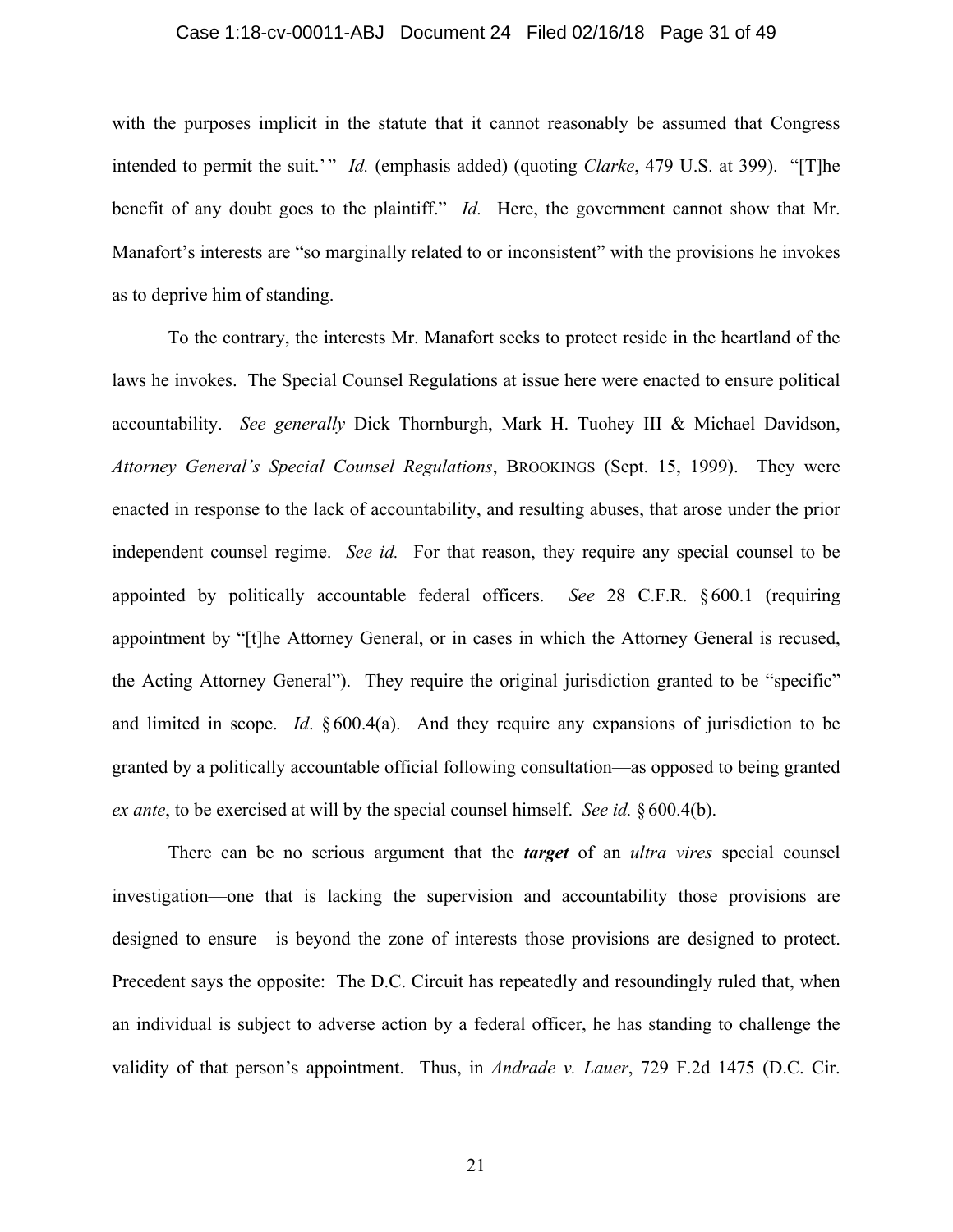with the purposes implicit in the statute that it cannot reasonably be assumed that Congress intended to permit the suit.'" *Id.* (emphasis added) (quoting *Clarke*, 479 U.S. at 399). "[T]he benefit of any doubt goes to the plaintiff." *Id.* Here, the government cannot show that Mr. Manafort's interests are "so marginally related to or inconsistent" with the provisions he invokes as to deprive him of standing.

To the contrary, the interests Mr. Manafort seeks to protect reside in the heartland of the laws he invokes. The Special Counsel Regulations at issue here were enacted to ensure political accountability. *See generally* Dick Thornburgh, Mark H. Tuohey III & Michael Davidson, *Attorney General's Special Counsel Regulations*, BROOKINGS (Sept. 15, 1999). They were enacted in response to the lack of accountability, and resulting abuses, that arose under the prior independent counsel regime. *See id.* For that reason, they require any special counsel to be appointed by politically accountable federal officers. *See* 28 C.F.R. § 600.1 (requiring appointment by "[t]he Attorney General, or in cases in which the Attorney General is recused, the Acting Attorney General"). They require the original jurisdiction granted to be "specific" and limited in scope. *Id*. § 600.4(a). And they require any expansions of jurisdiction to be granted by a politically accountable official following consultation—as opposed to being granted *ex ante*, to be exercised at will by the special counsel himself. *See id.* § 600.4(b).

There can be no serious argument that the ***target*** of an *ultra vires* special counsel investigation—one that is lacking the supervision and accountability those provisions are designed to ensure—is beyond the zone of interests those provisions are designed to protect. Precedent says the opposite: The D.C. Circuit has repeatedly and resoundingly ruled that, when an individual is subject to adverse action by a federal officer, he has standing to challenge the validity of that person's appointment. Thus, in *Andrade v. Lauer*, 729 F.2d 1475 (D.C. Cir.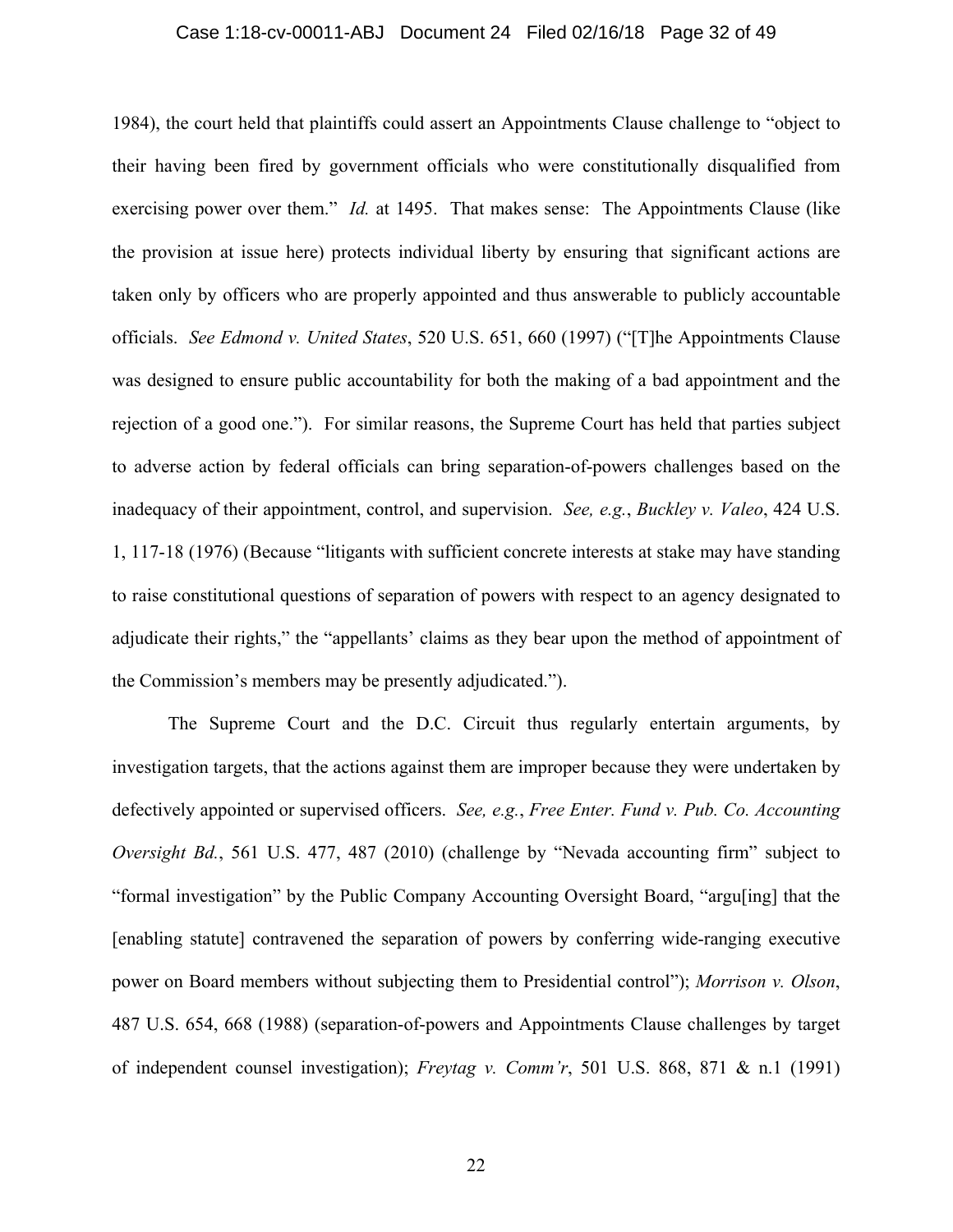1984), the court held that plaintiffs could assert an Appointments Clause challenge to "object to their having been fired by government officials who were constitutionally disqualified from exercising power over them." *Id.* at 1495. That makes sense: The Appointments Clause (like the provision at issue here) protects individual liberty by ensuring that significant actions are taken only by officers who are properly appointed and thus answerable to publicly accountable officials. *See Edmond v. United States*, 520 U.S. 651, 660 (1997) ("[T]he Appointments Clause was designed to ensure public accountability for both the making of a bad appointment and the rejection of a good one."). For similar reasons, the Supreme Court has held that parties subject to adverse action by federal officials can bring separation-of-powers challenges based on the inadequacy of their appointment, control, and supervision. *See, e.g.*, *Buckley v. Valeo*, 424 U.S. 1, 117-18 (1976) (Because "litigants with sufficient concrete interests at stake may have standing to raise constitutional questions of separation of powers with respect to an agency designated to adjudicate their rights," the "appellants' claims as they bear upon the method of appointment of the Commission's members may be presently adjudicated.").

The Supreme Court and the D.C. Circuit thus regularly entertain arguments, by investigation targets, that the actions against them are improper because they were undertaken by defectively appointed or supervised officers. *See, e.g.*, *Free Enter. Fund v. Pub. Co. Accounting Oversight Bd.*, 561 U.S. 477, 487 (2010) (challenge by "Nevada accounting firm" subject to "formal investigation" by the Public Company Accounting Oversight Board, "argu[ing] that the [enabling statute] contravened the separation of powers by conferring wide-ranging executive power on Board members without subjecting them to Presidential control"); *Morrison v. Olson*, 487 U.S. 654, 668 (1988) (separation-of-powers and Appointments Clause challenges by target of independent counsel investigation); *Freytag v. Comm'r*, 501 U.S. 868, 871 & n.1 (1991)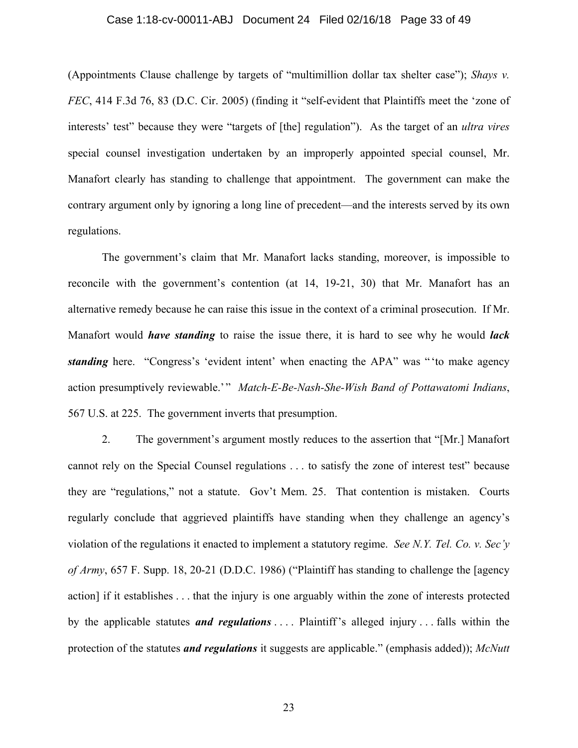(Appointments Clause challenge by targets of "multimillion dollar tax shelter case"); *Shays v. FEC*, 414 F.3d 76, 83 (D.C. Cir. 2005) (finding it "self-evident that Plaintiffs meet the 'zone of interests' test" because they were "targets of [the] regulation"). As the target of an *ultra vires* special counsel investigation undertaken by an improperly appointed special counsel, Mr. Manafort clearly has standing to challenge that appointment. The government can make the contrary argument only by ignoring a long line of precedent—and the interests served by its own regulations.

The government's claim that Mr. Manafort lacks standing, moreover, is impossible to reconcile with the government's contention (at 14, 19-21, 30) that Mr. Manafort has an alternative remedy because he can raise this issue in the context of a criminal prosecution. If Mr. Manafort would ***have standing*** to raise the issue there, it is hard to see why he would ***lack standing*** here. "Congress's 'evident intent' when enacting the APA" was "'to make agency action presumptively reviewable.'" *Match-E-Be-Nash-She-Wish Band of Pottawatomi Indians*, 567 U.S. at 225. The government inverts that presumption.

2. The government's argument mostly reduces to the assertion that "[Mr.] Manafort cannot rely on the Special Counsel regulations . . . to satisfy the zone of interest test" because they are "regulations," not a statute. Gov't Mem. 25. That contention is mistaken. Courts regularly conclude that aggrieved plaintiffs have standing when they challenge an agency's violation of the regulations it enacted to implement a statutory regime. *See N.Y. Tel. Co. v. Sec'y of Army*, 657 F. Supp. 18, 20-21 (D.D.C. 1986) ("Plaintiff has standing to challenge the [agency action] if it establishes . . . that the injury is one arguably within the zone of interests protected by the applicable statutes ***and regulations*** . . . . Plaintiff's alleged injury . . . falls within the protection of the statutes ***and regulations*** it suggests are applicable." (emphasis added)); *McNutt*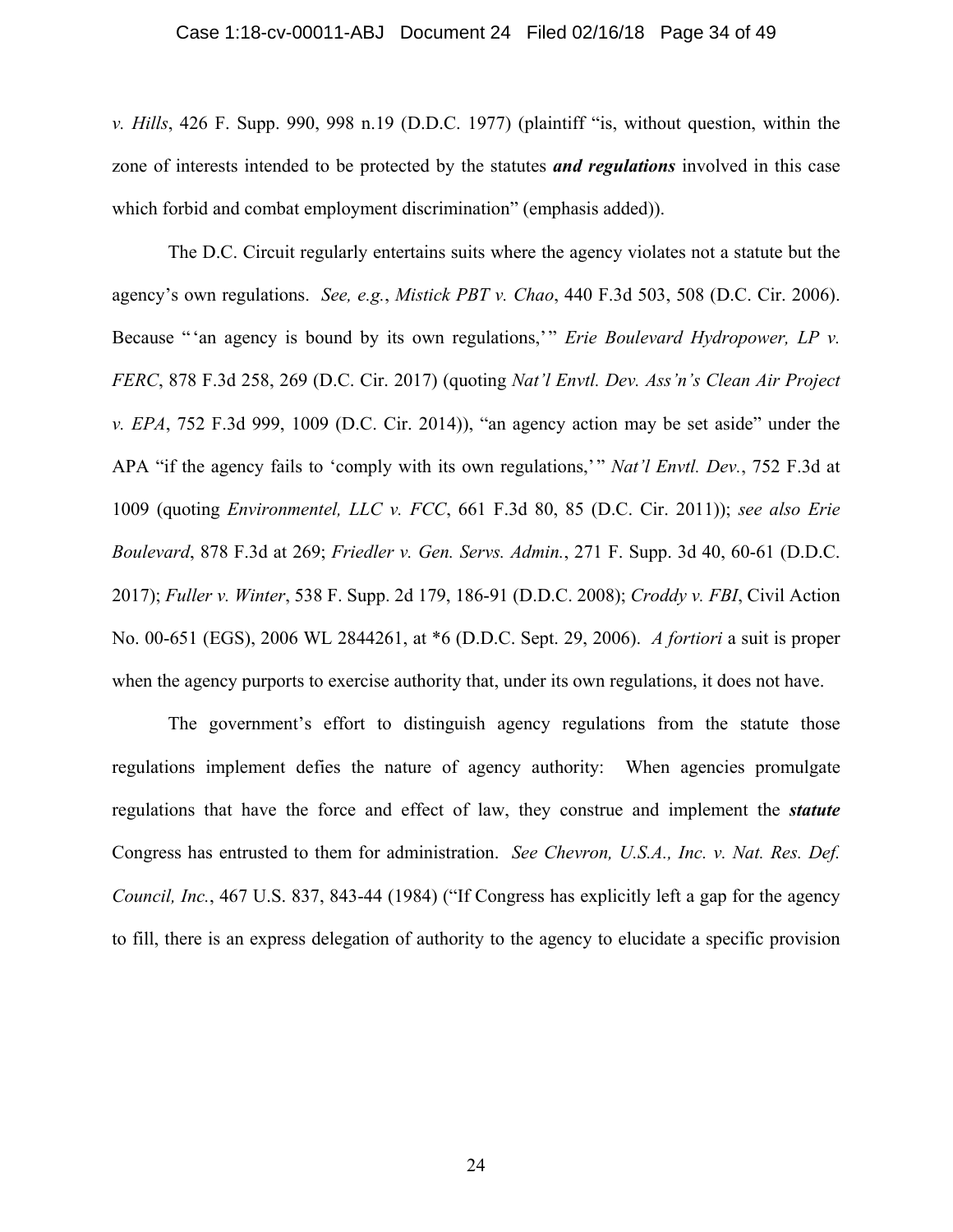*v. Hills*, 426 F. Supp. 990, 998 n.19 (D.D.C. 1977) (plaintiff "is, without question, within the zone of interests intended to be protected by the statutes ***and regulations*** involved in this case which forbid and combat employment discrimination" (emphasis added)).

The D.C. Circuit regularly entertains suits where the agency violates not a statute but the agency's own regulations. *See, e.g.*, *Mistick PBT v. Chao*, 440 F.3d 503, 508 (D.C. Cir. 2006). Because "'an agency is bound by its own regulations,'" *Erie Boulevard Hydropower, LP v. FERC*, 878 F.3d 258, 269 (D.C. Cir. 2017) (quoting *Nat'l Envtl. Dev. Ass'n's Clean Air Project v. EPA*, 752 F.3d 999, 1009 (D.C. Cir. 2014)), "an agency action may be set aside" under the APA "if the agency fails to 'comply with its own regulations,'" *Nat'l Envtl. Dev.*, 752 F.3d at 1009 (quoting *Environmentel, LLC v. FCC*, 661 F.3d 80, 85 (D.C. Cir. 2011)); *see also Erie Boulevard*, 878 F.3d at 269; *Friedler v. Gen. Servs. Admin.*, 271 F. Supp. 3d 40, 60-61 (D.D.C. 2017); *Fuller v. Winter*, 538 F. Supp. 2d 179, 186-91 (D.D.C. 2008); *Croddy v. FBI*, Civil Action No. 00-651 (EGS), 2006 WL 2844261, at *6 (D.D.C. Sept. 29, 2006). *A fortiori* a suit is proper when the agency purports to exercise authority that, under its own regulations, it does not have.

The government's effort to distinguish agency regulations from the statute those regulations implement defies the nature of agency authority: When agencies promulgate regulations that have the force and effect of law, they construe and implement the ***statute*** Congress has entrusted to them for administration. *See Chevron, U.S.A., Inc. v. Nat. Res. Def. Council, Inc.*, 467 U.S. 837, 843-44 (1984) ("If Congress has explicitly left a gap for the agency to fill, there is an express delegation of authority to the agency to elucidate a specific provision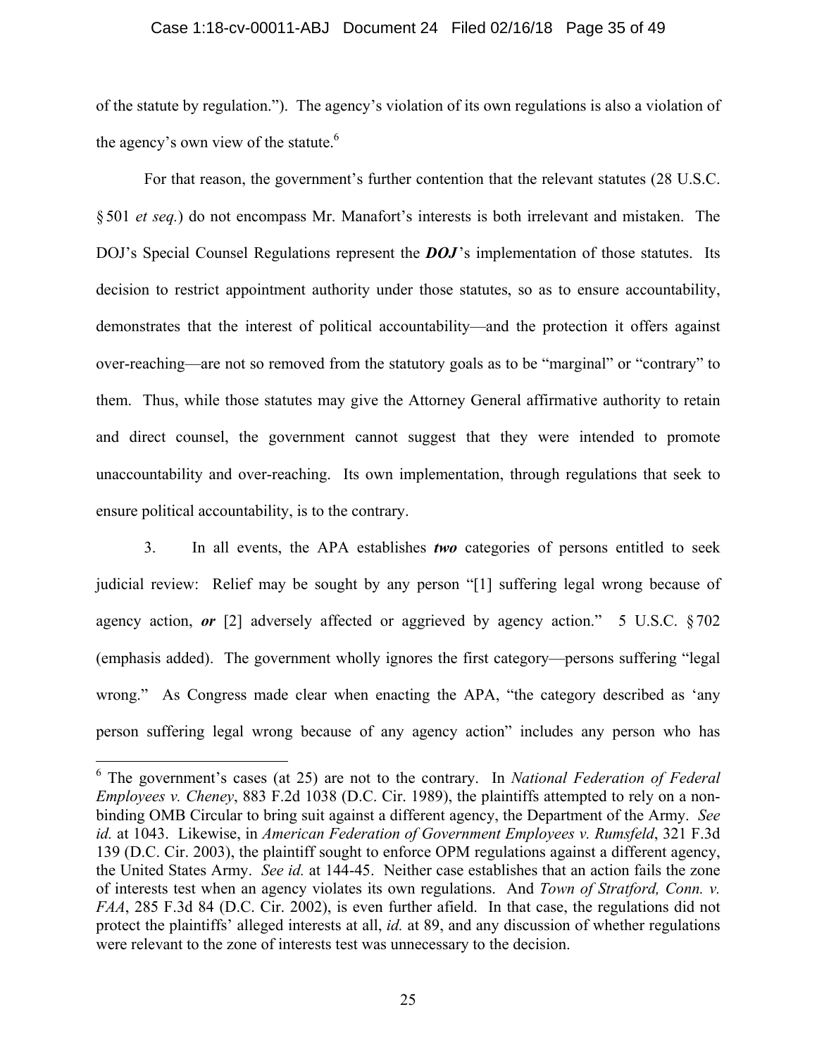of the statute by regulation."). The agency's violation of its own regulations is also a violation of the agency's own view of the statute.[6]

For that reason, the government's further contention that the relevant statutes (28 U.S.C. § 501 *et seq.*) do not encompass Mr. Manafort's interests is both irrelevant and mistaken. The DOJ's Special Counsel Regulations represent the ***DOJ***'s implementation of those statutes. Its decision to restrict appointment authority under those statutes, so as to ensure accountability, demonstrates that the interest of political accountability—and the protection it offers against over-reaching—are not so removed from the statutory goals as to be "marginal" or "contrary" to them. Thus, while those statutes may give the Attorney General affirmative authority to retain and direct counsel, the government cannot suggest that they were intended to promote unaccountability and over-reaching. Its own implementation, through regulations that seek to ensure political accountability, is to the contrary.

3. In all events, the APA establishes ***two*** categories of persons entitled to seek judicial review: Relief may be sought by any person "[1] suffering legal wrong because of agency action, ***or*** [2] adversely affected or aggrieved by agency action." 5 U.S.C. § 702 (emphasis added). The government wholly ignores the first category—persons suffering "legal wrong." As Congress made clear when enacting the APA, "the category described as 'any person suffering legal wrong because of any agency action" includes any person who has

---

[6] The government's cases (at 25) are not to the contrary. In *National Federation of Federal Employees v. Cheney*, 883 F.2d 1038 (D.C. Cir. 1989), the plaintiffs attempted to rely on a non-binding OMB Circular to bring suit against a different agency, the Department of the Army. *See id.* at 1043. Likewise, in *American Federation of Government Employees v. Rumsfeld*, 321 F.3d 139 (D.C. Cir. 2003), the plaintiff sought to enforce OPM regulations against a different agency, the United States Army. *See id.* at 144-45. Neither case establishes that an action fails the zone of interests test when an agency violates its own regulations. And *Town of Stratford, Conn. v. FAA*, 285 F.3d 84 (D.C. Cir. 2002), is even further afield. In that case, the regulations did not protect the plaintiffs' alleged interests at all, *id.* at 89, and any discussion of whether regulations were relevant to the zone of interests test was unnecessary to the decision.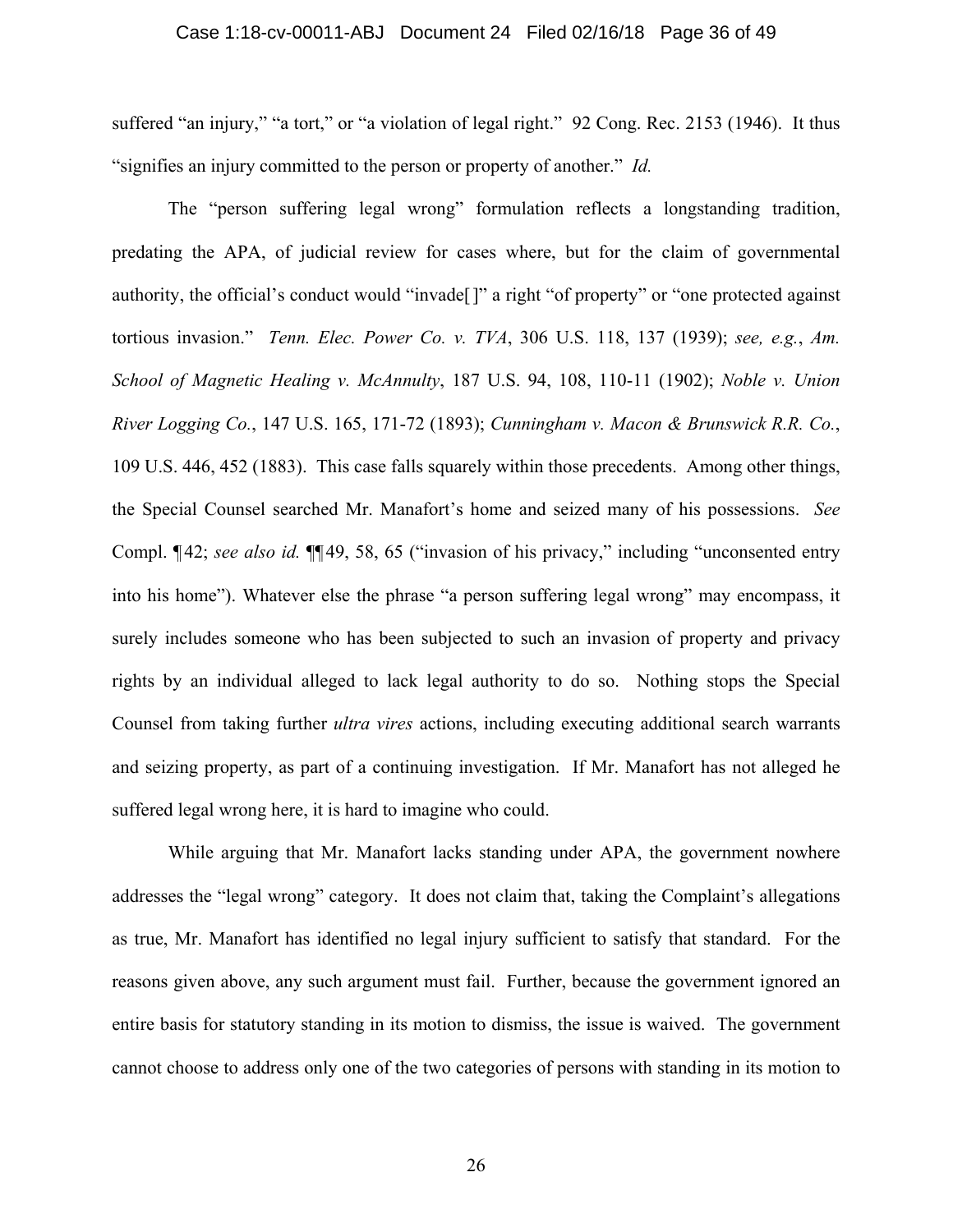suffered "an injury," "a tort," or "a violation of legal right." 92 Cong. Rec. 2153 (1946). It thus "signifies an injury committed to the person or property of another." *Id.*

The "person suffering legal wrong" formulation reflects a longstanding tradition, predating the APA, of judicial review for cases where, but for the claim of governmental authority, the official's conduct would "invade[ ]" a right "of property" or "one protected against tortious invasion." *Tenn. Elec. Power Co. v. TVA*, 306 U.S. 118, 137 (1939); *see, e.g.*, *Am. School of Magnetic Healing v. McAnnulty*, 187 U.S. 94, 108, 110-11 (1902); *Noble v. Union River Logging Co.*, 147 U.S. 165, 171-72 (1893); *Cunningham v. Macon & Brunswick R.R. Co.*, 109 U.S. 446, 452 (1883). This case falls squarely within those precedents. Among other things, the Special Counsel searched Mr. Manafort's home and seized many of his possessions. *See* Compl. ¶42; *see also id.* ¶¶49, 58, 65 ("invasion of his privacy," including "unconsented entry into his home"). Whatever else the phrase "a person suffering legal wrong" may encompass, it surely includes someone who has been subjected to such an invasion of property and privacy rights by an individual alleged to lack legal authority to do so. Nothing stops the Special Counsel from taking further *ultra vires* actions, including executing additional search warrants and seizing property, as part of a continuing investigation. If Mr. Manafort has not alleged he suffered legal wrong here, it is hard to imagine who could.

While arguing that Mr. Manafort lacks standing under APA, the government nowhere addresses the "legal wrong" category. It does not claim that, taking the Complaint's allegations as true, Mr. Manafort has identified no legal injury sufficient to satisfy that standard. For the reasons given above, any such argument must fail. Further, because the government ignored an entire basis for statutory standing in its motion to dismiss, the issue is waived. The government cannot choose to address only one of the two categories of persons with standing in its motion to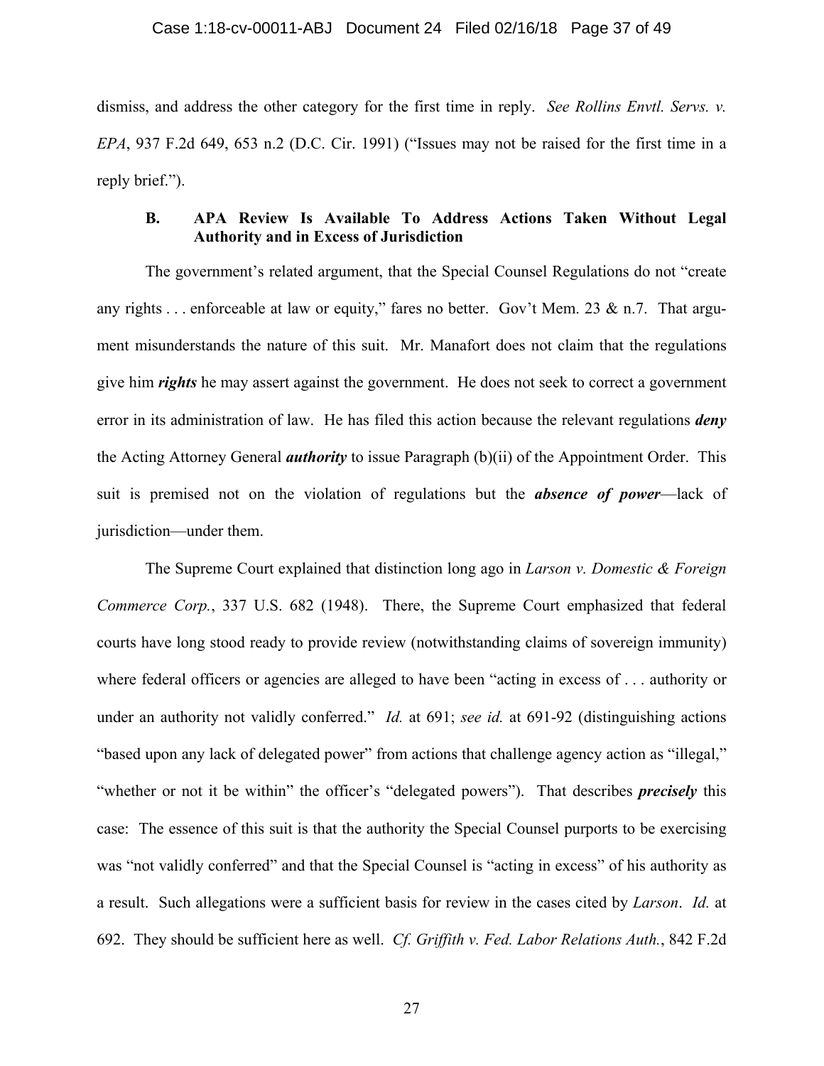dismiss, and address the other category for the first time in reply. *See Rollins Envtl. Servs. v. EPA*, 937 F.2d 649, 653 n.2 (D.C. Cir. 1991) ("Issues may not be raised for the first time in a reply brief.").

### B. APA Review Is Available To Address Actions Taken Without Legal Authority and in Excess of Jurisdiction

The government's related argument, that the Special Counsel Regulations do not "create any rights . . . enforceable at law or equity," fares no better. Gov't Mem. 23 & n.7. That argument misunderstands the nature of this suit. Mr. Manafort does not claim that the regulations give him ***rights*** he may assert against the government. He does not seek to correct a government error in its administration of law. He has filed this action because the relevant regulations ***deny*** the Acting Attorney General ***authority*** to issue Paragraph (b)(ii) of the Appointment Order. This suit is premised not on the violation of regulations but the ***absence of power***—lack of jurisdiction—under them.

The Supreme Court explained that distinction long ago in *Larson v. Domestic & Foreign Commerce Corp.*, 337 U.S. 682 (1948). There, the Supreme Court emphasized that federal courts have long stood ready to provide review (notwithstanding claims of sovereign immunity) where federal officers or agencies are alleged to have been "acting in excess of . . . authority or under an authority not validly conferred." *Id.* at 691; *see id.* at 691-92 (distinguishing actions "based upon any lack of delegated power" from actions that challenge agency action as "illegal," "whether or not it be within" the officer's "delegated powers"). That describes ***precisely*** this case: The essence of this suit is that the authority the Special Counsel purports to be exercising was "not validly conferred" and that the Special Counsel is "acting in excess" of his authority as a result. Such allegations were a sufficient basis for review in the cases cited by *Larson*. *Id.* at 692. They should be sufficient here as well. *Cf. Griffith v. Fed. Labor Relations Auth.*, 842 F.2d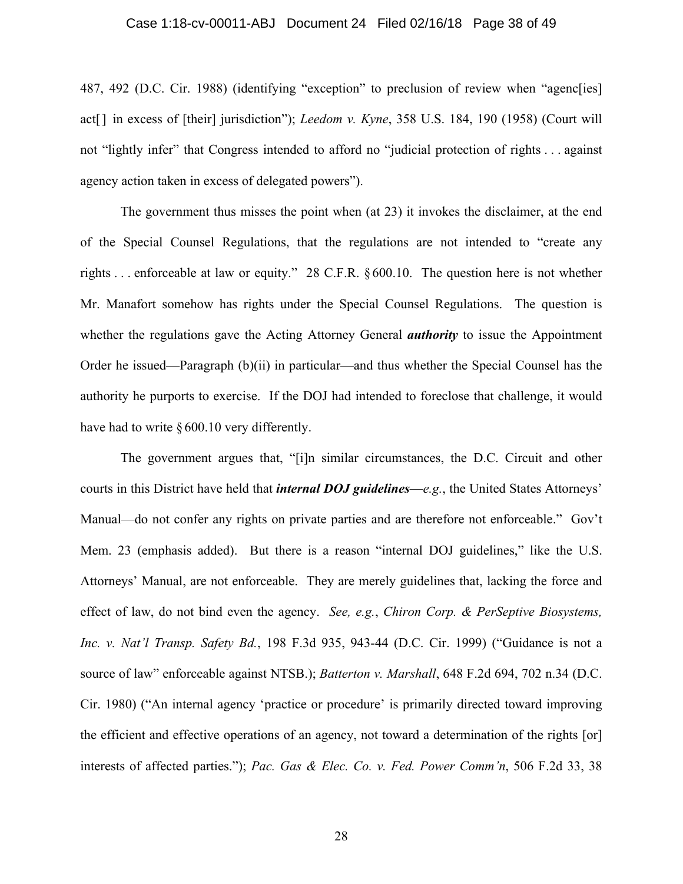487, 492 (D.C. Cir. 1988) (identifying "exception" to preclusion of review when "agenc[ies] act[ ] in excess of [their] jurisdiction"); *Leedom v. Kyne*, 358 U.S. 184, 190 (1958) (Court will not "lightly infer" that Congress intended to afford no "judicial protection of rights . . . against agency action taken in excess of delegated powers").

The government thus misses the point when (at 23) it invokes the disclaimer, at the end of the Special Counsel Regulations, that the regulations are not intended to "create any rights . . . enforceable at law or equity." 28 C.F.R. § 600.10. The question here is not whether Mr. Manafort somehow has rights under the Special Counsel Regulations. The question is whether the regulations gave the Acting Attorney General ***authority*** to issue the Appointment Order he issued—Paragraph (b)(ii) in particular—and thus whether the Special Counsel has the authority he purports to exercise. If the DOJ had intended to foreclose that challenge, it would have had to write § 600.10 very differently.

The government argues that, "[i]n similar circumstances, the D.C. Circuit and other courts in this District have held that ***internal DOJ guidelines***—*e.g.*, the United States Attorneys' Manual—do not confer any rights on private parties and are therefore not enforceable." Gov't Mem. 23 (emphasis added). But there is a reason "internal DOJ guidelines," like the U.S. Attorneys' Manual, are not enforceable. They are merely guidelines that, lacking the force and effect of law, do not bind even the agency. *See, e.g.*, *Chiron Corp. & PerSeptive Biosystems, Inc. v. Nat'l Transp. Safety Bd.*, 198 F.3d 935, 943-44 (D.C. Cir. 1999) ("Guidance is not a source of law" enforceable against NTSB.); *Batterton v. Marshall*, 648 F.2d 694, 702 n.34 (D.C. Cir. 1980) ("An internal agency 'practice or procedure' is primarily directed toward improving the efficient and effective operations of an agency, not toward a determination of the rights [or] interests of affected parties."); *Pac. Gas & Elec. Co. v. Fed. Power Comm'n*, 506 F.2d 33, 38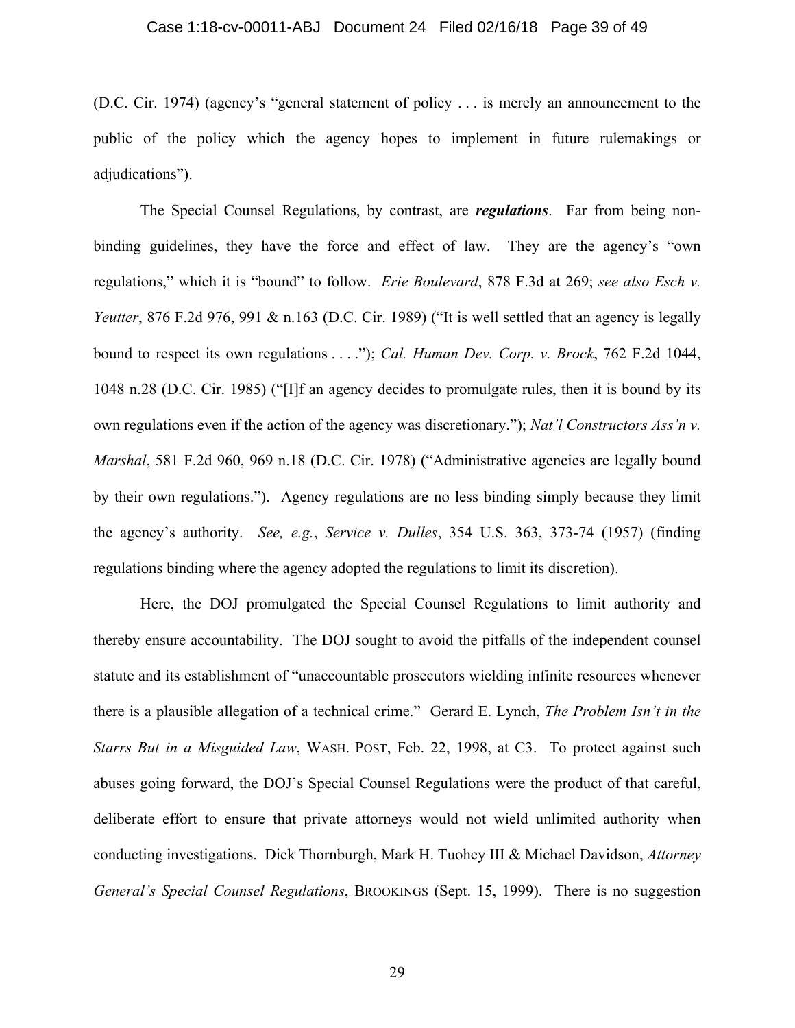(D.C. Cir. 1974) (agency's "general statement of policy . . . is merely an announcement to the public of the policy which the agency hopes to implement in future rulemakings or adjudications").

The Special Counsel Regulations, by contrast, are ***regulations***. Far from being non-binding guidelines, they have the force and effect of law. They are the agency's "own regulations," which it is "bound" to follow. *Erie Boulevard*, 878 F.3d at 269; *see also Esch v. Yeutter*, 876 F.2d 976, 991 & n.163 (D.C. Cir. 1989) ("It is well settled that an agency is legally bound to respect its own regulations . . . ."); *Cal. Human Dev. Corp. v. Brock*, 762 F.2d 1044, 1048 n.28 (D.C. Cir. 1985) ("[I]f an agency decides to promulgate rules, then it is bound by its own regulations even if the action of the agency was discretionary."); *Nat'l Constructors Ass'n v. Marshal*, 581 F.2d 960, 969 n.18 (D.C. Cir. 1978) ("Administrative agencies are legally bound by their own regulations."). Agency regulations are no less binding simply because they limit the agency's authority. *See, e.g.*, *Service v. Dulles*, 354 U.S. 363, 373-74 (1957) (finding regulations binding where the agency adopted the regulations to limit its discretion).

Here, the DOJ promulgated the Special Counsel Regulations to limit authority and thereby ensure accountability. The DOJ sought to avoid the pitfalls of the independent counsel statute and its establishment of "unaccountable prosecutors wielding infinite resources whenever there is a plausible allegation of a technical crime." Gerard E. Lynch, *The Problem Isn't in the Starrs But in a Misguided Law*, WASH. POST, Feb. 22, 1998, at C3. To protect against such abuses going forward, the DOJ's Special Counsel Regulations were the product of that careful, deliberate effort to ensure that private attorneys would not wield unlimited authority when conducting investigations. Dick Thornburgh, Mark H. Tuohey III & Michael Davidson, *Attorney General's Special Counsel Regulations*, BROOKINGS (Sept. 15, 1999). There is no suggestion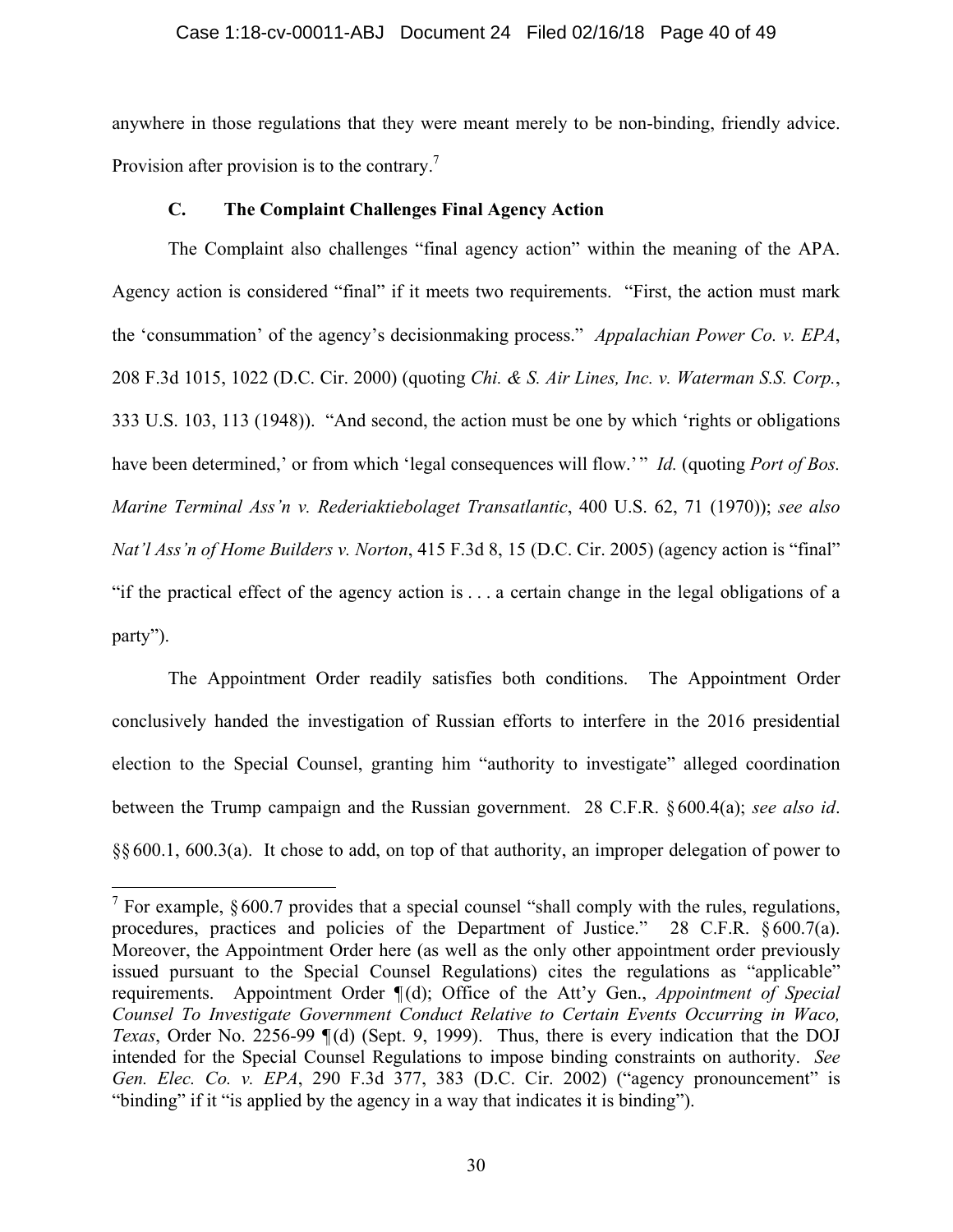anywhere in those regulations that they were meant merely to be non-binding, friendly advice. Provision after provision is to the contrary.[7]

### C. The Complaint Challenges Final Agency Action

The Complaint also challenges "final agency action" within the meaning of the APA. Agency action is considered "final" if it meets two requirements. "First, the action must mark the 'consummation' of the agency's decisionmaking process." *Appalachian Power Co. v. EPA*, 208 F.3d 1015, 1022 (D.C. Cir. 2000) (quoting *Chi. & S. Air Lines, Inc. v. Waterman S.S. Corp.*, 333 U.S. 103, 113 (1948)). "And second, the action must be one by which 'rights or obligations have been determined,' or from which 'legal consequences will flow.'" *Id.* (quoting *Port of Bos. Marine Terminal Ass'n v. Rederiaktiebolaget Transatlantic*, 400 U.S. 62, 71 (1970)); *see also Nat'l Ass'n of Home Builders v. Norton*, 415 F.3d 8, 15 (D.C. Cir. 2005) (agency action is "final" "if the practical effect of the agency action is . . . a certain change in the legal obligations of a party").

The Appointment Order readily satisfies both conditions. The Appointment Order conclusively handed the investigation of Russian efforts to interfere in the 2016 presidential election to the Special Counsel, granting him "authority to investigate" alleged coordination between the Trump campaign and the Russian government. 28 C.F.R. § 600.4(a); *see also id*. §§ 600.1, 600.3(a). It chose to add, on top of that authority, an improper delegation of power to

---

[7] For example, § 600.7 provides that a special counsel "shall comply with the rules, regulations, procedures, practices and policies of the Department of Justice." 28 C.F.R. § 600.7(a). Moreover, the Appointment Order here (as well as the only other appointment order previously issued pursuant to the Special Counsel Regulations) cites the regulations as "applicable" requirements. Appointment Order ¶ (d); Office of the Att'y Gen., *Appointment of Special Counsel To Investigate Government Conduct Relative to Certain Events Occurring in Waco, Texas*, Order No. 2256-99 ¶ (d) (Sept. 9, 1999). Thus, there is every indication that the DOJ intended for the Special Counsel Regulations to impose binding constraints on authority. *See Gen. Elec. Co. v. EPA*, 290 F.3d 377, 383 (D.C. Cir. 2002) ("agency pronouncement" is "binding" if it "is applied by the agency in a way that indicates it is binding").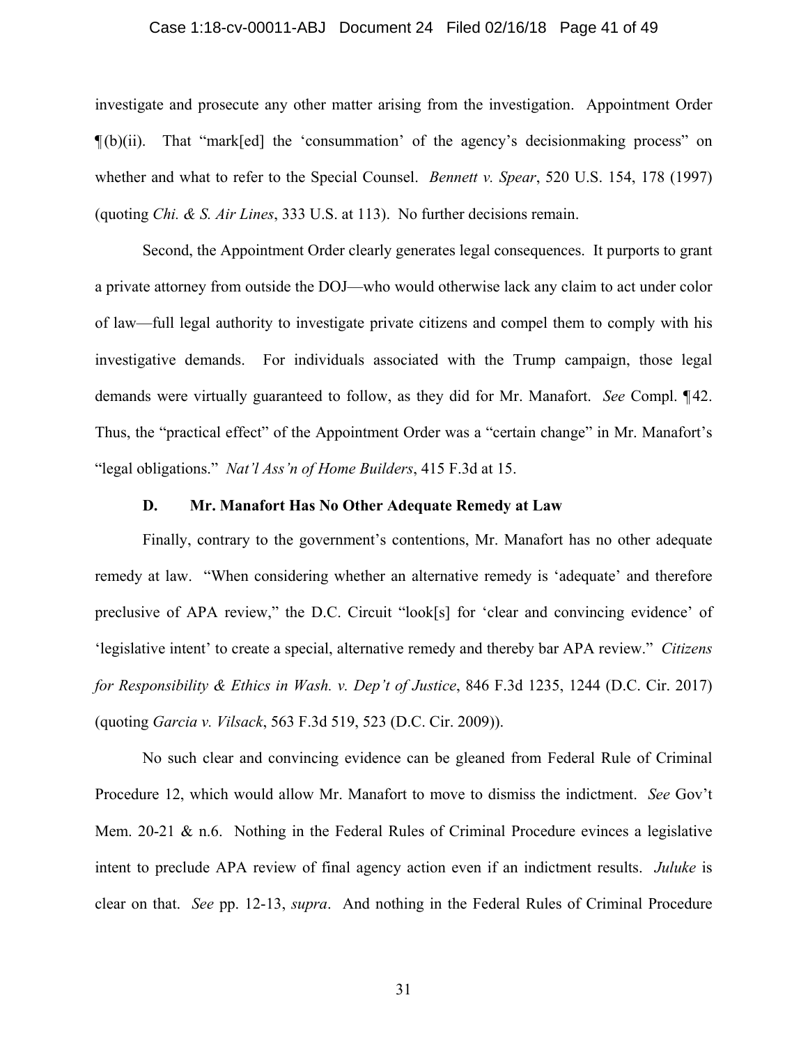investigate and prosecute any other matter arising from the investigation. Appointment Order ¶(b)(ii). That "mark[ed] the 'consummation' of the agency's decisionmaking process" on whether and what to refer to the Special Counsel. *Bennett v. Spear*, 520 U.S. 154, 178 (1997) (quoting *Chi. & S. Air Lines*, 333 U.S. at 113). No further decisions remain.

Second, the Appointment Order clearly generates legal consequences. It purports to grant a private attorney from outside the DOJ—who would otherwise lack any claim to act under color of law—full legal authority to investigate private citizens and compel them to comply with his investigative demands. For individuals associated with the Trump campaign, those legal demands were virtually guaranteed to follow, as they did for Mr. Manafort. *See* Compl. ¶42. Thus, the "practical effect" of the Appointment Order was a "certain change" in Mr. Manafort's "legal obligations." *Nat'l Ass'n of Home Builders*, 415 F.3d at 15.

### D. Mr. Manafort Has No Other Adequate Remedy at Law

Finally, contrary to the government's contentions, Mr. Manafort has no other adequate remedy at law. "When considering whether an alternative remedy is 'adequate' and therefore preclusive of APA review," the D.C. Circuit "look[s] for 'clear and convincing evidence' of 'legislative intent' to create a special, alternative remedy and thereby bar APA review." *Citizens for Responsibility & Ethics in Wash. v. Dep't of Justice*, 846 F.3d 1235, 1244 (D.C. Cir. 2017) (quoting *Garcia v. Vilsack*, 563 F.3d 519, 523 (D.C. Cir. 2009)).

No such clear and convincing evidence can be gleaned from Federal Rule of Criminal Procedure 12, which would allow Mr. Manafort to move to dismiss the indictment. *See* Gov't Mem. 20-21 & n.6. Nothing in the Federal Rules of Criminal Procedure evinces a legislative intent to preclude APA review of final agency action even if an indictment results. *Juluke* is clear on that. *See* pp. 12-13, *supra*. And nothing in the Federal Rules of Criminal Procedure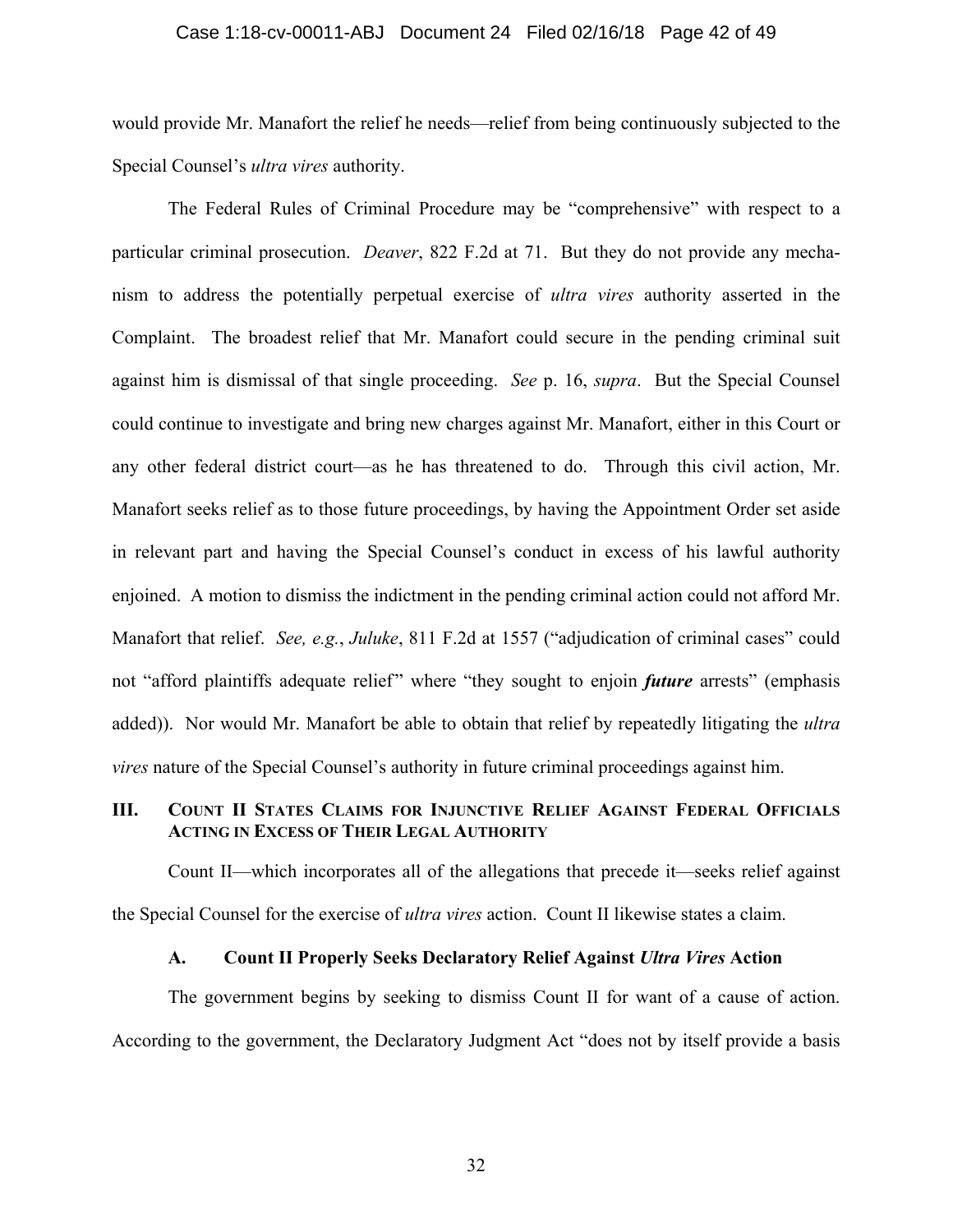would provide Mr. Manafort the relief he needs—relief from being continuously subjected to the Special Counsel's *ultra vires* authority.

The Federal Rules of Criminal Procedure may be "comprehensive" with respect to a particular criminal prosecution. *Deaver*, 822 F.2d at 71. But they do not provide any mechanism to address the potentially perpetual exercise of *ultra vires* authority asserted in the Complaint. The broadest relief that Mr. Manafort could secure in the pending criminal suit against him is dismissal of that single proceeding. *See* p. 16, *supra*. But the Special Counsel could continue to investigate and bring new charges against Mr. Manafort, either in this Court or any other federal district court—as he has threatened to do. Through this civil action, Mr. Manafort seeks relief as to those future proceedings, by having the Appointment Order set aside in relevant part and having the Special Counsel's conduct in excess of his lawful authority enjoined. A motion to dismiss the indictment in the pending criminal action could not afford Mr. Manafort that relief. *See, e.g.*, *Juluke*, 811 F.2d at 1557 ("adjudication of criminal cases" could not "afford plaintiffs adequate relief" where "they sought to enjoin ***future*** arrests" (emphasis added)). Nor would Mr. Manafort be able to obtain that relief by repeatedly litigating the *ultra vires* nature of the Special Counsel's authority in future criminal proceedings against him.

## III. Count II States Claims for Injunctive Relief Against Federal Officials Acting in Excess of Their Legal Authority

Count II—which incorporates all of the allegations that precede it—seeks relief against the Special Counsel for the exercise of *ultra vires* action. Count II likewise states a claim.

### A. Count II Properly Seeks Declaratory Relief Against *Ultra Vires* Action

The government begins by seeking to dismiss Count II for want of a cause of action. According to the government, the Declaratory Judgment Act "does not by itself provide a basis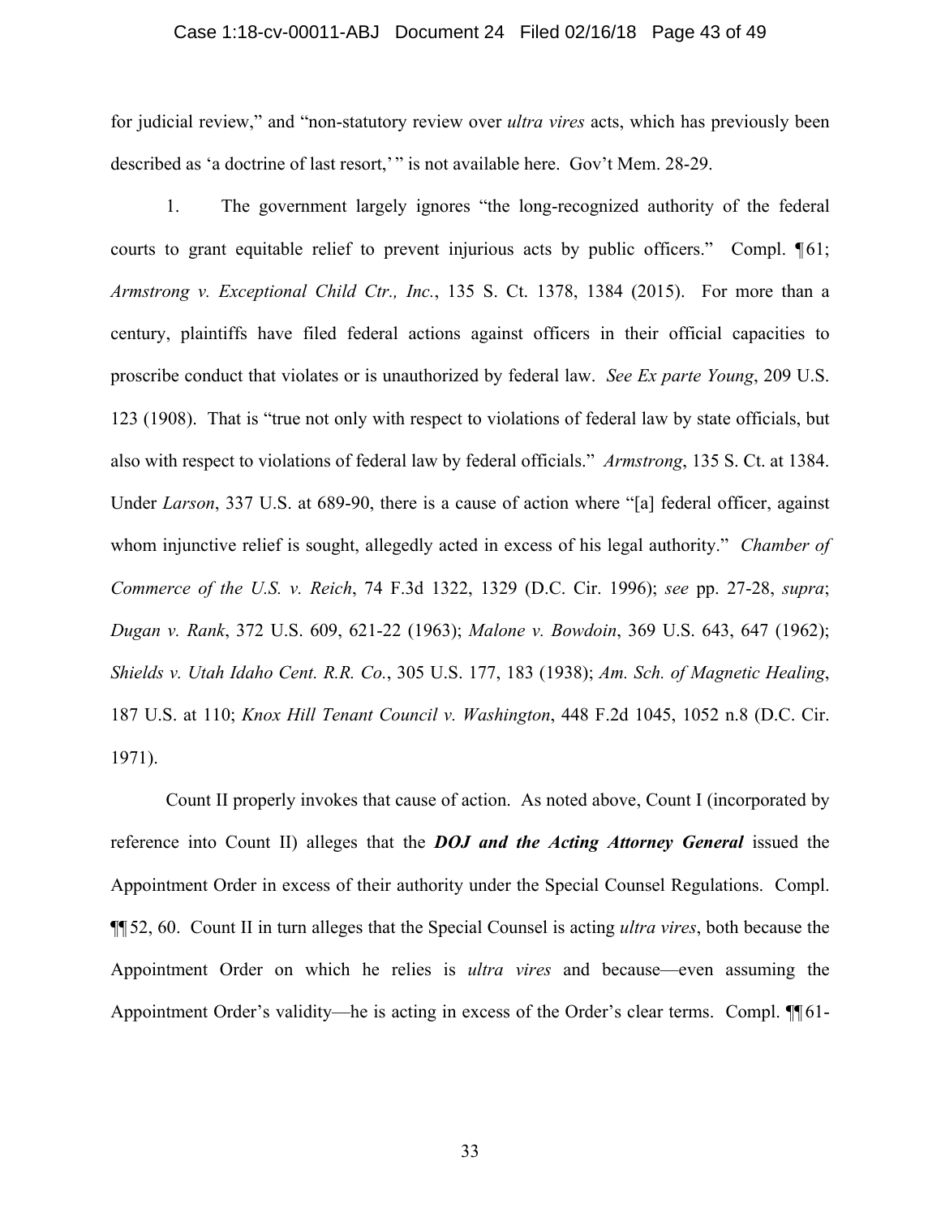for judicial review," and "non-statutory review over *ultra vires* acts, which has previously been described as 'a doctrine of last resort,' " is not available here. Gov't Mem. 28-29.

1. The government largely ignores "the long-recognized authority of the federal courts to grant equitable relief to prevent injurious acts by public officers." Compl. ¶61; *Armstrong v. Exceptional Child Ctr., Inc.*, 135 S. Ct. 1378, 1384 (2015). For more than a century, plaintiffs have filed federal actions against officers in their official capacities to proscribe conduct that violates or is unauthorized by federal law. *See Ex parte Young*, 209 U.S. 123 (1908). That is "true not only with respect to violations of federal law by state officials, but also with respect to violations of federal law by federal officials." *Armstrong*, 135 S. Ct. at 1384. Under *Larson*, 337 U.S. at 689-90, there is a cause of action where "[a] federal officer, against whom injunctive relief is sought, allegedly acted in excess of his legal authority." *Chamber of Commerce of the U.S. v. Reich*, 74 F.3d 1322, 1329 (D.C. Cir. 1996); *see* pp. 27-28, *supra*; *Dugan v. Rank*, 372 U.S. 609, 621-22 (1963); *Malone v. Bowdoin*, 369 U.S. 643, 647 (1962); *Shields v. Utah Idaho Cent. R.R. Co.*, 305 U.S. 177, 183 (1938); *Am. Sch. of Magnetic Healing*, 187 U.S. at 110; *Knox Hill Tenant Council v. Washington*, 448 F.2d 1045, 1052 n.8 (D.C. Cir. 1971).

Count II properly invokes that cause of action. As noted above, Count I (incorporated by reference into Count II) alleges that the ***DOJ and the Acting Attorney General*** issued the Appointment Order in excess of their authority under the Special Counsel Regulations. Compl. ¶¶52, 60. Count II in turn alleges that the Special Counsel is acting *ultra vires*, both because the Appointment Order on which he relies is *ultra vires* and because—even assuming the Appointment Order's validity—he is acting in excess of the Order's clear terms. Compl. ¶¶61-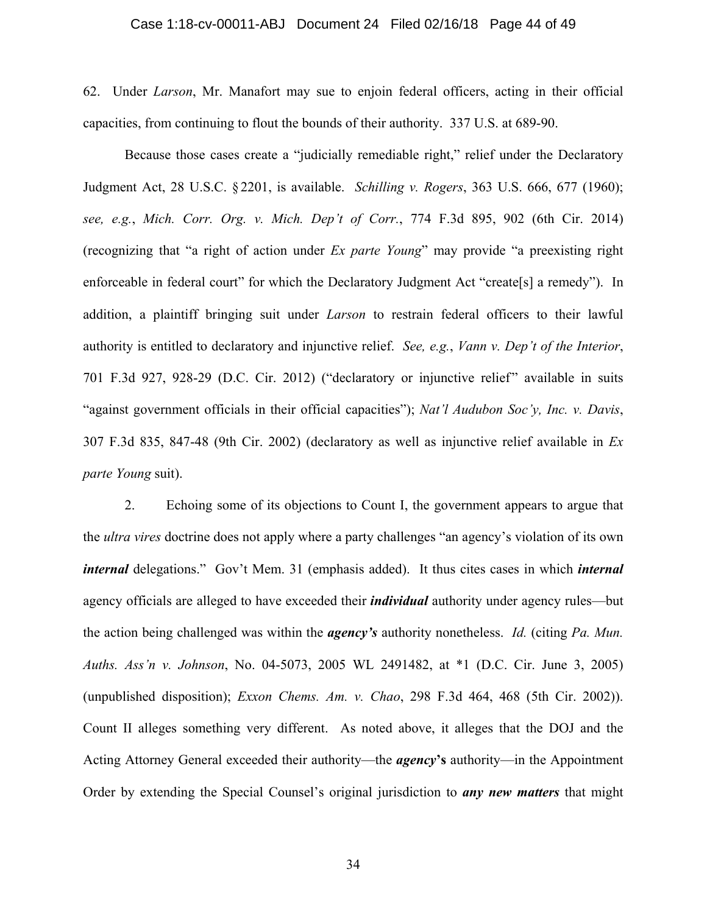62. Under *Larson*, Mr. Manafort may sue to enjoin federal officers, acting in their official capacities, from continuing to flout the bounds of their authority. 337 U.S. at 689-90.

Because those cases create a "judicially remediable right," relief under the Declaratory Judgment Act, 28 U.S.C. § 2201, is available. *Schilling v. Rogers*, 363 U.S. 666, 677 (1960); *see, e.g.*, *Mich. Corr. Org. v. Mich. Dep't of Corr.*, 774 F.3d 895, 902 (6th Cir. 2014) (recognizing that "a right of action under *Ex parte Young*" may provide "a preexisting right enforceable in federal court" for which the Declaratory Judgment Act "create[s] a remedy"). In addition, a plaintiff bringing suit under *Larson* to restrain federal officers to their lawful authority is entitled to declaratory and injunctive relief. *See, e.g.*, *Vann v. Dep't of the Interior*, 701 F.3d 927, 928-29 (D.C. Cir. 2012) ("declaratory or injunctive relief" available in suits "against government officials in their official capacities"); *Nat'l Audubon Soc'y, Inc. v. Davis*, 307 F.3d 835, 847-48 (9th Cir. 2002) (declaratory as well as injunctive relief available in *Ex parte Young* suit).

2. Echoing some of its objections to Count I, the government appears to argue that the *ultra vires* doctrine does not apply where a party challenges "an agency's violation of its own ***internal*** delegations." Gov't Mem. 31 (emphasis added). It thus cites cases in which ***internal*** agency officials are alleged to have exceeded their ***individual*** authority under agency rules—but the action being challenged was within the ***agency's*** authority nonetheless. *Id.* (citing *Pa. Mun. Auths. Ass'n v. Johnson*, No. 04-5073, 2005 WL 2491482, at *1 (D.C. Cir. June 3, 2005) (unpublished disposition); *Exxon Chems. Am. v. Chao*, 298 F.3d 464, 468 (5th Cir. 2002)). Count II alleges something very different. As noted above, it alleges that the DOJ and the Acting Attorney General exceeded their authority—the ***agency*'s** authority—in the Appointment Order by extending the Special Counsel's original jurisdiction to ***any new matters*** that might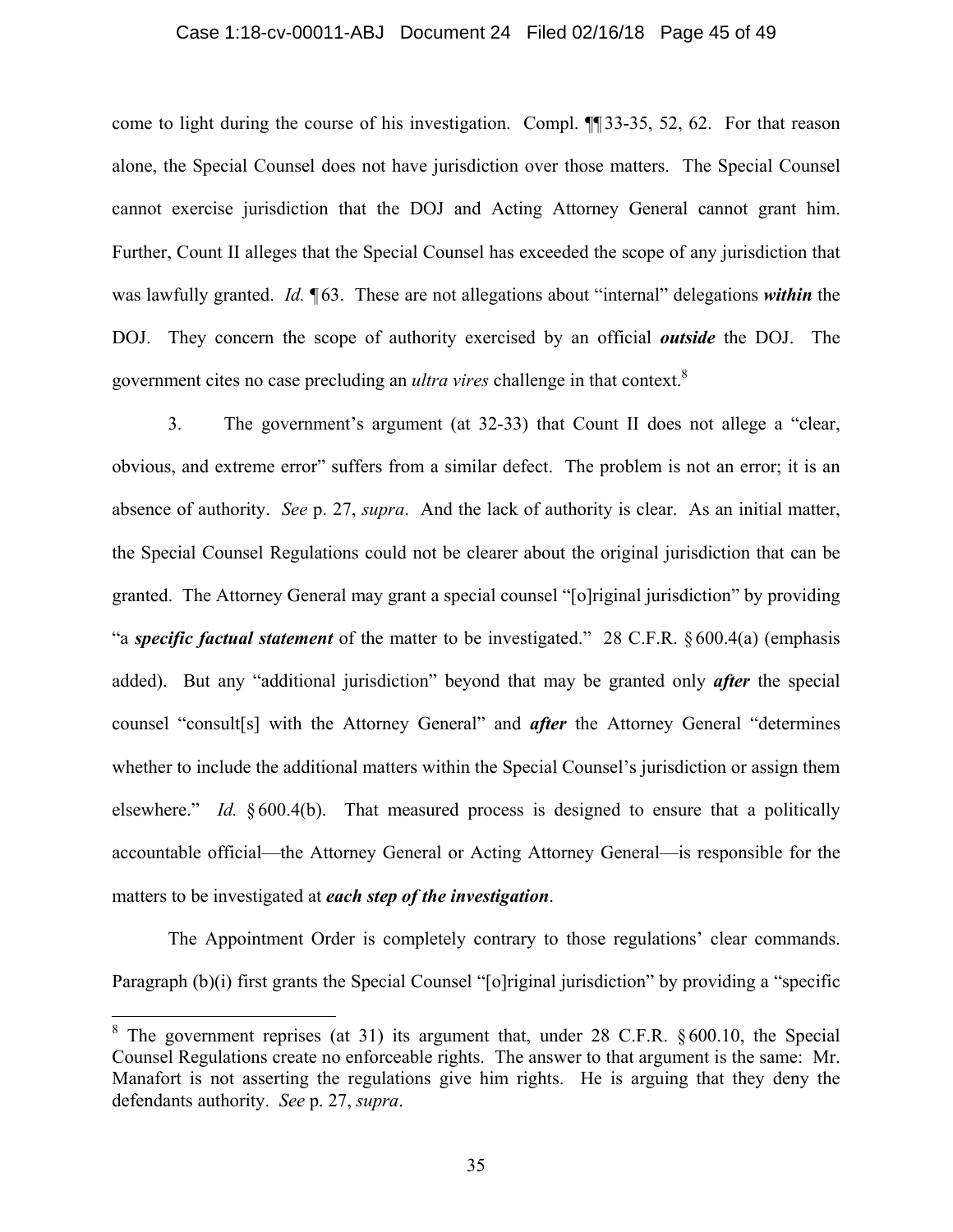come to light during the course of his investigation. Compl. ¶¶ 33-35, 52, 62. For that reason alone, the Special Counsel does not have jurisdiction over those matters. The Special Counsel cannot exercise jurisdiction that the DOJ and Acting Attorney General cannot grant him. Further, Count II alleges that the Special Counsel has exceeded the scope of any jurisdiction that was lawfully granted. *Id.* ¶ 63. These are not allegations about "internal" delegations ***within*** the DOJ. They concern the scope of authority exercised by an official ***outside*** the DOJ. The government cites no case precluding an *ultra vires* challenge in that context.[8]

3. The government's argument (at 32-33) that Count II does not allege a "clear, obvious, and extreme error" suffers from a similar defect. The problem is not an error; it is an absence of authority. *See* p. 27, *supra*. And the lack of authority is clear. As an initial matter, the Special Counsel Regulations could not be clearer about the original jurisdiction that can be granted. The Attorney General may grant a special counsel "[o]riginal jurisdiction" by providing "a ***specific factual statement*** of the matter to be investigated." 28 C.F.R. § 600.4(a) (emphasis added). But any "additional jurisdiction" beyond that may be granted only ***after*** the special counsel "consult[s] with the Attorney General" and ***after*** the Attorney General "determines whether to include the additional matters within the Special Counsel's jurisdiction or assign them elsewhere." *Id.* § 600.4(b). That measured process is designed to ensure that a politically accountable official—the Attorney General or Acting Attorney General—is responsible for the matters to be investigated at ***each step of the investigation***.

The Appointment Order is completely contrary to those regulations' clear commands. Paragraph (b)(i) first grants the Special Counsel "[o]riginal jurisdiction" by providing a "specific

[8] The government reprises (at 31) its argument that, under 28 C.F.R. § 600.10, the Special Counsel Regulations create no enforceable rights. The answer to that argument is the same: Mr. Manafort is not asserting the regulations give him rights. He is arguing that they deny the defendants authority. *See* p. 27, *supra*.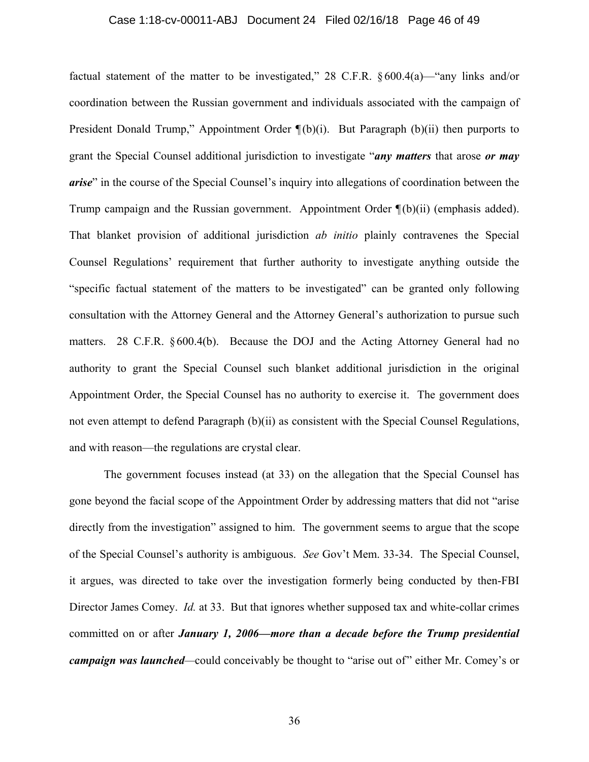factual statement of the matter to be investigated," 28 C.F.R. § 600.4(a)—"any links and/or coordination between the Russian government and individuals associated with the campaign of President Donald Trump," Appointment Order ¶(b)(i). But Paragraph (b)(ii) then purports to grant the Special Counsel additional jurisdiction to investigate "***any matters*** that arose ***or may arise***" in the course of the Special Counsel's inquiry into allegations of coordination between the Trump campaign and the Russian government. Appointment Order ¶(b)(ii) (emphasis added). That blanket provision of additional jurisdiction *ab initio* plainly contravenes the Special Counsel Regulations' requirement that further authority to investigate anything outside the "specific factual statement of the matters to be investigated" can be granted only following consultation with the Attorney General and the Attorney General's authorization to pursue such matters. 28 C.F.R. § 600.4(b). Because the DOJ and the Acting Attorney General had no authority to grant the Special Counsel such blanket additional jurisdiction in the original Appointment Order, the Special Counsel has no authority to exercise it. The government does not even attempt to defend Paragraph (b)(ii) as consistent with the Special Counsel Regulations, and with reason—the regulations are crystal clear.

The government focuses instead (at 33) on the allegation that the Special Counsel has gone beyond the facial scope of the Appointment Order by addressing matters that did not "arise directly from the investigation" assigned to him. The government seems to argue that the scope of the Special Counsel's authority is ambiguous. *See* Gov't Mem. 33-34. The Special Counsel, it argues, was directed to take over the investigation formerly being conducted by then-FBI Director James Comey. *Id.* at 33. But that ignores whether supposed tax and white-collar crimes committed on or after ***January 1, 2006—more than a decade before the Trump presidential campaign was launched***—could conceivably be thought to "arise out of" either Mr. Comey's or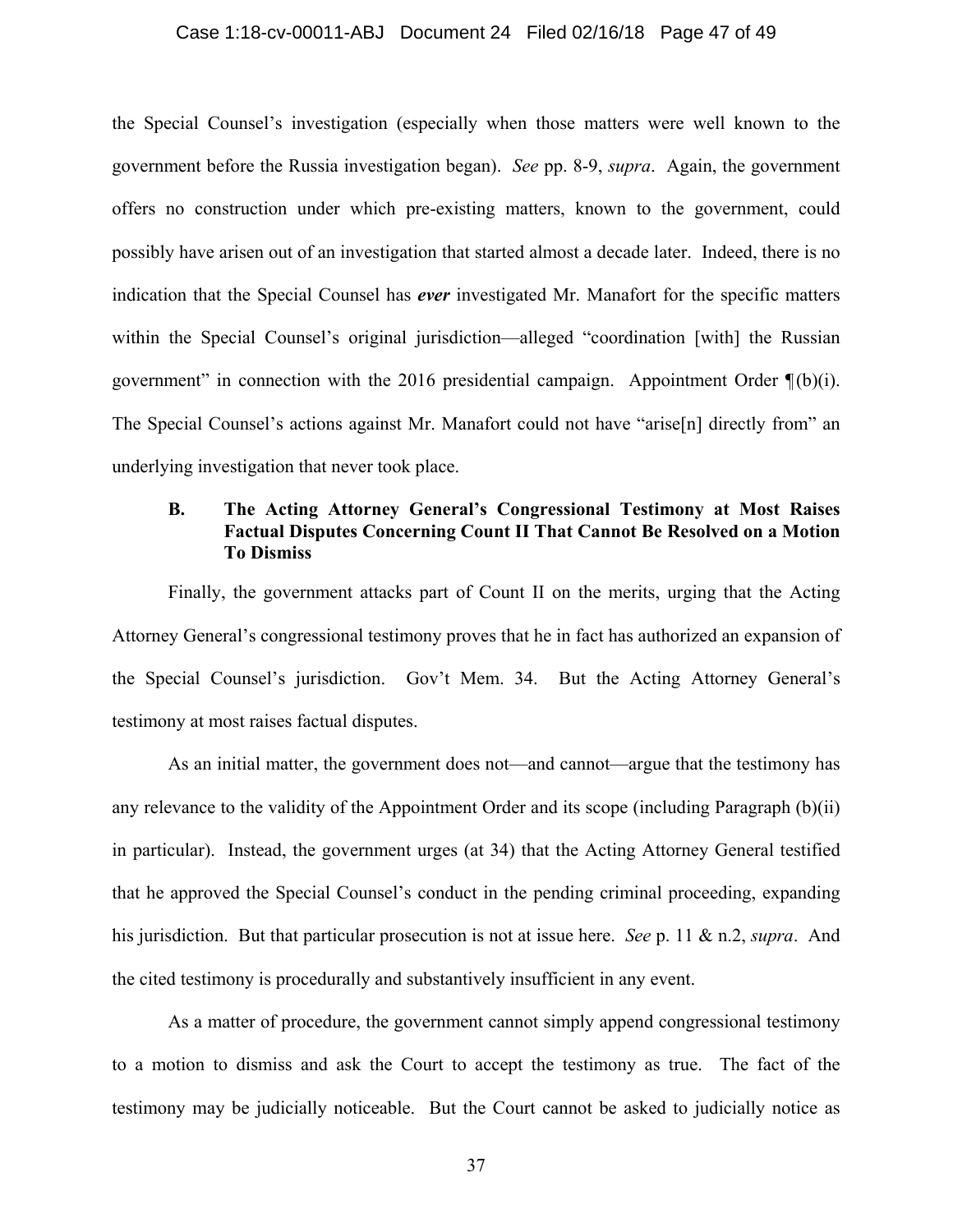the Special Counsel's investigation (especially when those matters were well known to the government before the Russia investigation began). *See* pp. 8-9, *supra*. Again, the government offers no construction under which pre-existing matters, known to the government, could possibly have arisen out of an investigation that started almost a decade later. Indeed, there is no indication that the Special Counsel has ***ever*** investigated Mr. Manafort for the specific matters within the Special Counsel's original jurisdiction—alleged "coordination [with] the Russian government" in connection with the 2016 presidential campaign. Appointment Order ¶(b)(i). The Special Counsel's actions against Mr. Manafort could not have "arise[n] directly from" an underlying investigation that never took place.

### B. The Acting Attorney General's Congressional Testimony at Most Raises Factual Disputes Concerning Count II That Cannot Be Resolved on a Motion To Dismiss

Finally, the government attacks part of Count II on the merits, urging that the Acting Attorney General's congressional testimony proves that he in fact has authorized an expansion of the Special Counsel's jurisdiction. Gov't Mem. 34. But the Acting Attorney General's testimony at most raises factual disputes.

As an initial matter, the government does not—and cannot—argue that the testimony has any relevance to the validity of the Appointment Order and its scope (including Paragraph (b)(ii) in particular). Instead, the government urges (at 34) that the Acting Attorney General testified that he approved the Special Counsel's conduct in the pending criminal proceeding, expanding his jurisdiction. But that particular prosecution is not at issue here. *See* p. 11 & n.2, *supra*. And the cited testimony is procedurally and substantively insufficient in any event.

As a matter of procedure, the government cannot simply append congressional testimony to a motion to dismiss and ask the Court to accept the testimony as true. The fact of the testimony may be judicially noticeable. But the Court cannot be asked to judicially notice as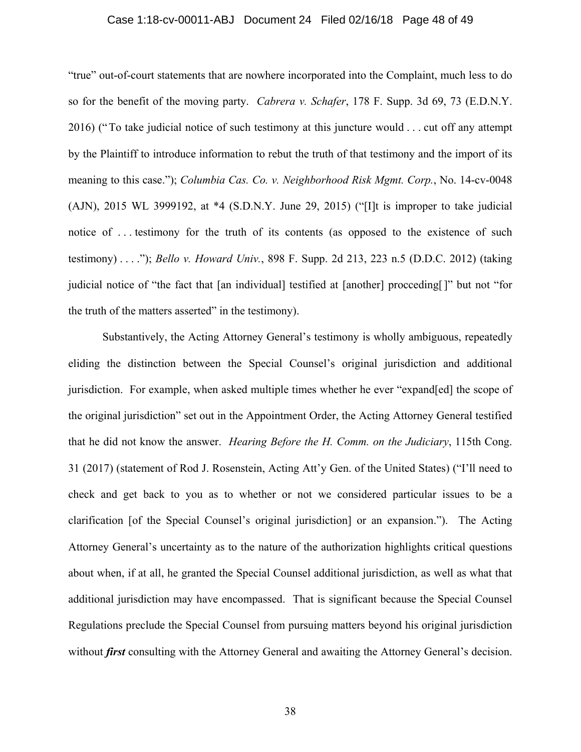"true" out-of-court statements that are nowhere incorporated into the Complaint, much less to do so for the benefit of the moving party. *Cabrera v. Schafer*, 178 F. Supp. 3d 69, 73 (E.D.N.Y. 2016) ("To take judicial notice of such testimony at this juncture would . . . cut off any attempt by the Plaintiff to introduce information to rebut the truth of that testimony and the import of its meaning to this case."); *Columbia Cas. Co. v. Neighborhood Risk Mgmt. Corp.*, No. 14-cv-0048 (AJN), 2015 WL 3999192, at *4 (S.D.N.Y. June 29, 2015) ("[I]t is improper to take judicial notice of . . . testimony for the truth of its contents (as opposed to the existence of such testimony) . . . ."); *Bello v. Howard Univ.*, 898 F. Supp. 2d 213, 223 n.5 (D.D.C. 2012) (taking judicial notice of "the fact that [an individual] testified at [another] procceding[ ]" but not "for the truth of the matters asserted" in the testimony).

Substantively, the Acting Attorney General's testimony is wholly ambiguous, repeatedly eliding the distinction between the Special Counsel's original jurisdiction and additional jurisdiction. For example, when asked multiple times whether he ever "expand[ed] the scope of the original jurisdiction" set out in the Appointment Order, the Acting Attorney General testified that he did not know the answer. *Hearing Before the H. Comm. on the Judiciary*, 115th Cong. 31 (2017) (statement of Rod J. Rosenstein, Acting Att'y Gen. of the United States) ("I'll need to check and get back to you as to whether or not we considered particular issues to be a clarification [of the Special Counsel's original jurisdiction] or an expansion."). The Acting Attorney General's uncertainty as to the nature of the authorization highlights critical questions about when, if at all, he granted the Special Counsel additional jurisdiction, as well as what that additional jurisdiction may have encompassed. That is significant because the Special Counsel Regulations preclude the Special Counsel from pursuing matters beyond his original jurisdiction without ***first*** consulting with the Attorney General and awaiting the Attorney General's decision.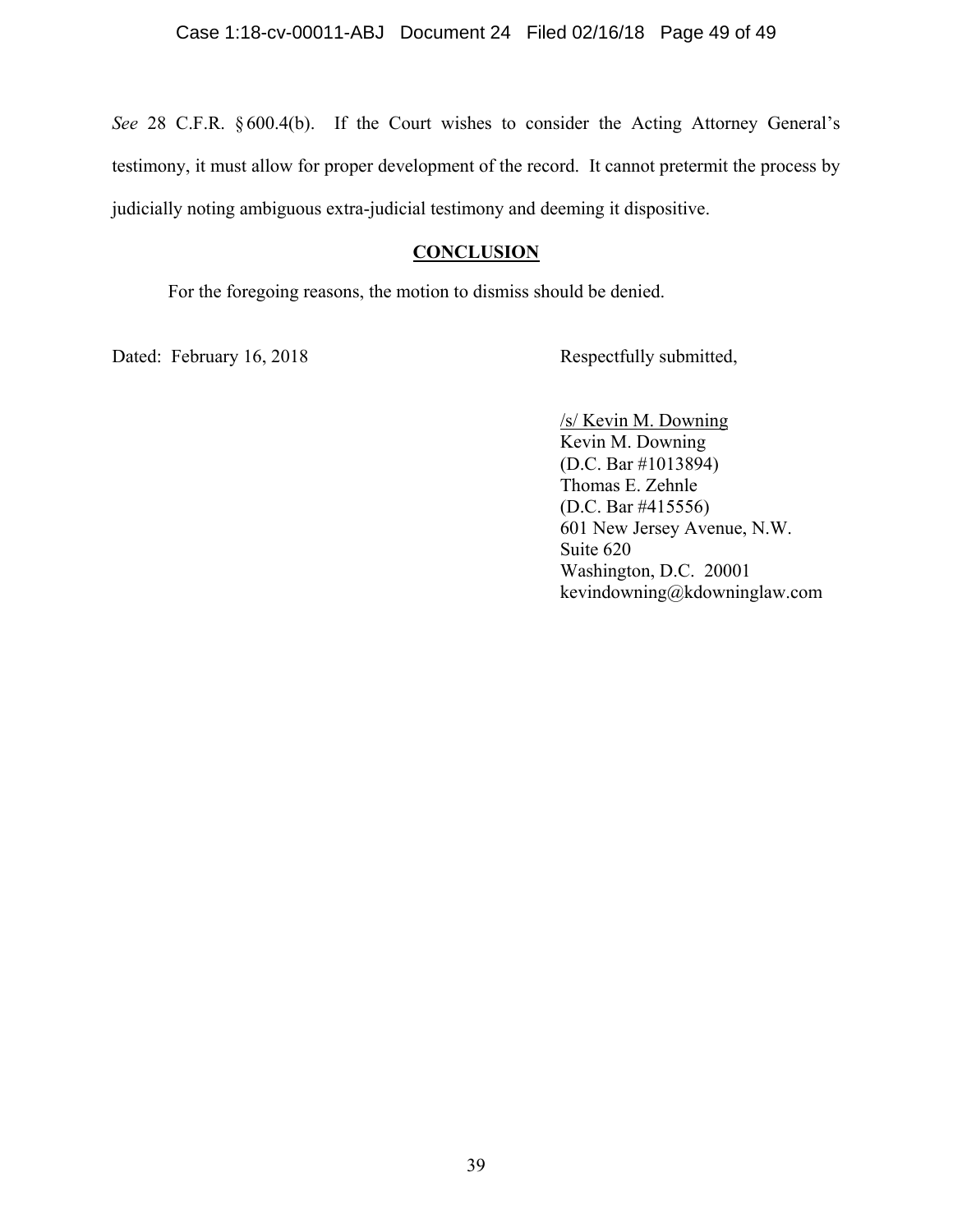*See* 28 C.F.R. § 600.4(b). If the Court wishes to consider the Acting Attorney General's testimony, it must allow for proper development of the record. It cannot pretermit the process by judicially noting ambiguous extra-judicial testimony and deeming it dispositive.

## CONCLUSION

For the foregoing reasons, the motion to dismiss should be denied.

Dated: February 16, 2018

Respectfully submitted,

/s/ Kevin M. Downing
Kevin M. Downing
(D.C. Bar #1013894)
Thomas E. Zehnle
(D.C. Bar #415556)
601 New Jersey Avenue, N.W.
Suite 620
Washington, D.C. 20001
kevindowning@kdowninglaw.com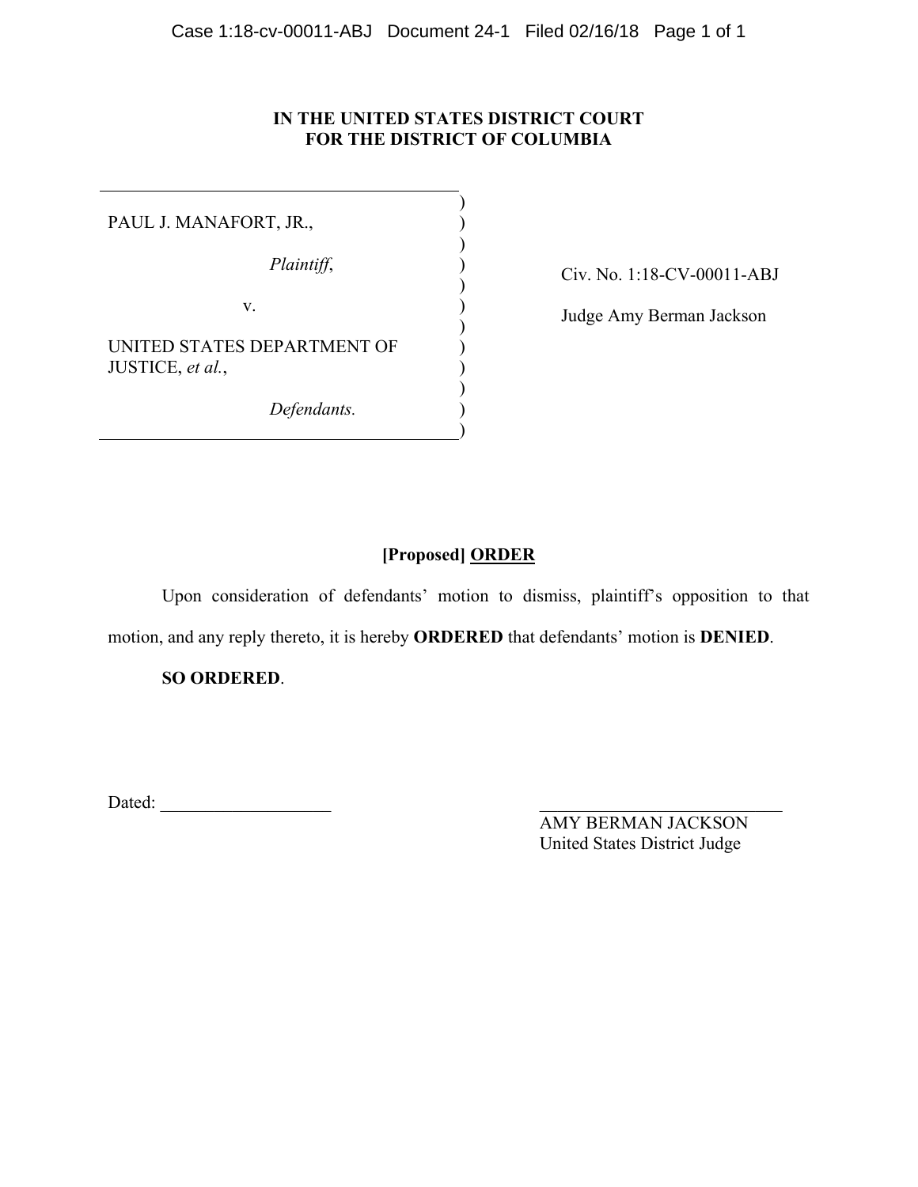**IN THE UNITED STATES DISTRICT COURT**
**FOR THE DISTRICT OF COLUMBIA**

| | |
|---|---|
| PAUL J. MANAFORT, JR., *Plaintiff*, v. UNITED STATES DEPARTMENT OF JUSTICE, *et al.*, *Defendants.* | Civ. No. 1:18-CV-00011-ABJ Judge Amy Berman Jackson |

**[Proposed] ORDER**

Upon consideration of defendants' motion to dismiss, plaintiff's opposition to that motion, and any reply thereto, it is hereby **ORDERED** that defendants' motion is **DENIED**.

**SO ORDERED**.

Dated: ___________________

___________________________
AMY BERMAN JACKSON
United States District Judge